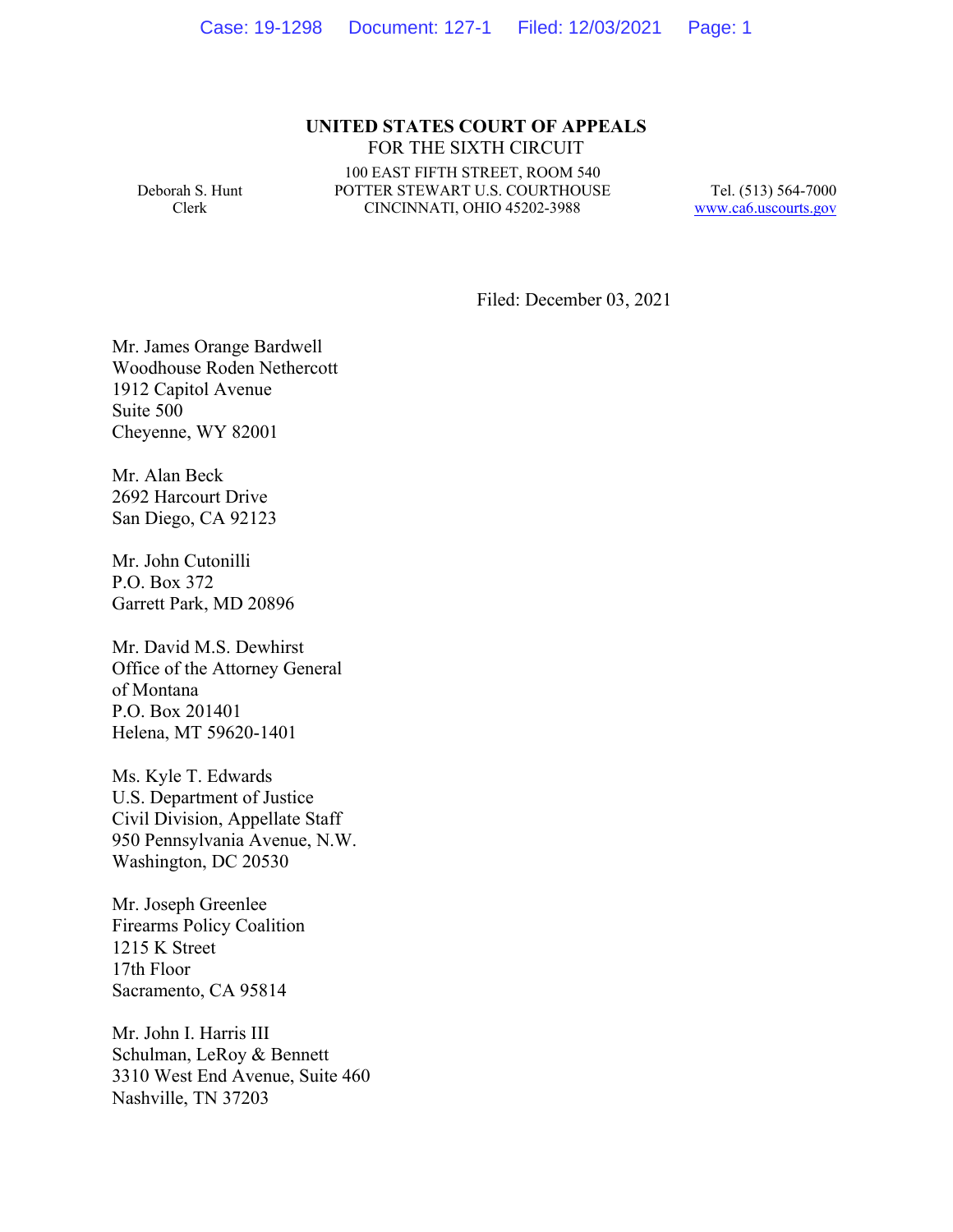**UNITED STATES COURT OF APPEALS**
FOR THE SIXTH CIRCUIT

Deborah S. Hunt
Clerk

100 EAST FIFTH STREET, ROOM 540
POTTER STEWART U.S. COURTHOUSE
CINCINNATI, OHIO 45202-3988

Tel. (513) 564-7000
www.ca6.uscourts.gov

Filed: December 03, 2021

Mr. James Orange Bardwell
Woodhouse Roden Nethercott
1912 Capitol Avenue
Suite 500
Cheyenne, WY 82001

Mr. Alan Beck
2692 Harcourt Drive
San Diego, CA 92123

Mr. John Cutonilli
P.O. Box 372
Garrett Park, MD 20896

Mr. David M.S. Dewhirst
Office of the Attorney General
of Montana
P.O. Box 201401
Helena, MT 59620-1401

Ms. Kyle T. Edwards
U.S. Department of Justice
Civil Division, Appellate Staff
950 Pennsylvania Avenue, N.W.
Washington, DC 20530

Mr. Joseph Greenlee
Firearms Policy Coalition
1215 K Street
17th Floor
Sacramento, CA 95814

Mr. John I. Harris III
Schulman, LeRoy & Bennett
3310 West End Avenue, Suite 460
Nashville, TN 37203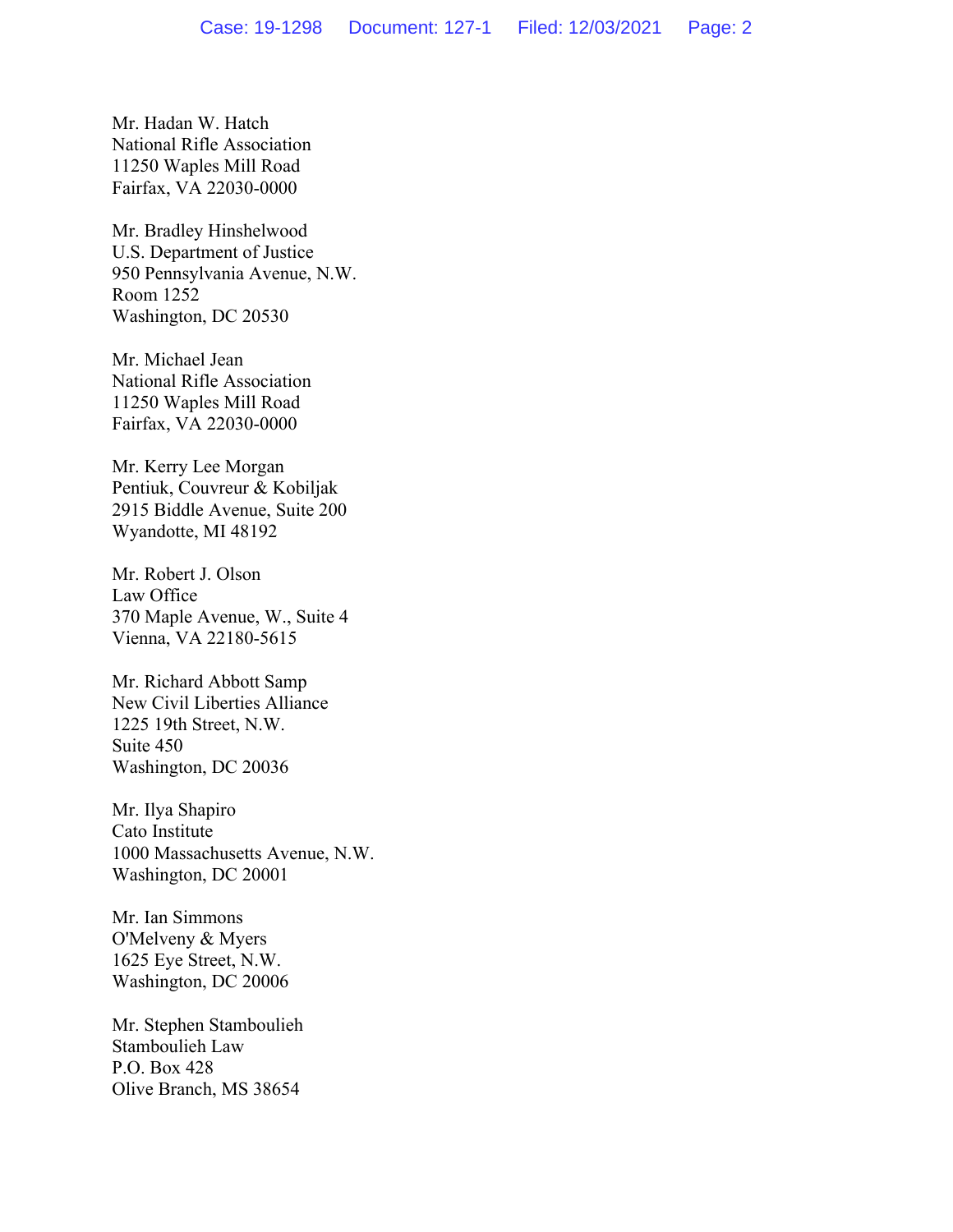Mr. Hadan W. Hatch
National Rifle Association
11250 Waples Mill Road
Fairfax, VA 22030-0000

Mr. Bradley Hinshelwood
U.S. Department of Justice
950 Pennsylvania Avenue, N.W.
Room 1252
Washington, DC 20530

Mr. Michael Jean
National Rifle Association
11250 Waples Mill Road
Fairfax, VA 22030-0000

Mr. Kerry Lee Morgan
Pentiuk, Couvreur & Kobiljak
2915 Biddle Avenue, Suite 200
Wyandotte, MI 48192

Mr. Robert J. Olson
Law Office
370 Maple Avenue, W., Suite 4
Vienna, VA 22180-5615

Mr. Richard Abbott Samp
New Civil Liberties Alliance
1225 19th Street, N.W.
Suite 450
Washington, DC 20036

Mr. Ilya Shapiro
Cato Institute
1000 Massachusetts Avenue, N.W.
Washington, DC 20001

Mr. Ian Simmons
O'Melveny & Myers
1625 Eye Street, N.W.
Washington, DC 20006

Mr. Stephen Stamboulieh
Stamboulieh Law
P.O. Box 428
Olive Branch, MS 38654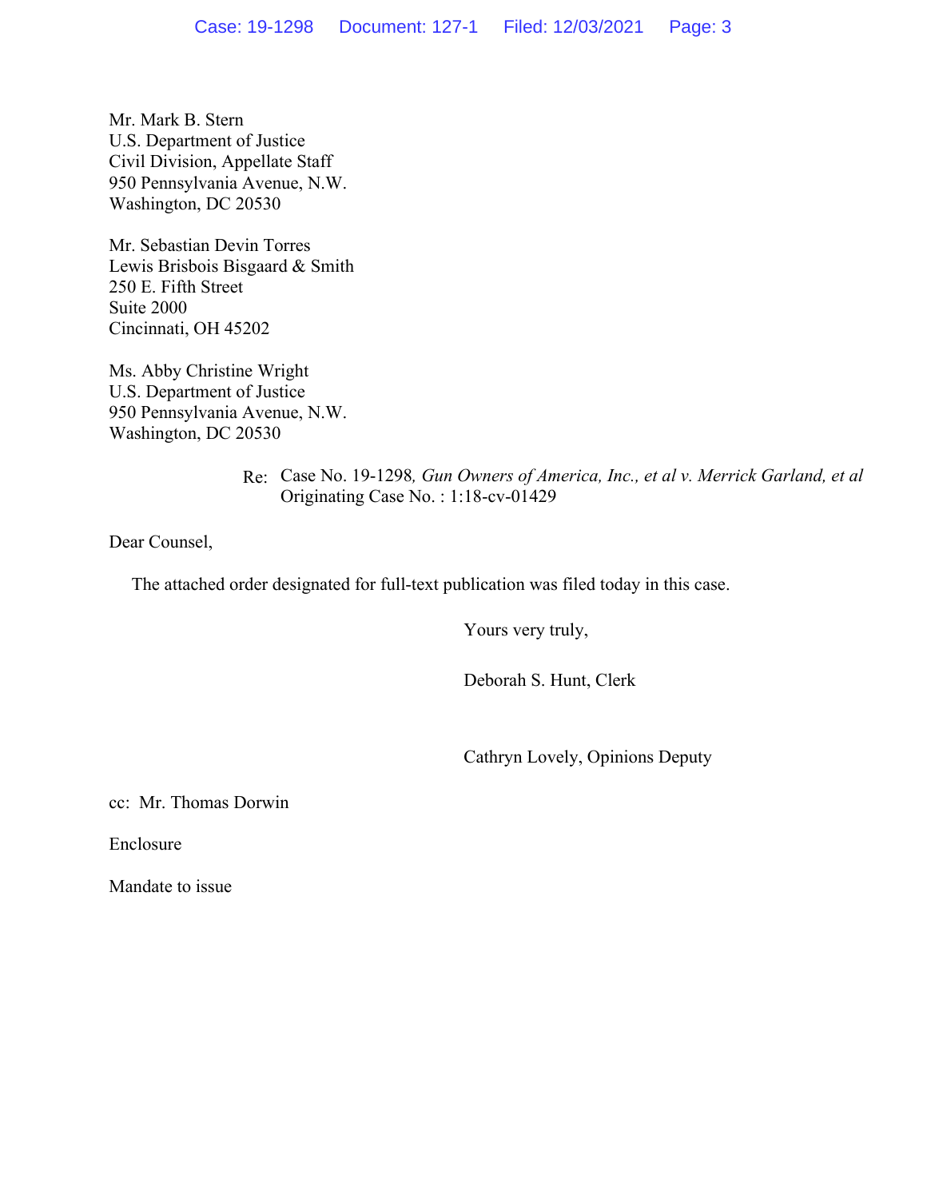Mr. Mark B. Stern
U.S. Department of Justice
Civil Division, Appellate Staff
950 Pennsylvania Avenue, N.W.
Washington, DC 20530

Mr. Sebastian Devin Torres
Lewis Brisbois Bisgaard & Smith
250 E. Fifth Street
Suite 2000
Cincinnati, OH 45202

Ms. Abby Christine Wright
U.S. Department of Justice
950 Pennsylvania Avenue, N.W.
Washington, DC 20530

Re: Case No. 19-1298*, Gun Owners of America, Inc., et al v. Merrick Garland, et al*
Originating Case No. : 1:18-cv-01429

Dear Counsel,

The attached order designated for full-text publication was filed today in this case.

Yours very truly,

Deborah S. Hunt, Clerk

Cathryn Lovely, Opinions Deputy

cc: Mr. Thomas Dorwin

Enclosure

Mandate to issue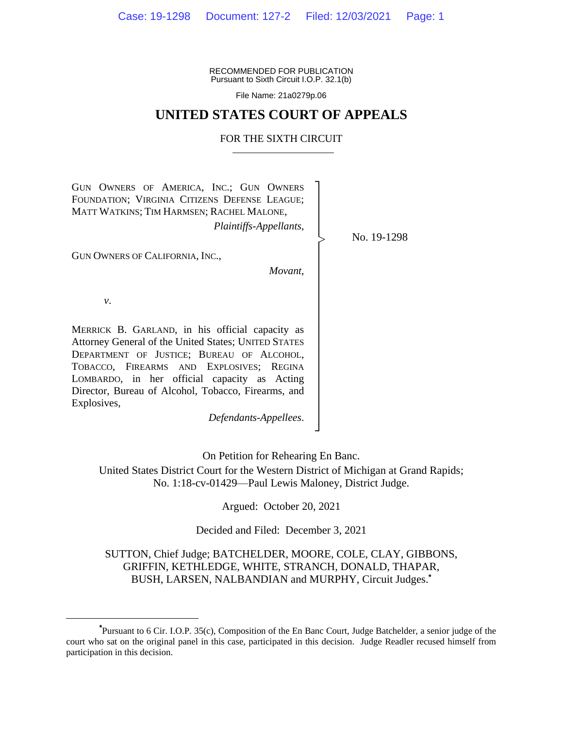RECOMMENDED FOR PUBLICATION
Pursuant to Sixth Circuit I.O.P. 32.1(b)

File Name: 21a0279p.06

# UNITED STATES COURT OF APPEALS

## FOR THE SIXTH CIRCUIT

GUN OWNERS OF AMERICA, INC.; GUN OWNERS FOUNDATION; VIRGINIA CITIZENS DEFENSE LEAGUE; MATT WATKINS; TIM HARMSEN; RACHEL MALONE,

*Plaintiffs-Appellants*,

GUN OWNERS OF CALIFORNIA, INC.,

*Movant*,

*v*.

MERRICK B. GARLAND, in his official capacity as Attorney General of the United States; UNITED STATES DEPARTMENT OF JUSTICE; BUREAU OF ALCOHOL, TOBACCO, FIREARMS AND EXPLOSIVES; REGINA LOMBARDO, in her official capacity as Acting Director, Bureau of Alcohol, Tobacco, Firearms, and Explosives,

*Defendants-Appellees*.

No. 19-1298

On Petition for Rehearing En Banc.
United States District Court for the Western District of Michigan at Grand Rapids;
No. 1:18-cv-01429—Paul Lewis Maloney, District Judge.

Argued: October 20, 2021

Decided and Filed: December 3, 2021

SUTTON, Chief Judge; BATCHELDER, MOORE, COLE, CLAY, GIBBONS, GRIFFIN, KETHLEDGE, WHITE, STRANCH, DONALD, THAPAR, BUSH, LARSEN, NALBANDIAN and MURPHY, Circuit Judges.[*]

---

[*]Pursuant to 6 Cir. I.O.P. 35(c), Composition of the En Banc Court, Judge Batchelder, a senior judge of the court who sat on the original panel in this case, participated in this decision. Judge Readler recused himself from participation in this decision.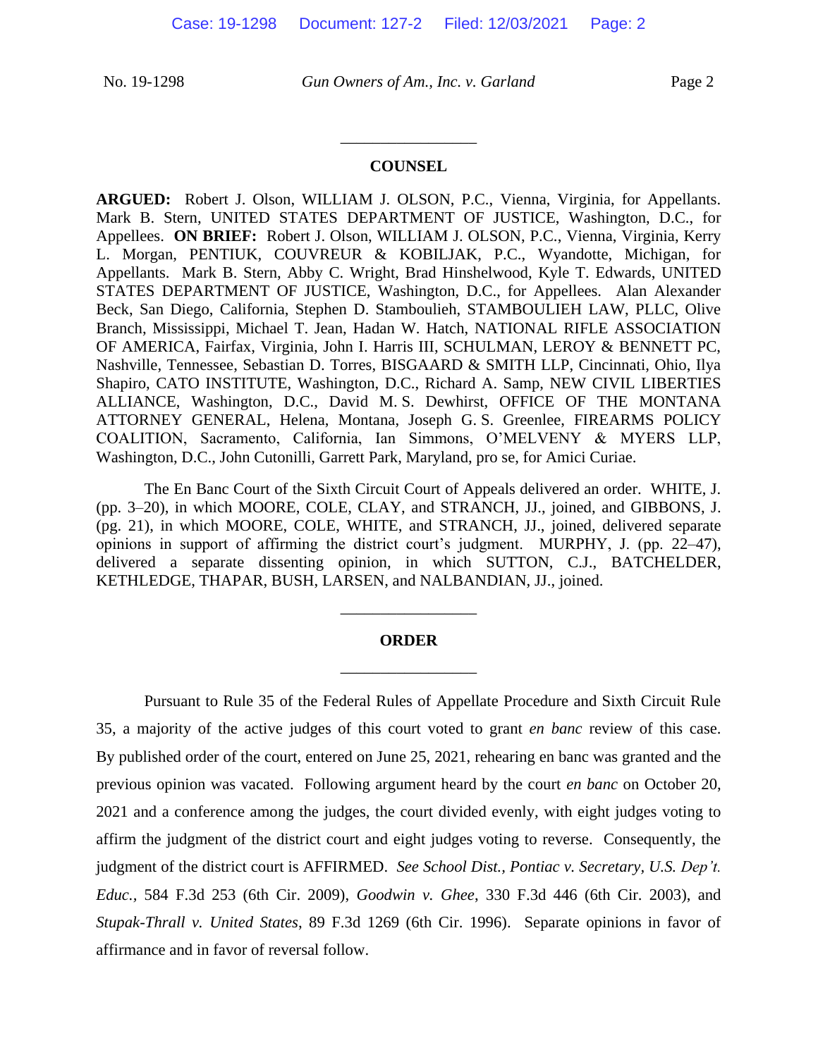## COUNSEL

**ARGUED:** Robert J. Olson, WILLIAM J. OLSON, P.C., Vienna, Virginia, for Appellants. Mark B. Stern, UNITED STATES DEPARTMENT OF JUSTICE, Washington, D.C., for Appellees. **ON BRIEF:** Robert J. Olson, WILLIAM J. OLSON, P.C., Vienna, Virginia, Kerry L. Morgan, PENTIUK, COUVREUR & KOBILJAK, P.C., Wyandotte, Michigan, for Appellants. Mark B. Stern, Abby C. Wright, Brad Hinshelwood, Kyle T. Edwards, UNITED STATES DEPARTMENT OF JUSTICE, Washington, D.C., for Appellees. Alan Alexander Beck, San Diego, California, Stephen D. Stamboulieh, STAMBOULIEH LAW, PLLC, Olive Branch, Mississippi, Michael T. Jean, Hadan W. Hatch, NATIONAL RIFLE ASSOCIATION OF AMERICA, Fairfax, Virginia, John I. Harris III, SCHULMAN, LEROY & BENNETT PC, Nashville, Tennessee, Sebastian D. Torres, BISGAARD & SMITH LLP, Cincinnati, Ohio, Ilya Shapiro, CATO INSTITUTE, Washington, D.C., Richard A. Samp, NEW CIVIL LIBERTIES ALLIANCE, Washington, D.C., David M. S. Dewhirst, OFFICE OF THE MONTANA ATTORNEY GENERAL, Helena, Montana, Joseph G. S. Greenlee, FIREARMS POLICY COALITION, Sacramento, California, Ian Simmons, O'MELVENY & MYERS LLP, Washington, D.C., John Cutonilli, Garrett Park, Maryland, pro se, for Amici Curiae.

The En Banc Court of the Sixth Circuit Court of Appeals delivered an order. WHITE, J. (pp. 3–20), in which MOORE, COLE, CLAY, and STRANCH, JJ., joined, and GIBBONS, J. (pg. 21), in which MOORE, COLE, WHITE, and STRANCH, JJ., joined, delivered separate opinions in support of affirming the district court's judgment. MURPHY, J. (pp. 22–47), delivered a separate dissenting opinion, in which SUTTON, C.J., BATCHELDER, KETHLEDGE, THAPAR, BUSH, LARSEN, and NALBANDIAN, JJ., joined.

## ORDER

Pursuant to Rule 35 of the Federal Rules of Appellate Procedure and Sixth Circuit Rule 35, a majority of the active judges of this court voted to grant *en banc* review of this case. By published order of the court, entered on June 25, 2021, rehearing en banc was granted and the previous opinion was vacated. Following argument heard by the court *en banc* on October 20, 2021 and a conference among the judges, the court divided evenly, with eight judges voting to affirm the judgment of the district court and eight judges voting to reverse. Consequently, the judgment of the district court is AFFIRMED. *See School Dist., Pontiac v. Secretary, U.S. Dep't. Educ.*, 584 F.3d 253 (6th Cir. 2009), *Goodwin v. Ghee*, 330 F.3d 446 (6th Cir. 2003), and *Stupak-Thrall v. United States*, 89 F.3d 1269 (6th Cir. 1996). Separate opinions in favor of affirmance and in favor of reversal follow.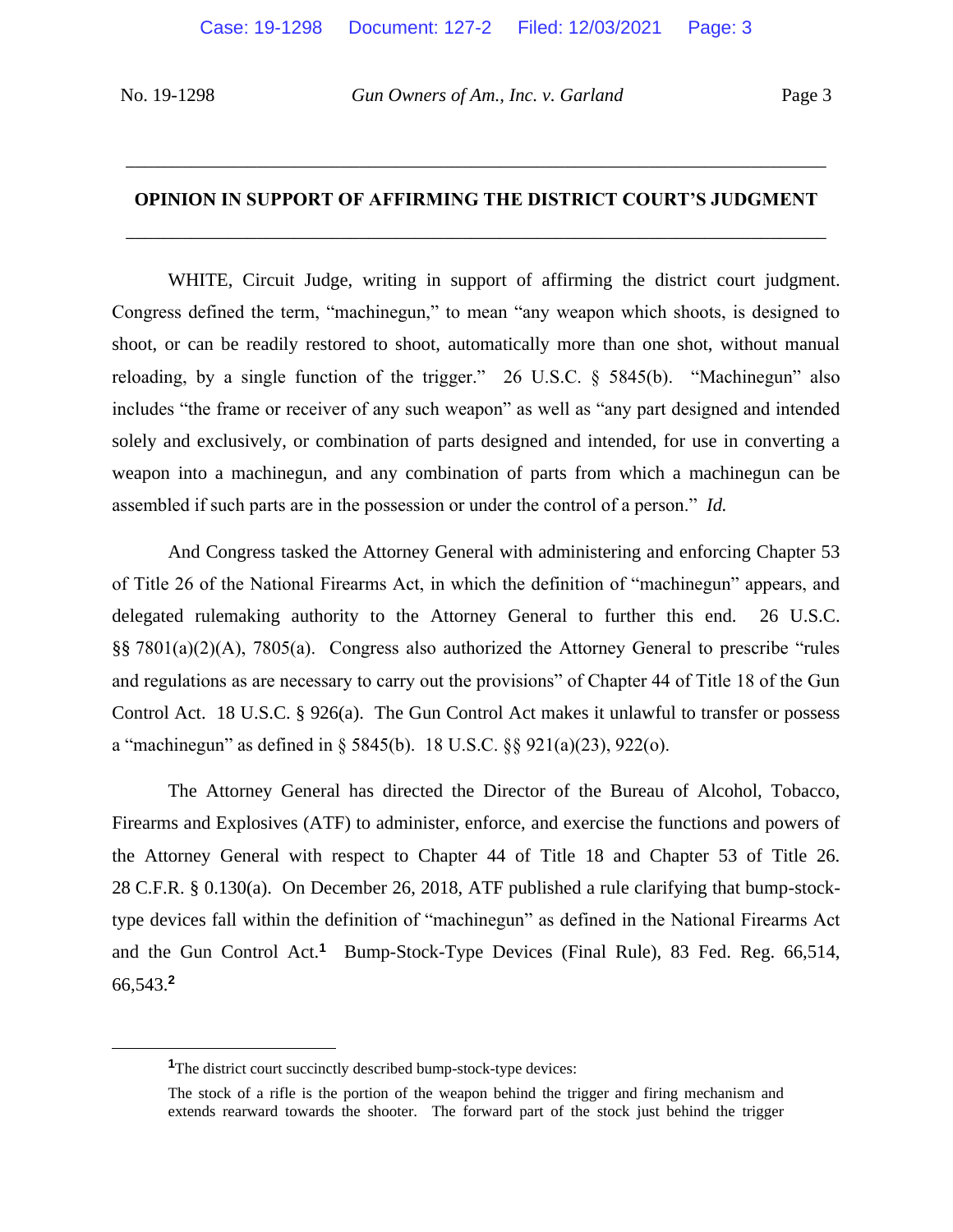## OPINION IN SUPPORT OF AFFIRMING THE DISTRICT COURT'S JUDGMENT

WHITE, Circuit Judge, writing in support of affirming the district court judgment. Congress defined the term, "machinegun," to mean "any weapon which shoots, is designed to shoot, or can be readily restored to shoot, automatically more than one shot, without manual reloading, by a single function of the trigger." 26 U.S.C. § 5845(b). "Machinegun" also includes "the frame or receiver of any such weapon" as well as "any part designed and intended solely and exclusively, or combination of parts designed and intended, for use in converting a weapon into a machinegun, and any combination of parts from which a machinegun can be assembled if such parts are in the possession or under the control of a person." *Id.*

And Congress tasked the Attorney General with administering and enforcing Chapter 53 of Title 26 of the National Firearms Act, in which the definition of "machinegun" appears, and delegated rulemaking authority to the Attorney General to further this end. 26 U.S.C. §§ 7801(a)(2)(A), 7805(a). Congress also authorized the Attorney General to prescribe "rules and regulations as are necessary to carry out the provisions" of Chapter 44 of Title 18 of the Gun Control Act. 18 U.S.C. § 926(a). The Gun Control Act makes it unlawful to transfer or possess a "machinegun" as defined in § 5845(b). 18 U.S.C. §§ 921(a)(23), 922(o).

The Attorney General has directed the Director of the Bureau of Alcohol, Tobacco, Firearms and Explosives (ATF) to administer, enforce, and exercise the functions and powers of the Attorney General with respect to Chapter 44 of Title 18 and Chapter 53 of Title 26. 28 C.F.R. § 0.130(a). On December 26, 2018, ATF published a rule clarifying that bump-stock-type devices fall within the definition of "machinegun" as defined in the National Firearms Act and the Gun Control Act.[1] Bump-Stock-Type Devices (Final Rule), 83 Fed. Reg. 66,514, 66,543.[2]

---

[1]The district court succinctly described bump-stock-type devices:

> The stock of a rifle is the portion of the weapon behind the trigger and firing mechanism and extends rearward towards the shooter. The forward part of the stock just behind the trigger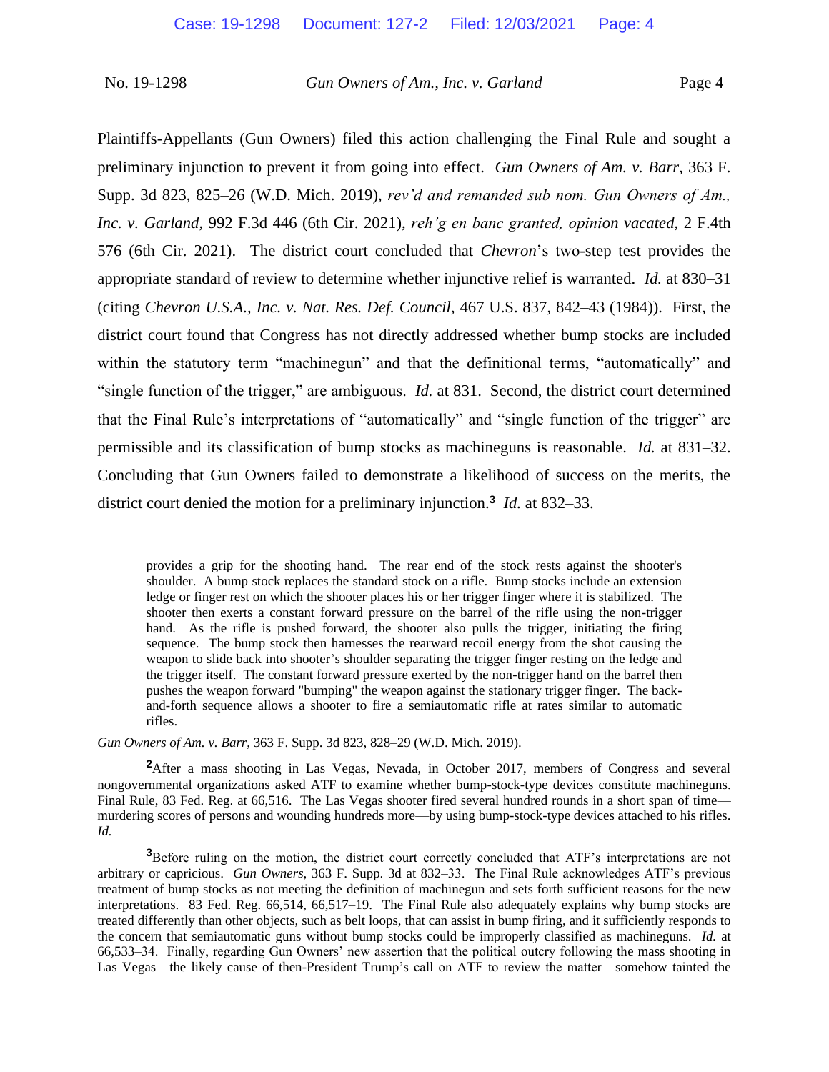Plaintiffs-Appellants (Gun Owners) filed this action challenging the Final Rule and sought a preliminary injunction to prevent it from going into effect. *Gun Owners of Am. v. Barr*, 363 F. Supp. 3d 823, 825–26 (W.D. Mich. 2019), *rev'd and remanded sub nom. Gun Owners of Am., Inc. v. Garland*, 992 F.3d 446 (6th Cir. 2021), *reh'g en banc granted, opinion vacated*, 2 F.4th 576 (6th Cir. 2021). The district court concluded that *Chevron*'s two-step test provides the appropriate standard of review to determine whether injunctive relief is warranted. *Id.* at 830–31 (citing *Chevron U.S.A., Inc. v. Nat. Res. Def. Council*, 467 U.S. 837, 842–43 (1984)). First, the district court found that Congress has not directly addressed whether bump stocks are included within the statutory term "machinegun" and that the definitional terms, "automatically" and "single function of the trigger," are ambiguous. *Id.* at 831. Second, the district court determined that the Final Rule's interpretations of "automatically" and "single function of the trigger" are permissible and its classification of bump stocks as machineguns is reasonable. *Id.* at 831–32. Concluding that Gun Owners failed to demonstrate a likelihood of success on the merits, the district court denied the motion for a preliminary injunction.[3] *Id.* at 832–33.

---

> provides a grip for the shooting hand. The rear end of the stock rests against the shooter's shoulder. A bump stock replaces the standard stock on a rifle. Bump stocks include an extension ledge or finger rest on which the shooter places his or her trigger finger where it is stabilized. The shooter then exerts a constant forward pressure on the barrel of the rifle using the non-trigger hand. As the rifle is pushed forward, the shooter also pulls the trigger, initiating the firing sequence. The bump stock then harnesses the rearward recoil energy from the shot causing the weapon to slide back into shooter's shoulder separating the trigger finger resting on the ledge and the trigger itself. The constant forward pressure exerted by the non-trigger hand on the barrel then pushes the weapon forward "bumping" the weapon against the stationary trigger finger. The back-and-forth sequence allows a shooter to fire a semiautomatic rifle at rates similar to automatic rifles.

*Gun Owners of Am. v. Barr*, 363 F. Supp. 3d 823, 828–29 (W.D. Mich. 2019).

[2]After a mass shooting in Las Vegas, Nevada, in October 2017, members of Congress and several nongovernmental organizations asked ATF to examine whether bump-stock-type devices constitute machineguns. Final Rule, 83 Fed. Reg. at 66,516. The Las Vegas shooter fired several hundred rounds in a short span of time—murdering scores of persons and wounding hundreds more—by using bump-stock-type devices attached to his rifles. *Id.*

[3]Before ruling on the motion, the district court correctly concluded that ATF's interpretations are not arbitrary or capricious. *Gun Owners*, 363 F. Supp. 3d at 832–33. The Final Rule acknowledges ATF's previous treatment of bump stocks as not meeting the definition of machinegun and sets forth sufficient reasons for the new interpretations. 83 Fed. Reg. 66,514, 66,517–19. The Final Rule also adequately explains why bump stocks are treated differently than other objects, such as belt loops, that can assist in bump firing, and it sufficiently responds to the concern that semiautomatic guns without bump stocks could be improperly classified as machineguns. *Id.* at 66,533–34. Finally, regarding Gun Owners' new assertion that the political outcry following the mass shooting in Las Vegas—the likely cause of then-President Trump's call on ATF to review the matter—somehow tainted the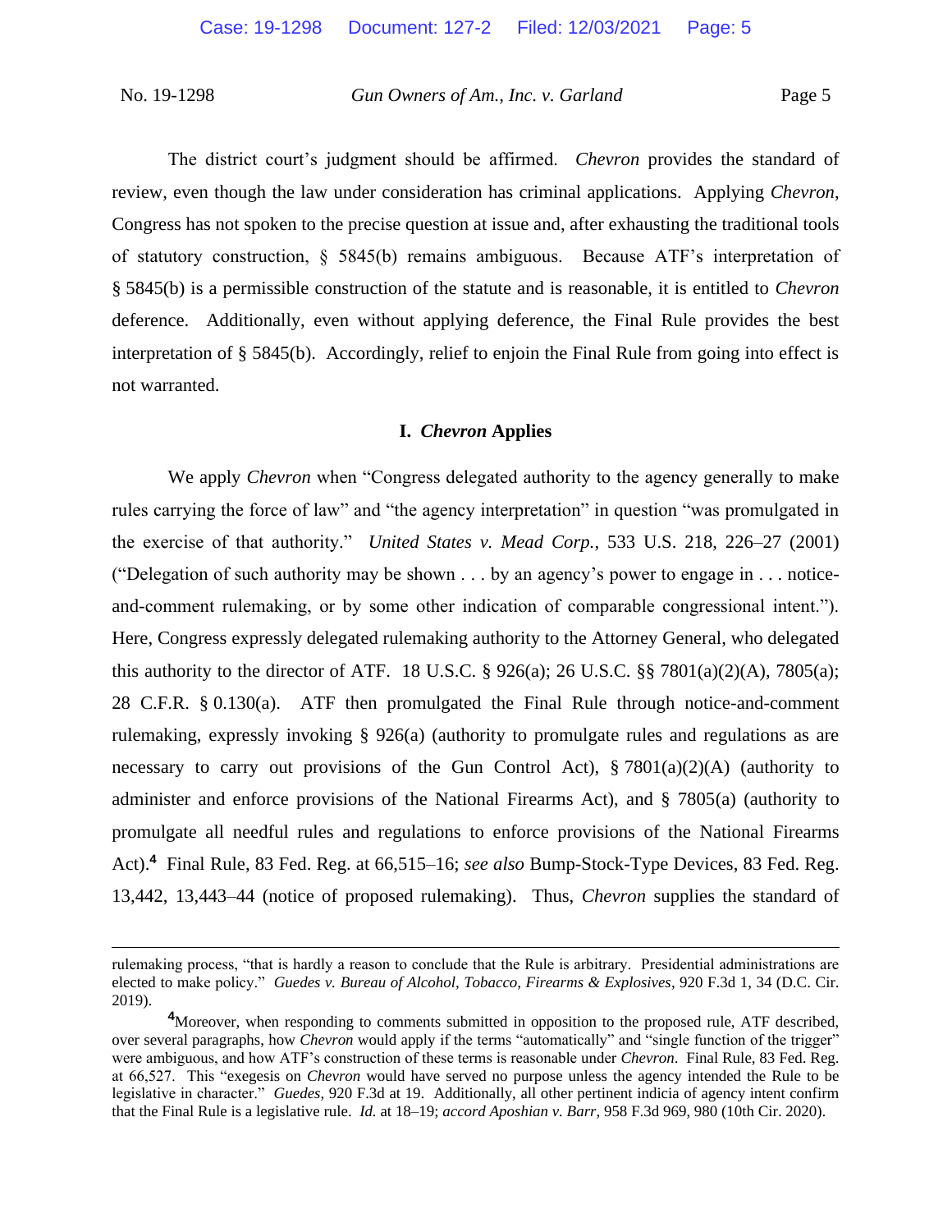The district court's judgment should be affirmed. *Chevron* provides the standard of review, even though the law under consideration has criminal applications. Applying *Chevron*, Congress has not spoken to the precise question at issue and, after exhausting the traditional tools of statutory construction, § 5845(b) remains ambiguous. Because ATF's interpretation of § 5845(b) is a permissible construction of the statute and is reasonable, it is entitled to *Chevron* deference. Additionally, even without applying deference, the Final Rule provides the best interpretation of § 5845(b). Accordingly, relief to enjoin the Final Rule from going into effect is not warranted.

## I. *Chevron* Applies

We apply *Chevron* when "Congress delegated authority to the agency generally to make rules carrying the force of law" and "the agency interpretation" in question "was promulgated in the exercise of that authority." *United States v. Mead Corp.*, 533 U.S. 218, 226–27 (2001) ("Delegation of such authority may be shown . . . by an agency's power to engage in . . . notice-and-comment rulemaking, or by some other indication of comparable congressional intent."). Here, Congress expressly delegated rulemaking authority to the Attorney General, who delegated this authority to the director of ATF. 18 U.S.C. § 926(a); 26 U.S.C. §§ 7801(a)(2)(A), 7805(a); 28 C.F.R. § 0.130(a). ATF then promulgated the Final Rule through notice-and-comment rulemaking, expressly invoking § 926(a) (authority to promulgate rules and regulations as are necessary to carry out provisions of the Gun Control Act), § 7801(a)(2)(A) (authority to administer and enforce provisions of the National Firearms Act), and § 7805(a) (authority to promulgate all needful rules and regulations to enforce provisions of the National Firearms Act).[4] Final Rule, 83 Fed. Reg. at 66,515–16; *see also* Bump-Stock-Type Devices, 83 Fed. Reg. 13,442, 13,443–44 (notice of proposed rulemaking). Thus, *Chevron* supplies the standard of

---

rulemaking process, "that is hardly a reason to conclude that the Rule is arbitrary. Presidential administrations are elected to make policy." *Guedes v. Bureau of Alcohol, Tobacco, Firearms & Explosives*, 920 F.3d 1, 34 (D.C. Cir. 2019).

[4]Moreover, when responding to comments submitted in opposition to the proposed rule, ATF described, over several paragraphs, how *Chevron* would apply if the terms "automatically" and "single function of the trigger" were ambiguous, and how ATF's construction of these terms is reasonable under *Chevron*. Final Rule, 83 Fed. Reg. at 66,527. This "exegesis on *Chevron* would have served no purpose unless the agency intended the Rule to be legislative in character." *Guedes*, 920 F.3d at 19. Additionally, all other pertinent indicia of agency intent confirm that the Final Rule is a legislative rule. *Id.* at 18–19; *accord Aposhian v. Barr*, 958 F.3d 969, 980 (10th Cir. 2020).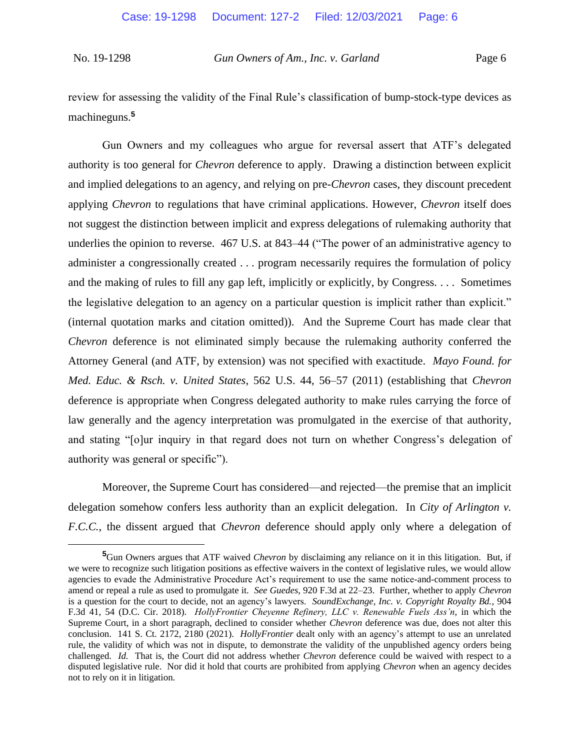review for assessing the validity of the Final Rule's classification of bump-stock-type devices as machineguns.[5]

Gun Owners and my colleagues who argue for reversal assert that ATF's delegated authority is too general for *Chevron* deference to apply. Drawing a distinction between explicit and implied delegations to an agency, and relying on pre-*Chevron* cases, they discount precedent applying *Chevron* to regulations that have criminal applications. However, *Chevron* itself does not suggest the distinction between implicit and express delegations of rulemaking authority that underlies the opinion to reverse. 467 U.S. at 843–44 ("The power of an administrative agency to administer a congressionally created . . . program necessarily requires the formulation of policy and the making of rules to fill any gap left, implicitly or explicitly, by Congress. . . . Sometimes the legislative delegation to an agency on a particular question is implicit rather than explicit." (internal quotation marks and citation omitted)). And the Supreme Court has made clear that *Chevron* deference is not eliminated simply because the rulemaking authority conferred the Attorney General (and ATF, by extension) was not specified with exactitude. *Mayo Found. for Med. Educ. & Rsch. v. United States*, 562 U.S. 44, 56–57 (2011) (establishing that *Chevron* deference is appropriate when Congress delegated authority to make rules carrying the force of law generally and the agency interpretation was promulgated in the exercise of that authority, and stating "[o]ur inquiry in that regard does not turn on whether Congress's delegation of authority was general or specific").

Moreover, the Supreme Court has considered—and rejected—the premise that an implicit delegation somehow confers less authority than an explicit delegation. In *City of Arlington v. F.C.C.*, the dissent argued that *Chevron* deference should apply only where a delegation of

[5] Gun Owners argues that ATF waived *Chevron* by disclaiming any reliance on it in this litigation. But, if we were to recognize such litigation positions as effective waivers in the context of legislative rules, we would allow agencies to evade the Administrative Procedure Act's requirement to use the same notice-and-comment process to amend or repeal a rule as used to promulgate it. *See Guedes*, 920 F.3d at 22–23. Further, whether to apply *Chevron* is a question for the court to decide, not an agency's lawyers. *SoundExchange, Inc. v. Copyright Royalty Bd.*, 904 F.3d 41, 54 (D.C. Cir. 2018). *HollyFrontier Cheyenne Refinery, LLC v. Renewable Fuels Ass'n*, in which the Supreme Court, in a short paragraph, declined to consider whether *Chevron* deference was due, does not alter this conclusion. 141 S. Ct. 2172, 2180 (2021). *HollyFrontier* dealt only with an agency's attempt to use an unrelated rule, the validity of which was not in dispute, to demonstrate the validity of the unpublished agency orders being challenged. *Id.* That is, the Court did not address whether *Chevron* deference could be waived with respect to a disputed legislative rule. Nor did it hold that courts are prohibited from applying *Chevron* when an agency decides not to rely on it in litigation.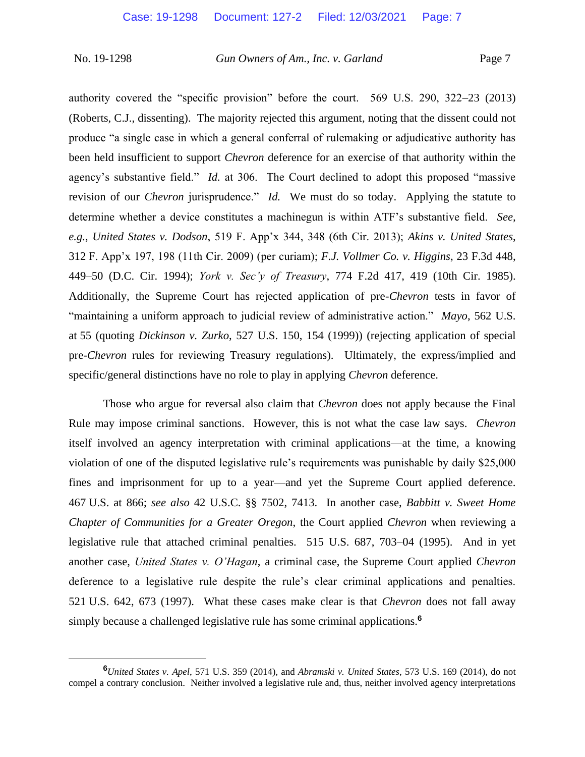authority covered the "specific provision" before the court. 569 U.S. 290, 322–23 (2013) (Roberts, C.J., dissenting). The majority rejected this argument, noting that the dissent could not produce "a single case in which a general conferral of rulemaking or adjudicative authority has been held insufficient to support *Chevron* deference for an exercise of that authority within the agency's substantive field." *Id.* at 306. The Court declined to adopt this proposed "massive revision of our *Chevron* jurisprudence." *Id.* We must do so today. Applying the statute to determine whether a device constitutes a machinegun is within ATF's substantive field. *See, e.g.*, *United States v. Dodson*, 519 F. App'x 344, 348 (6th Cir. 2013); *Akins v. United States*, 312 F. App'x 197, 198 (11th Cir. 2009) (per curiam); *F.J. Vollmer Co. v. Higgins*, 23 F.3d 448, 449–50 (D.C. Cir. 1994); *York v. Sec'y of Treasury*, 774 F.2d 417, 419 (10th Cir. 1985). Additionally, the Supreme Court has rejected application of pre-*Chevron* tests in favor of "maintaining a uniform approach to judicial review of administrative action." *Mayo*, 562 U.S. at 55 (quoting *Dickinson v. Zurko*, 527 U.S. 150, 154 (1999)) (rejecting application of special pre-*Chevron* rules for reviewing Treasury regulations). Ultimately, the express/implied and specific/general distinctions have no role to play in applying *Chevron* deference.

Those who argue for reversal also claim that *Chevron* does not apply because the Final Rule may impose criminal sanctions. However, this is not what the case law says. *Chevron* itself involved an agency interpretation with criminal applications—at the time, a knowing violation of one of the disputed legislative rule's requirements was punishable by daily $25,000 fines and imprisonment for up to a year—and yet the Supreme Court applied deference. 467 U.S. at 866; *see also* 42 U.S.C. §§ 7502, 7413. In another case, *Babbitt v. Sweet Home Chapter of Communities for a Greater Oregon*, the Court applied *Chevron* when reviewing a legislative rule that attached criminal penalties. 515 U.S. 687, 703–04 (1995). And in yet another case, *United States v. O'Hagan*, a criminal case, the Supreme Court applied *Chevron* deference to a legislative rule despite the rule's clear criminal applications and penalties. 521 U.S. 642, 673 (1997). What these cases make clear is that *Chevron* does not fall away simply because a challenged legislative rule has some criminal applications.[6]

---

[6] *United States v. Apel*, 571 U.S. 359 (2014), and *Abramski v. United States*, 573 U.S. 169 (2014), do not compel a contrary conclusion. Neither involved a legislative rule and, thus, neither involved agency interpretations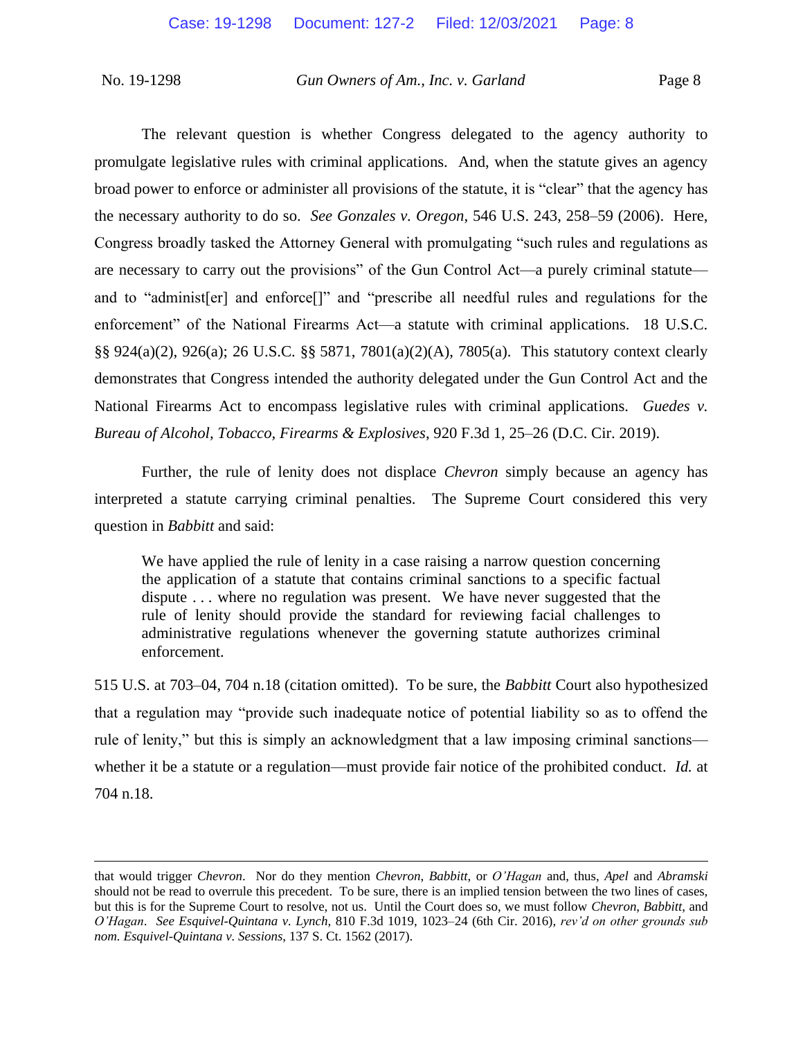The relevant question is whether Congress delegated to the agency authority to promulgate legislative rules with criminal applications. And, when the statute gives an agency broad power to enforce or administer all provisions of the statute, it is "clear" that the agency has the necessary authority to do so. *See Gonzales v. Oregon*, 546 U.S. 243, 258–59 (2006). Here, Congress broadly tasked the Attorney General with promulgating "such rules and regulations as are necessary to carry out the provisions" of the Gun Control Act—a purely criminal statute—and to "administ[er] and enforce[]" and "prescribe all needful rules and regulations for the enforcement" of the National Firearms Act—a statute with criminal applications. 18 U.S.C. §§ 924(a)(2), 926(a); 26 U.S.C. §§ 5871, 7801(a)(2)(A), 7805(a). This statutory context clearly demonstrates that Congress intended the authority delegated under the Gun Control Act and the National Firearms Act to encompass legislative rules with criminal applications. *Guedes v. Bureau of Alcohol, Tobacco, Firearms & Explosives*, 920 F.3d 1, 25–26 (D.C. Cir. 2019).

Further, the rule of lenity does not displace *Chevron* simply because an agency has interpreted a statute carrying criminal penalties. The Supreme Court considered this very question in *Babbitt* and said:

> We have applied the rule of lenity in a case raising a narrow question concerning the application of a statute that contains criminal sanctions to a specific factual dispute . . . where no regulation was present. We have never suggested that the rule of lenity should provide the standard for reviewing facial challenges to administrative regulations whenever the governing statute authorizes criminal enforcement.

515 U.S. at 703–04, 704 n.18 (citation omitted). To be sure, the *Babbitt* Court also hypothesized that a regulation may "provide such inadequate notice of potential liability so as to offend the rule of lenity," but this is simply an acknowledgment that a law imposing criminal sanctions—whether it be a statute or a regulation—must provide fair notice of the prohibited conduct. *Id.* at 704 n.18.

---

that would trigger *Chevron*. Nor do they mention *Chevron*, *Babbitt*, or *O'Hagan* and, thus, *Apel* and *Abramski* should not be read to overrule this precedent. To be sure, there is an implied tension between the two lines of cases, but this is for the Supreme Court to resolve, not us. Until the Court does so, we must follow *Chevron*, *Babbitt*, and *O'Hagan*. *See Esquivel-Quintana v. Lynch*, 810 F.3d 1019, 1023–24 (6th Cir. 2016), *rev'd on other grounds sub nom. Esquivel-Quintana v. Sessions*, 137 S. Ct. 1562 (2017).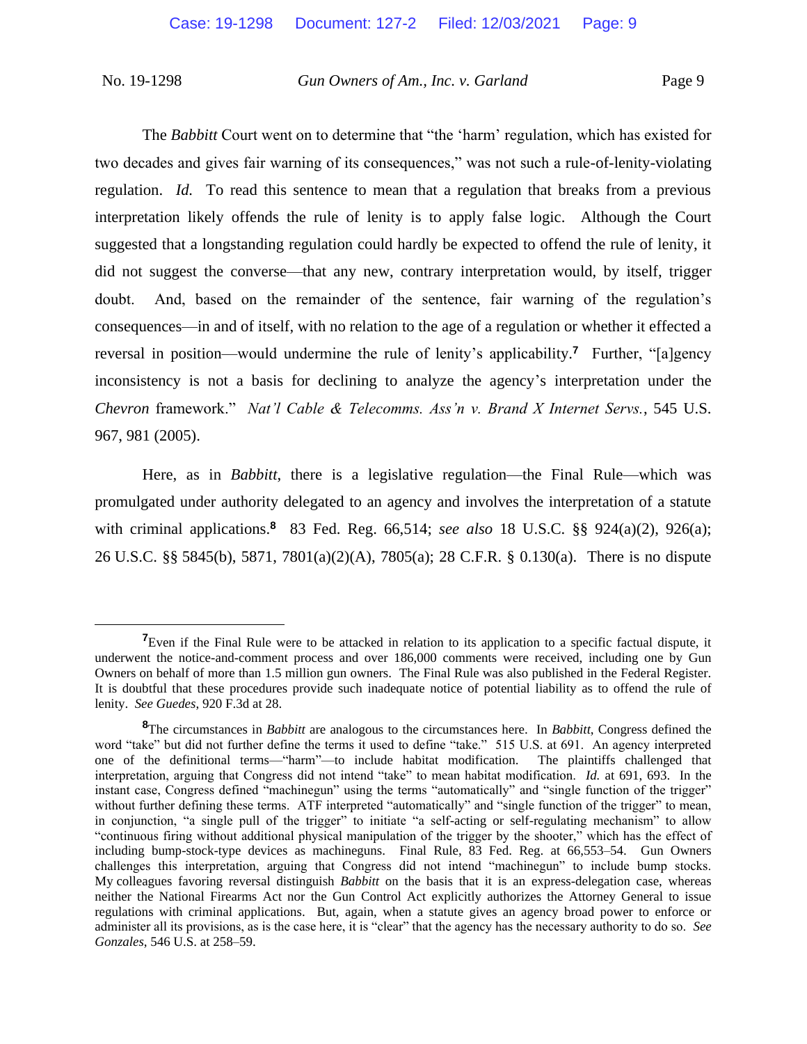The *Babbitt* Court went on to determine that "the 'harm' regulation, which has existed for two decades and gives fair warning of its consequences," was not such a rule-of-lenity-violating regulation. *Id.* To read this sentence to mean that a regulation that breaks from a previous interpretation likely offends the rule of lenity is to apply false logic. Although the Court suggested that a longstanding regulation could hardly be expected to offend the rule of lenity, it did not suggest the converse—that any new, contrary interpretation would, by itself, trigger doubt. And, based on the remainder of the sentence, fair warning of the regulation's consequences—in and of itself, with no relation to the age of a regulation or whether it effected a reversal in position—would undermine the rule of lenity's applicability.[7] Further, "[a]gency inconsistency is not a basis for declining to analyze the agency's interpretation under the *Chevron* framework." *Nat'l Cable & Telecomms. Ass'n v. Brand X Internet Servs.*, 545 U.S. 967, 981 (2005).

Here, as in *Babbitt*, there is a legislative regulation—the Final Rule—which was promulgated under authority delegated to an agency and involves the interpretation of a statute with criminal applications.[8] 83 Fed. Reg. 66,514; *see also* 18 U.S.C. §§ 924(a)(2), 926(a); 26 U.S.C. §§ 5845(b), 5871, 7801(a)(2)(A), 7805(a); 28 C.F.R. § 0.130(a). There is no dispute

---

[7] Even if the Final Rule were to be attacked in relation to its application to a specific factual dispute, it underwent the notice-and-comment process and over 186,000 comments were received, including one by Gun Owners on behalf of more than 1.5 million gun owners. The Final Rule was also published in the Federal Register. It is doubtful that these procedures provide such inadequate notice of potential liability as to offend the rule of lenity. *See Guedes*, 920 F.3d at 28.

[8] The circumstances in *Babbitt* are analogous to the circumstances here. In *Babbitt*, Congress defined the word "take" but did not further define the terms it used to define "take." 515 U.S. at 691. An agency interpreted one of the definitional terms—"harm"—to include habitat modification. The plaintiffs challenged that interpretation, arguing that Congress did not intend "take" to mean habitat modification. *Id.* at 691, 693. In the instant case, Congress defined "machinegun" using the terms "automatically" and "single function of the trigger" without further defining these terms. ATF interpreted "automatically" and "single function of the trigger" to mean, in conjunction, "a single pull of the trigger" to initiate "a self-acting or self-regulating mechanism" to allow "continuous firing without additional physical manipulation of the trigger by the shooter," which has the effect of including bump-stock-type devices as machineguns. Final Rule, 83 Fed. Reg. at 66,553–54. Gun Owners challenges this interpretation, arguing that Congress did not intend "machinegun" to include bump stocks. My colleagues favoring reversal distinguish *Babbitt* on the basis that it is an express-delegation case, whereas neither the National Firearms Act nor the Gun Control Act explicitly authorizes the Attorney General to issue regulations with criminal applications. But, again, when a statute gives an agency broad power to enforce or administer all its provisions, as is the case here, it is "clear" that the agency has the necessary authority to do so. *See Gonzales*, 546 U.S. at 258–59.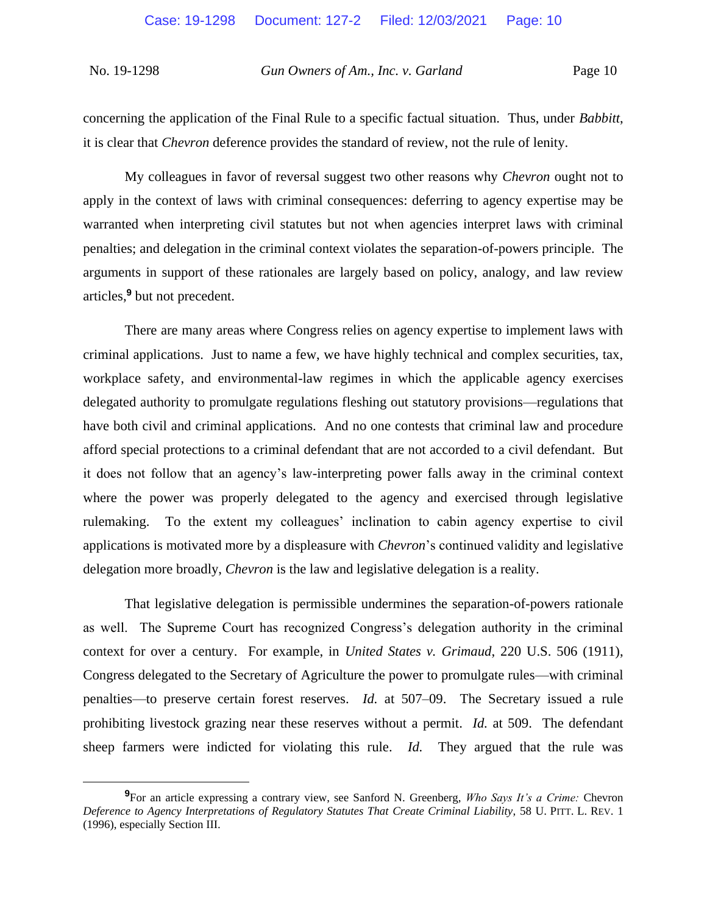concerning the application of the Final Rule to a specific factual situation. Thus, under *Babbitt*, it is clear that *Chevron* deference provides the standard of review, not the rule of lenity.

My colleagues in favor of reversal suggest two other reasons why *Chevron* ought not to apply in the context of laws with criminal consequences: deferring to agency expertise may be warranted when interpreting civil statutes but not when agencies interpret laws with criminal penalties; and delegation in the criminal context violates the separation-of-powers principle. The arguments in support of these rationales are largely based on policy, analogy, and law review articles,[9] but not precedent.

There are many areas where Congress relies on agency expertise to implement laws with criminal applications. Just to name a few, we have highly technical and complex securities, tax, workplace safety, and environmental-law regimes in which the applicable agency exercises delegated authority to promulgate regulations fleshing out statutory provisions—regulations that have both civil and criminal applications. And no one contests that criminal law and procedure afford special protections to a criminal defendant that are not accorded to a civil defendant. But it does not follow that an agency's law-interpreting power falls away in the criminal context where the power was properly delegated to the agency and exercised through legislative rulemaking. To the extent my colleagues' inclination to cabin agency expertise to civil applications is motivated more by a displeasure with *Chevron*'s continued validity and legislative delegation more broadly, *Chevron* is the law and legislative delegation is a reality.

That legislative delegation is permissible undermines the separation-of-powers rationale as well. The Supreme Court has recognized Congress's delegation authority in the criminal context for over a century. For example, in *United States v. Grimaud*, 220 U.S. 506 (1911), Congress delegated to the Secretary of Agriculture the power to promulgate rules—with criminal penalties—to preserve certain forest reserves. *Id.* at 507–09. The Secretary issued a rule prohibiting livestock grazing near these reserves without a permit. *Id.* at 509. The defendant sheep farmers were indicted for violating this rule. *Id.* They argued that the rule was

---

[9] For an article expressing a contrary view, see Sanford N. Greenberg, *Who Says It's a Crime:* Chevron *Deference to Agency Interpretations of Regulatory Statutes That Create Criminal Liability*, 58 U. PITT. L. REV. 1 (1996), especially Section III.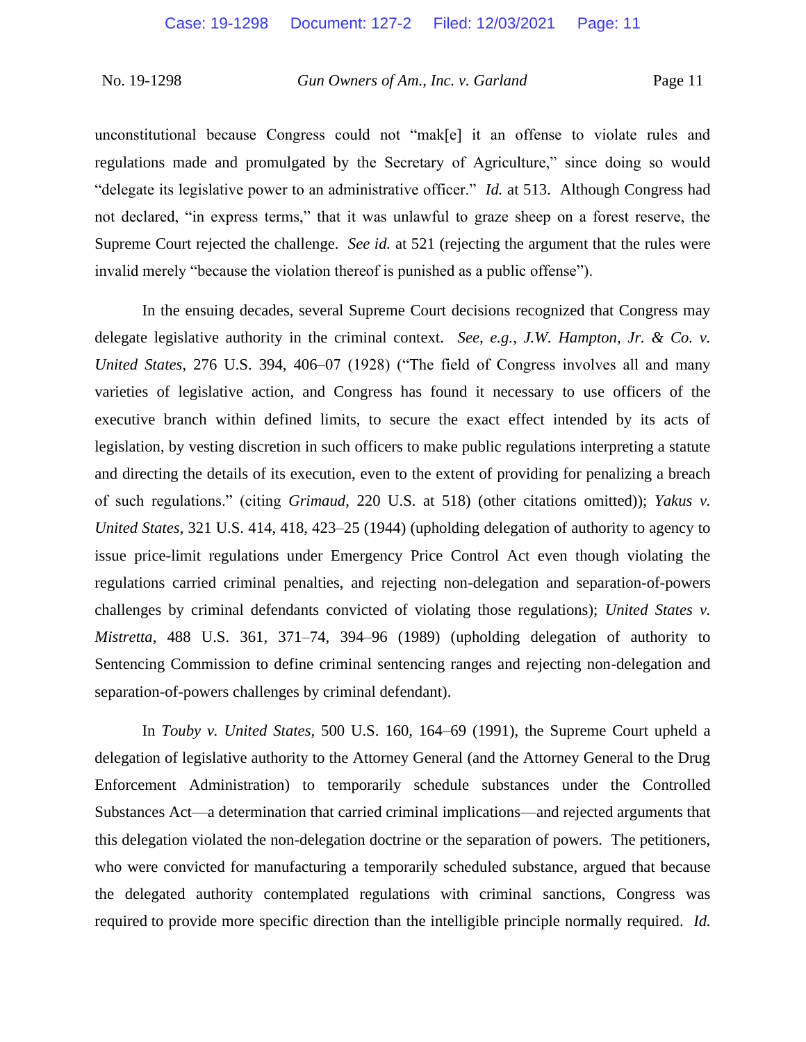unconstitutional because Congress could not "mak[e] it an offense to violate rules and regulations made and promulgated by the Secretary of Agriculture," since doing so would "delegate its legislative power to an administrative officer." *Id.* at 513. Although Congress had not declared, "in express terms," that it was unlawful to graze sheep on a forest reserve, the Supreme Court rejected the challenge. *See id.* at 521 (rejecting the argument that the rules were invalid merely "because the violation thereof is punished as a public offense").

In the ensuing decades, several Supreme Court decisions recognized that Congress may delegate legislative authority in the criminal context. *See, e.g.*, *J.W. Hampton, Jr. & Co. v. United States*, 276 U.S. 394, 406–07 (1928) ("The field of Congress involves all and many varieties of legislative action, and Congress has found it necessary to use officers of the executive branch within defined limits, to secure the exact effect intended by its acts of legislation, by vesting discretion in such officers to make public regulations interpreting a statute and directing the details of its execution, even to the extent of providing for penalizing a breach of such regulations." (citing *Grimaud*, 220 U.S. at 518) (other citations omitted)); *Yakus v. United States*, 321 U.S. 414, 418, 423–25 (1944) (upholding delegation of authority to agency to issue price-limit regulations under Emergency Price Control Act even though violating the regulations carried criminal penalties, and rejecting non-delegation and separation-of-powers challenges by criminal defendants convicted of violating those regulations); *United States v. Mistretta*, 488 U.S. 361, 371–74, 394–96 (1989) (upholding delegation of authority to Sentencing Commission to define criminal sentencing ranges and rejecting non-delegation and separation-of-powers challenges by criminal defendant).

In *Touby v. United States*, 500 U.S. 160, 164–69 (1991), the Supreme Court upheld a delegation of legislative authority to the Attorney General (and the Attorney General to the Drug Enforcement Administration) to temporarily schedule substances under the Controlled Substances Act—a determination that carried criminal implications—and rejected arguments that this delegation violated the non-delegation doctrine or the separation of powers. The petitioners, who were convicted for manufacturing a temporarily scheduled substance, argued that because the delegated authority contemplated regulations with criminal sanctions, Congress was required to provide more specific direction than the intelligible principle normally required. *Id.*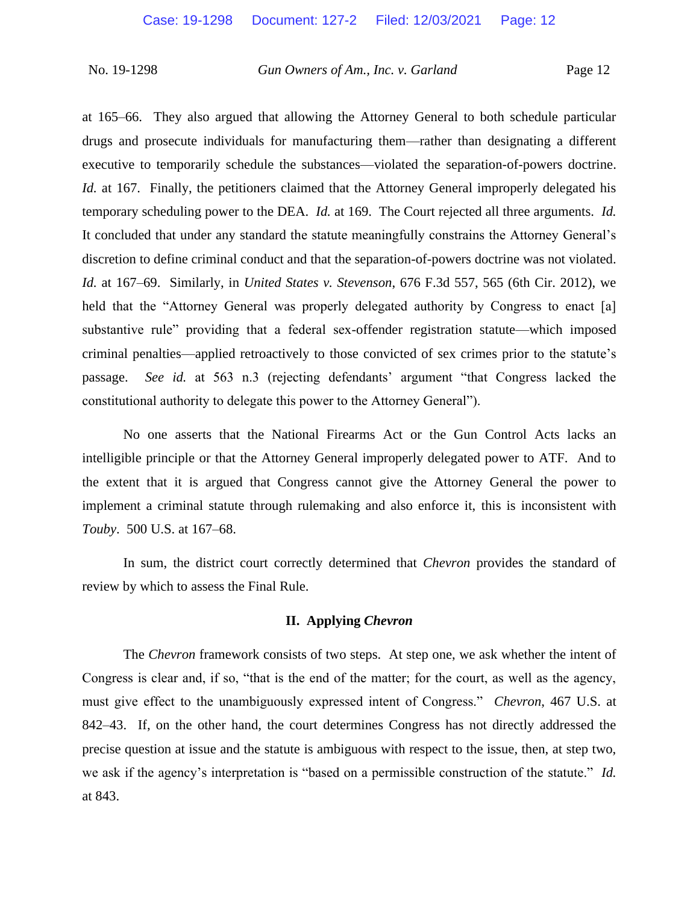at 165–66. They also argued that allowing the Attorney General to both schedule particular drugs and prosecute individuals for manufacturing them—rather than designating a different executive to temporarily schedule the substances—violated the separation-of-powers doctrine. *Id.* at 167. Finally, the petitioners claimed that the Attorney General improperly delegated his temporary scheduling power to the DEA. *Id.* at 169. The Court rejected all three arguments. *Id.* It concluded that under any standard the statute meaningfully constrains the Attorney General's discretion to define criminal conduct and that the separation-of-powers doctrine was not violated. *Id.* at 167–69. Similarly, in *United States v. Stevenson*, 676 F.3d 557, 565 (6th Cir. 2012), we held that the "Attorney General was properly delegated authority by Congress to enact [a] substantive rule" providing that a federal sex-offender registration statute—which imposed criminal penalties—applied retroactively to those convicted of sex crimes prior to the statute's passage. *See id.* at 563 n.3 (rejecting defendants' argument "that Congress lacked the constitutional authority to delegate this power to the Attorney General").

No one asserts that the National Firearms Act or the Gun Control Acts lacks an intelligible principle or that the Attorney General improperly delegated power to ATF. And to the extent that it is argued that Congress cannot give the Attorney General the power to implement a criminal statute through rulemaking and also enforce it, this is inconsistent with *Touby*. 500 U.S. at 167–68.

In sum, the district court correctly determined that *Chevron* provides the standard of review by which to assess the Final Rule.

## II. Applying *Chevron*

The *Chevron* framework consists of two steps. At step one, we ask whether the intent of Congress is clear and, if so, "that is the end of the matter; for the court, as well as the agency, must give effect to the unambiguously expressed intent of Congress." *Chevron*, 467 U.S. at 842–43. If, on the other hand, the court determines Congress has not directly addressed the precise question at issue and the statute is ambiguous with respect to the issue, then, at step two, we ask if the agency's interpretation is "based on a permissible construction of the statute." *Id.* at 843.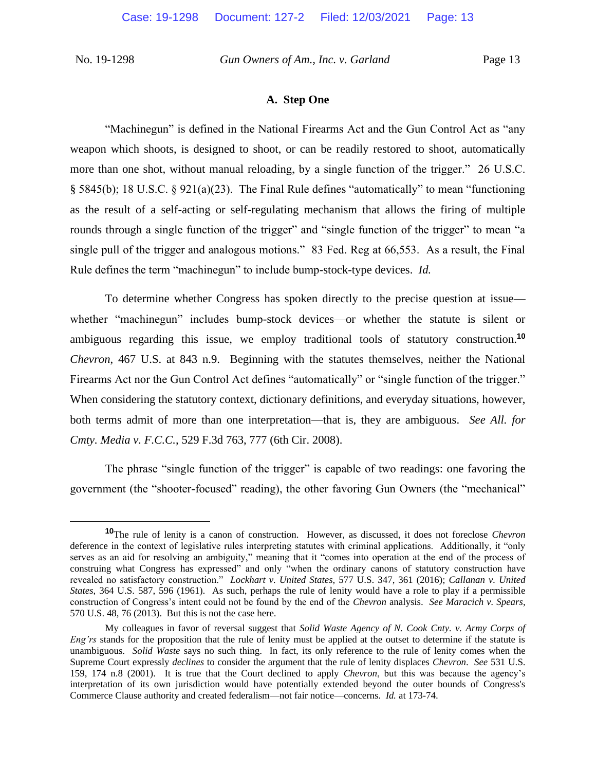### A. Step One

"Machinegun" is defined in the National Firearms Act and the Gun Control Act as "any weapon which shoots, is designed to shoot, or can be readily restored to shoot, automatically more than one shot, without manual reloading, by a single function of the trigger." 26 U.S.C. § 5845(b); 18 U.S.C. § 921(a)(23). The Final Rule defines "automatically" to mean "functioning as the result of a self-acting or self-regulating mechanism that allows the firing of multiple rounds through a single function of the trigger" and "single function of the trigger" to mean "a single pull of the trigger and analogous motions." 83 Fed. Reg at 66,553. As a result, the Final Rule defines the term "machinegun" to include bump-stock-type devices. *Id.*

To determine whether Congress has spoken directly to the precise question at issue—whether "machinegun" includes bump-stock devices—or whether the statute is silent or ambiguous regarding this issue, we employ traditional tools of statutory construction.[10] *Chevron*, 467 U.S. at 843 n.9. Beginning with the statutes themselves, neither the National Firearms Act nor the Gun Control Act defines "automatically" or "single function of the trigger." When considering the statutory context, dictionary definitions, and everyday situations, however, both terms admit of more than one interpretation—that is, they are ambiguous. *See All. for Cmty. Media v. F.C.C.*, 529 F.3d 763, 777 (6th Cir. 2008).

The phrase "single function of the trigger" is capable of two readings: one favoring the government (the "shooter-focused" reading), the other favoring Gun Owners (the "mechanical"

---

[10] The rule of lenity is a canon of construction. However, as discussed, it does not foreclose *Chevron* deference in the context of legislative rules interpreting statutes with criminal applications. Additionally, it "only serves as an aid for resolving an ambiguity," meaning that it "comes into operation at the end of the process of construing what Congress has expressed" and only "when the ordinary canons of statutory construction have revealed no satisfactory construction." *Lockhart v. United States*, 577 U.S. 347, 361 (2016); *Callanan v. United States*, 364 U.S. 587, 596 (1961). As such, perhaps the rule of lenity would have a role to play if a permissible construction of Congress's intent could not be found by the end of the *Chevron* analysis. *See Maracich v. Spears*, 570 U.S. 48, 76 (2013). But this is not the case here.

My colleagues in favor of reversal suggest that *Solid Waste Agency of N. Cook Cnty. v. Army Corps of Eng'rs* stands for the proposition that the rule of lenity must be applied at the outset to determine if the statute is unambiguous. *Solid Waste* says no such thing. In fact, its only reference to the rule of lenity comes when the Supreme Court expressly *declines* to consider the argument that the rule of lenity displaces *Chevron*. *See* 531 U.S. 159, 174 n.8 (2001). It is true that the Court declined to apply *Chevron*, but this was because the agency's interpretation of its own jurisdiction would have potentially extended beyond the outer bounds of Congress's Commerce Clause authority and created federalism—not fair notice—concerns. *Id.* at 173-74.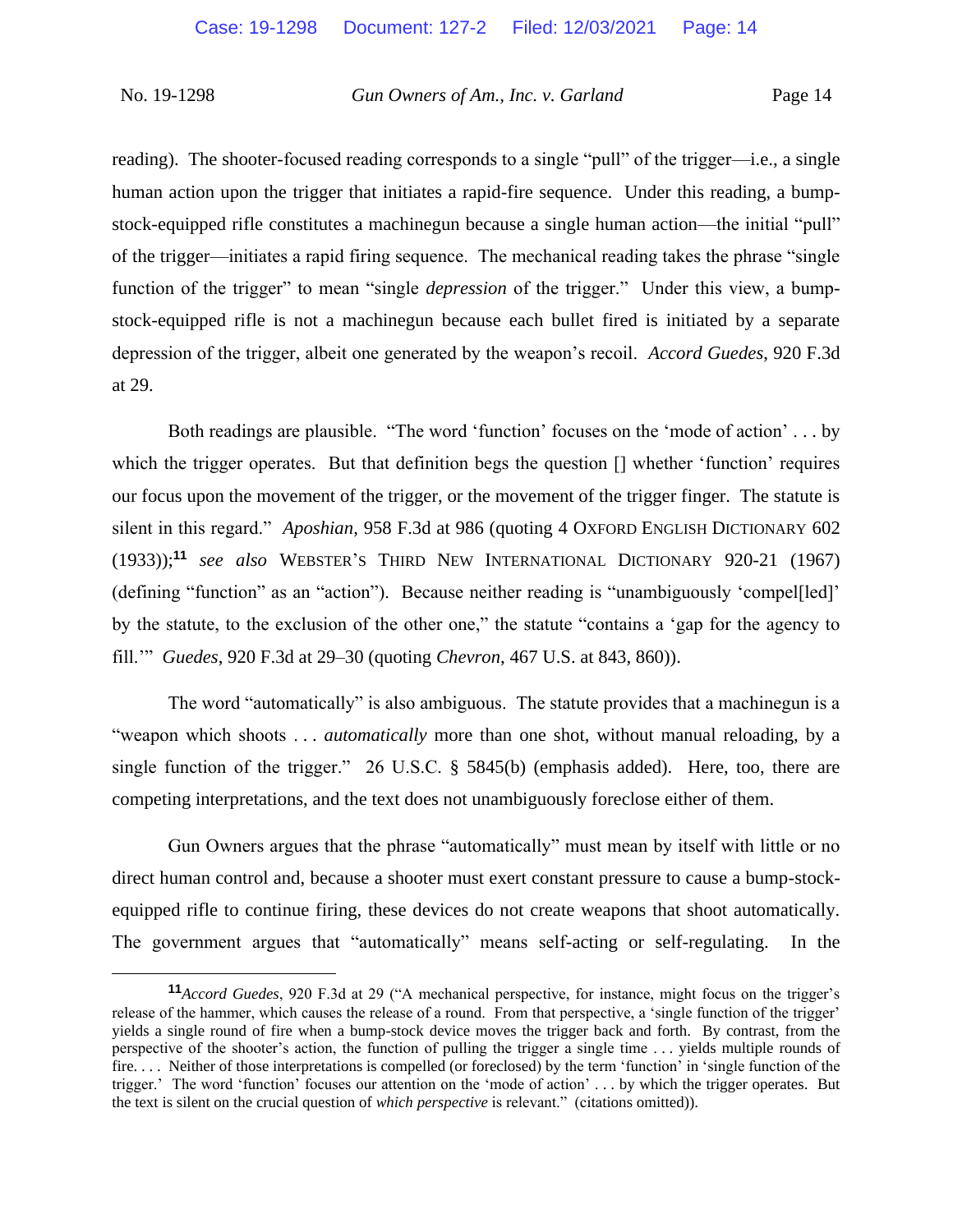reading). The shooter-focused reading corresponds to a single "pull" of the trigger—i.e., a single human action upon the trigger that initiates a rapid-fire sequence. Under this reading, a bump-stock-equipped rifle constitutes a machinegun because a single human action—the initial "pull" of the trigger—initiates a rapid firing sequence. The mechanical reading takes the phrase "single function of the trigger" to mean "single *depression* of the trigger." Under this view, a bump-stock-equipped rifle is not a machinegun because each bullet fired is initiated by a separate depression of the trigger, albeit one generated by the weapon's recoil. *Accord Guedes*, 920 F.3d at 29.

Both readings are plausible. "The word 'function' focuses on the 'mode of action' . . . by which the trigger operates. But that definition begs the question [] whether 'function' requires our focus upon the movement of the trigger, or the movement of the trigger finger. The statute is silent in this regard." *Aposhian*, 958 F.3d at 986 (quoting 4 OXFORD ENGLISH DICTIONARY 602 (1933));[11] *see also* WEBSTER'S THIRD NEW INTERNATIONAL DICTIONARY 920-21 (1967) (defining "function" as an "action"). Because neither reading is "unambiguously 'compel[led]' by the statute, to the exclusion of the other one," the statute "contains a 'gap for the agency to fill.'" *Guedes*, 920 F.3d at 29–30 (quoting *Chevron*, 467 U.S. at 843, 860)).

The word "automatically" is also ambiguous. The statute provides that a machinegun is a "weapon which shoots . . . *automatically* more than one shot, without manual reloading, by a single function of the trigger." 26 U.S.C. § 5845(b) (emphasis added). Here, too, there are competing interpretations, and the text does not unambiguously foreclose either of them.

Gun Owners argues that the phrase "automatically" must mean by itself with little or no direct human control and, because a shooter must exert constant pressure to cause a bump-stock-equipped rifle to continue firing, these devices do not create weapons that shoot automatically. The government argues that "automatically" means self-acting or self-regulating. In the

---

[11] *Accord Guedes*, 920 F.3d at 29 ("A mechanical perspective, for instance, might focus on the trigger's release of the hammer, which causes the release of a round. From that perspective, a 'single function of the trigger' yields a single round of fire when a bump-stock device moves the trigger back and forth. By contrast, from the perspective of the shooter's action, the function of pulling the trigger a single time . . . yields multiple rounds of fire. . . . Neither of those interpretations is compelled (or foreclosed) by the term 'function' in 'single function of the trigger.' The word 'function' focuses our attention on the 'mode of action' . . . by which the trigger operates. But the text is silent on the crucial question of *which perspective* is relevant." (citations omitted)).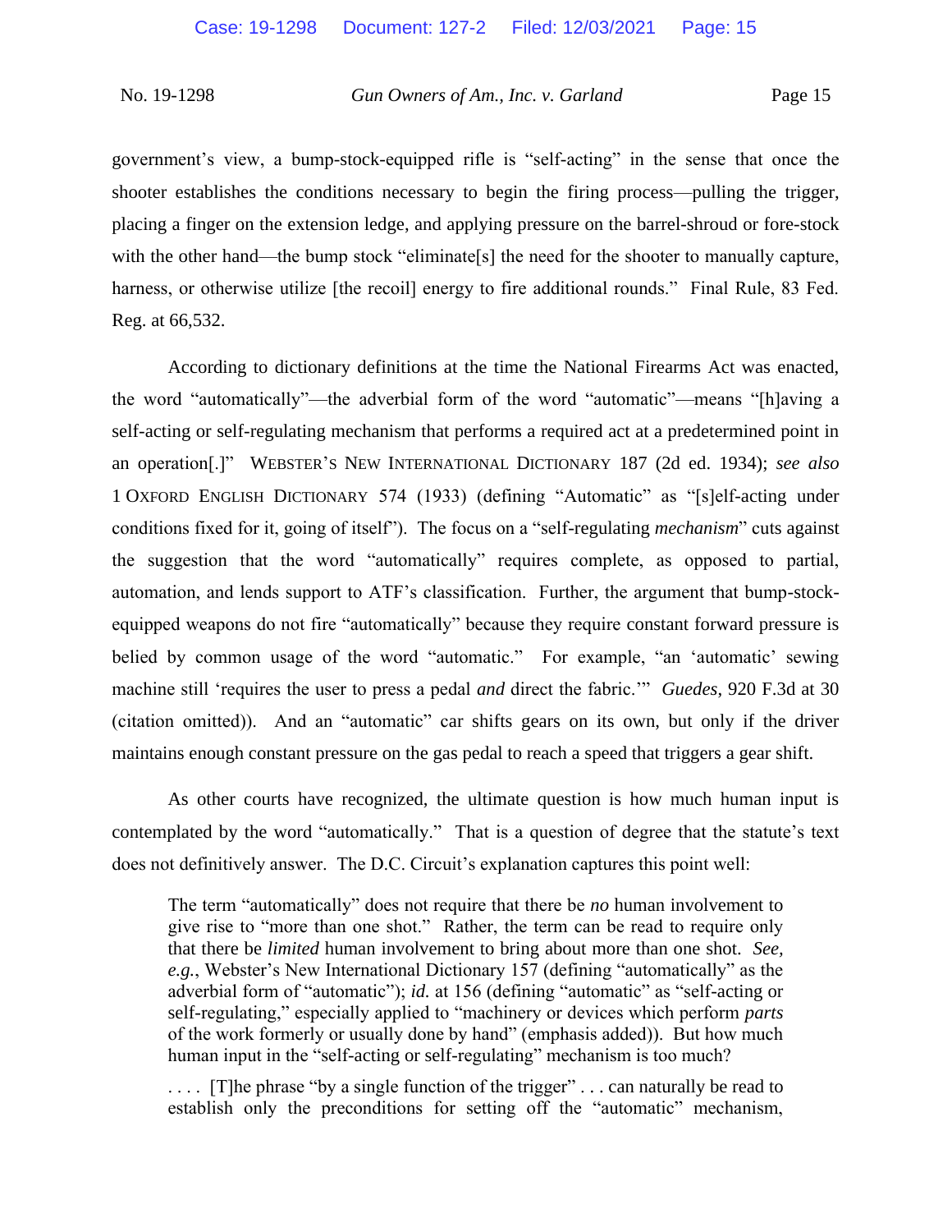government's view, a bump-stock-equipped rifle is "self-acting" in the sense that once the shooter establishes the conditions necessary to begin the firing process—pulling the trigger, placing a finger on the extension ledge, and applying pressure on the barrel-shroud or fore-stock with the other hand—the bump stock "eliminate[s] the need for the shooter to manually capture, harness, or otherwise utilize [the recoil] energy to fire additional rounds." Final Rule, 83 Fed. Reg. at 66,532.

According to dictionary definitions at the time the National Firearms Act was enacted, the word "automatically"—the adverbial form of the word "automatic"—means "[h]aving a self-acting or self-regulating mechanism that performs a required act at a predetermined point in an operation[.]" WEBSTER'S NEW INTERNATIONAL DICTIONARY 187 (2d ed. 1934); *see also* 1 OXFORD ENGLISH DICTIONARY 574 (1933) (defining "Automatic" as "[s]elf-acting under conditions fixed for it, going of itself"). The focus on a "self-regulating *mechanism*" cuts against the suggestion that the word "automatically" requires complete, as opposed to partial, automation, and lends support to ATF's classification. Further, the argument that bump-stock-equipped weapons do not fire "automatically" because they require constant forward pressure is belied by common usage of the word "automatic." For example, "an 'automatic' sewing machine still 'requires the user to press a pedal *and* direct the fabric.'" *Guedes*, 920 F.3d at 30 (citation omitted)). And an "automatic" car shifts gears on its own, but only if the driver maintains enough constant pressure on the gas pedal to reach a speed that triggers a gear shift.

As other courts have recognized, the ultimate question is how much human input is contemplated by the word "automatically." That is a question of degree that the statute's text does not definitively answer. The D.C. Circuit's explanation captures this point well:

> The term "automatically" does not require that there be *no* human involvement to give rise to "more than one shot." Rather, the term can be read to require only that there be *limited* human involvement to bring about more than one shot. *See, e.g.*, Webster's New International Dictionary 157 (defining "automatically" as the adverbial form of "automatic"); *id.* at 156 (defining "automatic" as "self-acting or self-regulating," especially applied to "machinery or devices which perform *parts* of the work formerly or usually done by hand" (emphasis added)). But how much human input in the "self-acting or self-regulating" mechanism is too much?
>
> . . . . [T]he phrase "by a single function of the trigger" . . . can naturally be read to establish only the preconditions for setting off the "automatic" mechanism,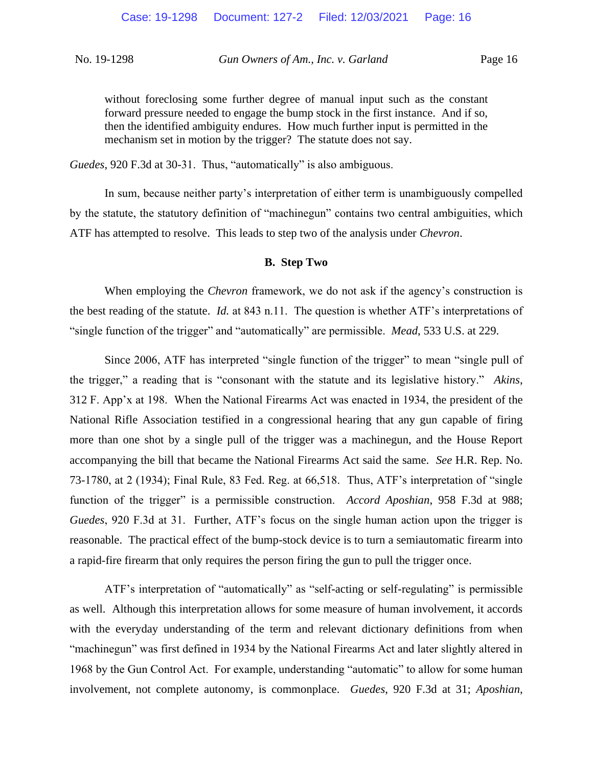> without foreclosing some further degree of manual input such as the constant forward pressure needed to engage the bump stock in the first instance. And if so, then the identified ambiguity endures. How much further input is permitted in the mechanism set in motion by the trigger? The statute does not say.

*Guedes*, 920 F.3d at 30-31. Thus, "automatically" is also ambiguous.

In sum, because neither party's interpretation of either term is unambiguously compelled by the statute, the statutory definition of "machinegun" contains two central ambiguities, which ATF has attempted to resolve. This leads to step two of the analysis under *Chevron*.

### B. Step Two

When employing the *Chevron* framework, we do not ask if the agency's construction is the best reading of the statute. *Id.* at 843 n.11. The question is whether ATF's interpretations of "single function of the trigger" and "automatically" are permissible. *Mead*, 533 U.S. at 229.

Since 2006, ATF has interpreted "single function of the trigger" to mean "single pull of the trigger," a reading that is "consonant with the statute and its legislative history." *Akins*, 312 F. App'x at 198. When the National Firearms Act was enacted in 1934, the president of the National Rifle Association testified in a congressional hearing that any gun capable of firing more than one shot by a single pull of the trigger was a machinegun, and the House Report accompanying the bill that became the National Firearms Act said the same. *See* H.R. Rep. No. 73-1780, at 2 (1934); Final Rule, 83 Fed. Reg. at 66,518. Thus, ATF's interpretation of "single function of the trigger" is a permissible construction. *Accord Aposhian*, 958 F.3d at 988; *Guedes*, 920 F.3d at 31. Further, ATF's focus on the single human action upon the trigger is reasonable. The practical effect of the bump-stock device is to turn a semiautomatic firearm into a rapid-fire firearm that only requires the person firing the gun to pull the trigger once.

ATF's interpretation of "automatically" as "self-acting or self-regulating" is permissible as well. Although this interpretation allows for some measure of human involvement, it accords with the everyday understanding of the term and relevant dictionary definitions from when "machinegun" was first defined in 1934 by the National Firearms Act and later slightly altered in 1968 by the Gun Control Act. For example, understanding "automatic" to allow for some human involvement, not complete autonomy, is commonplace. *Guedes*, 920 F.3d at 31; *Aposhian*,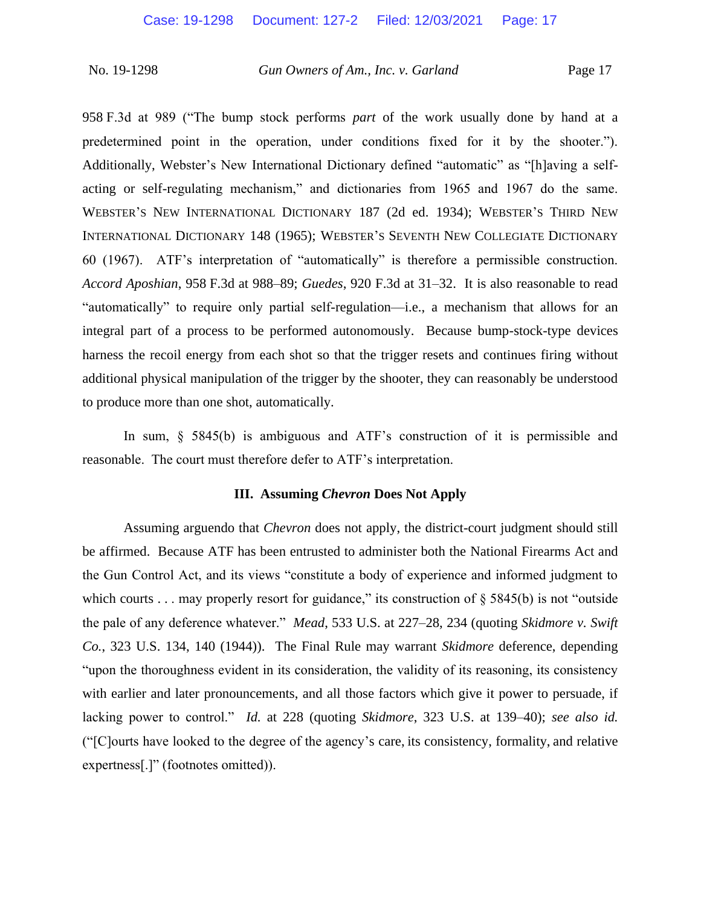958 F.3d at 989 ("The bump stock performs *part* of the work usually done by hand at a predetermined point in the operation, under conditions fixed for it by the shooter."). Additionally, Webster's New International Dictionary defined "automatic" as "[h]aving a self-acting or self-regulating mechanism," and dictionaries from 1965 and 1967 do the same. WEBSTER'S NEW INTERNATIONAL DICTIONARY 187 (2d ed. 1934); WEBSTER'S THIRD NEW INTERNATIONAL DICTIONARY 148 (1965); WEBSTER'S SEVENTH NEW COLLEGIATE DICTIONARY 60 (1967). ATF's interpretation of "automatically" is therefore a permissible construction. *Accord Aposhian*, 958 F.3d at 988–89; *Guedes*, 920 F.3d at 31–32. It is also reasonable to read "automatically" to require only partial self-regulation—i.e., a mechanism that allows for an integral part of a process to be performed autonomously. Because bump-stock-type devices harness the recoil energy from each shot so that the trigger resets and continues firing without additional physical manipulation of the trigger by the shooter, they can reasonably be understood to produce more than one shot, automatically.

In sum, § 5845(b) is ambiguous and ATF's construction of it is permissible and reasonable. The court must therefore defer to ATF's interpretation.

### III. Assuming *Chevron* Does Not Apply

Assuming arguendo that *Chevron* does not apply, the district-court judgment should still be affirmed. Because ATF has been entrusted to administer both the National Firearms Act and the Gun Control Act, and its views "constitute a body of experience and informed judgment to which courts . . . may properly resort for guidance," its construction of § 5845(b) is not "outside the pale of any deference whatever." *Mead*, 533 U.S. at 227–28, 234 (quoting *Skidmore v. Swift Co.*, 323 U.S. 134, 140 (1944)). The Final Rule may warrant *Skidmore* deference, depending "upon the thoroughness evident in its consideration, the validity of its reasoning, its consistency with earlier and later pronouncements, and all those factors which give it power to persuade, if lacking power to control." *Id.* at 228 (quoting *Skidmore*, 323 U.S. at 139–40); *see also id.* ("[C]ourts have looked to the degree of the agency's care, its consistency, formality, and relative expertness[.]" (footnotes omitted)).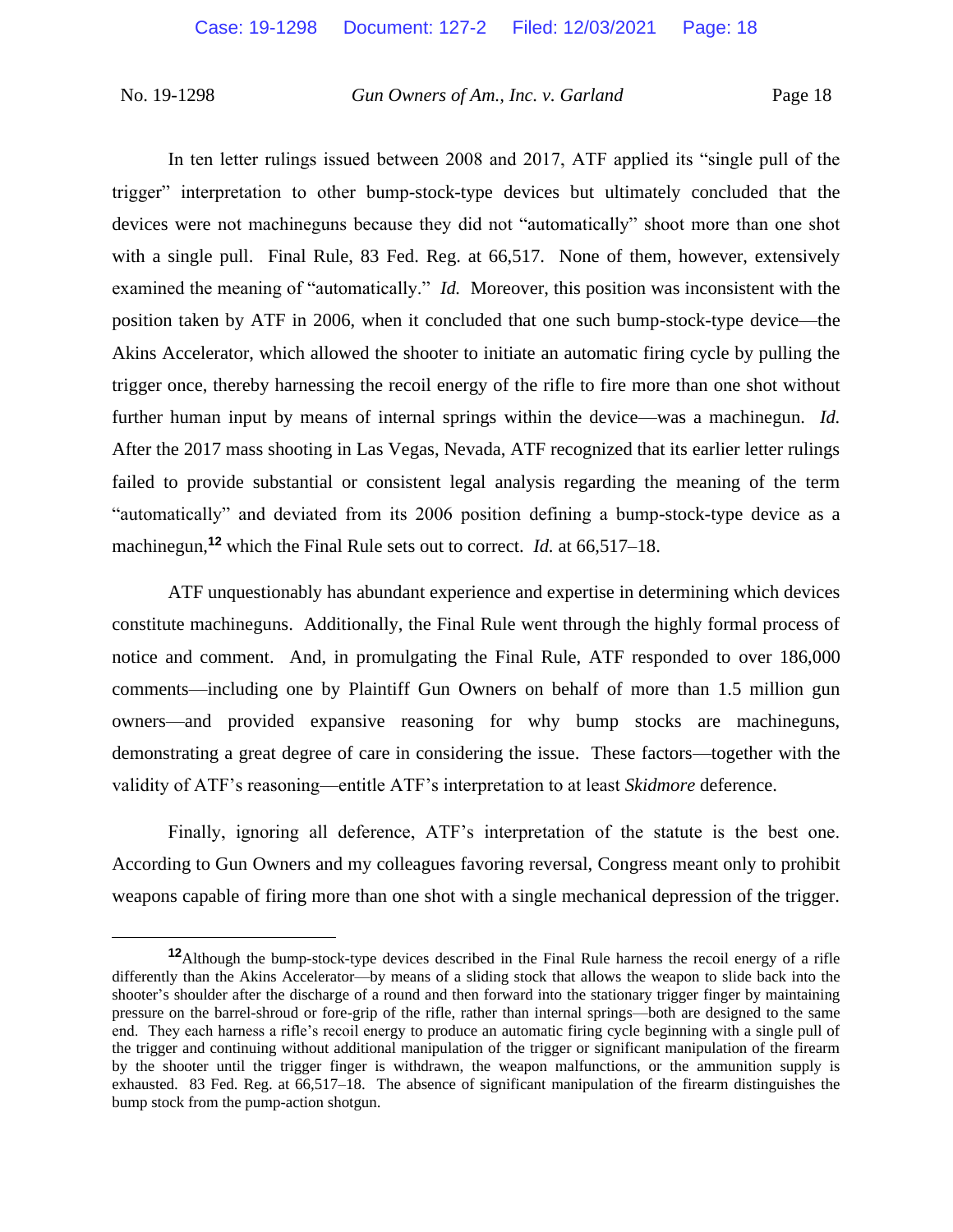In ten letter rulings issued between 2008 and 2017, ATF applied its "single pull of the trigger" interpretation to other bump-stock-type devices but ultimately concluded that the devices were not machineguns because they did not "automatically" shoot more than one shot with a single pull. Final Rule, 83 Fed. Reg. at 66,517. None of them, however, extensively examined the meaning of "automatically." *Id.* Moreover, this position was inconsistent with the position taken by ATF in 2006, when it concluded that one such bump-stock-type device—the Akins Accelerator, which allowed the shooter to initiate an automatic firing cycle by pulling the trigger once, thereby harnessing the recoil energy of the rifle to fire more than one shot without further human input by means of internal springs within the device—was a machinegun. *Id.* After the 2017 mass shooting in Las Vegas, Nevada, ATF recognized that its earlier letter rulings failed to provide substantial or consistent legal analysis regarding the meaning of the term "automatically" and deviated from its 2006 position defining a bump-stock-type device as a machinegun,[12] which the Final Rule sets out to correct. *Id.* at 66,517–18.

ATF unquestionably has abundant experience and expertise in determining which devices constitute machineguns. Additionally, the Final Rule went through the highly formal process of notice and comment. And, in promulgating the Final Rule, ATF responded to over 186,000 comments—including one by Plaintiff Gun Owners on behalf of more than 1.5 million gun owners—and provided expansive reasoning for why bump stocks are machineguns, demonstrating a great degree of care in considering the issue. These factors—together with the validity of ATF's reasoning—entitle ATF's interpretation to at least *Skidmore* deference.

Finally, ignoring all deference, ATF's interpretation of the statute is the best one. According to Gun Owners and my colleagues favoring reversal, Congress meant only to prohibit weapons capable of firing more than one shot with a single mechanical depression of the trigger.

---

[12] Although the bump-stock-type devices described in the Final Rule harness the recoil energy of a rifle differently than the Akins Accelerator—by means of a sliding stock that allows the weapon to slide back into the shooter's shoulder after the discharge of a round and then forward into the stationary trigger finger by maintaining pressure on the barrel-shroud or fore-grip of the rifle, rather than internal springs—both are designed to the same end. They each harness a rifle's recoil energy to produce an automatic firing cycle beginning with a single pull of the trigger and continuing without additional manipulation of the trigger or significant manipulation of the firearm by the shooter until the trigger finger is withdrawn, the weapon malfunctions, or the ammunition supply is exhausted. 83 Fed. Reg. at 66,517–18. The absence of significant manipulation of the firearm distinguishes the bump stock from the pump-action shotgun.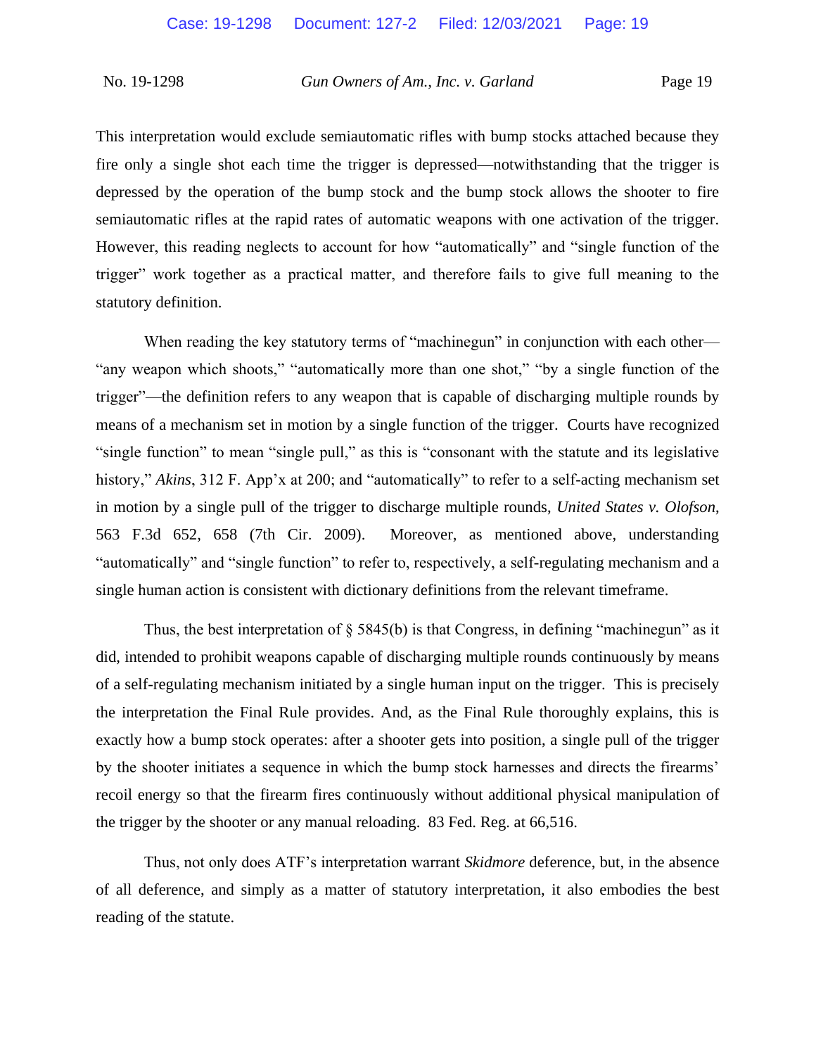This interpretation would exclude semiautomatic rifles with bump stocks attached because they fire only a single shot each time the trigger is depressed—notwithstanding that the trigger is depressed by the operation of the bump stock and the bump stock allows the shooter to fire semiautomatic rifles at the rapid rates of automatic weapons with one activation of the trigger. However, this reading neglects to account for how "automatically" and "single function of the trigger" work together as a practical matter, and therefore fails to give full meaning to the statutory definition.

When reading the key statutory terms of "machinegun" in conjunction with each other—"any weapon which shoots," "automatically more than one shot," "by a single function of the trigger"—the definition refers to any weapon that is capable of discharging multiple rounds by means of a mechanism set in motion by a single function of the trigger. Courts have recognized "single function" to mean "single pull," as this is "consonant with the statute and its legislative history," *Akins*, 312 F. App'x at 200; and "automatically" to refer to a self-acting mechanism set in motion by a single pull of the trigger to discharge multiple rounds, *United States v. Olofson*, 563 F.3d 652, 658 (7th Cir. 2009). Moreover, as mentioned above, understanding "automatically" and "single function" to refer to, respectively, a self-regulating mechanism and a single human action is consistent with dictionary definitions from the relevant timeframe.

Thus, the best interpretation of § 5845(b) is that Congress, in defining "machinegun" as it did, intended to prohibit weapons capable of discharging multiple rounds continuously by means of a self-regulating mechanism initiated by a single human input on the trigger. This is precisely the interpretation the Final Rule provides. And, as the Final Rule thoroughly explains, this is exactly how a bump stock operates: after a shooter gets into position, a single pull of the trigger by the shooter initiates a sequence in which the bump stock harnesses and directs the firearms' recoil energy so that the firearm fires continuously without additional physical manipulation of the trigger by the shooter or any manual reloading. 83 Fed. Reg. at 66,516.

Thus, not only does ATF's interpretation warrant *Skidmore* deference, but, in the absence of all deference, and simply as a matter of statutory interpretation, it also embodies the best reading of the statute.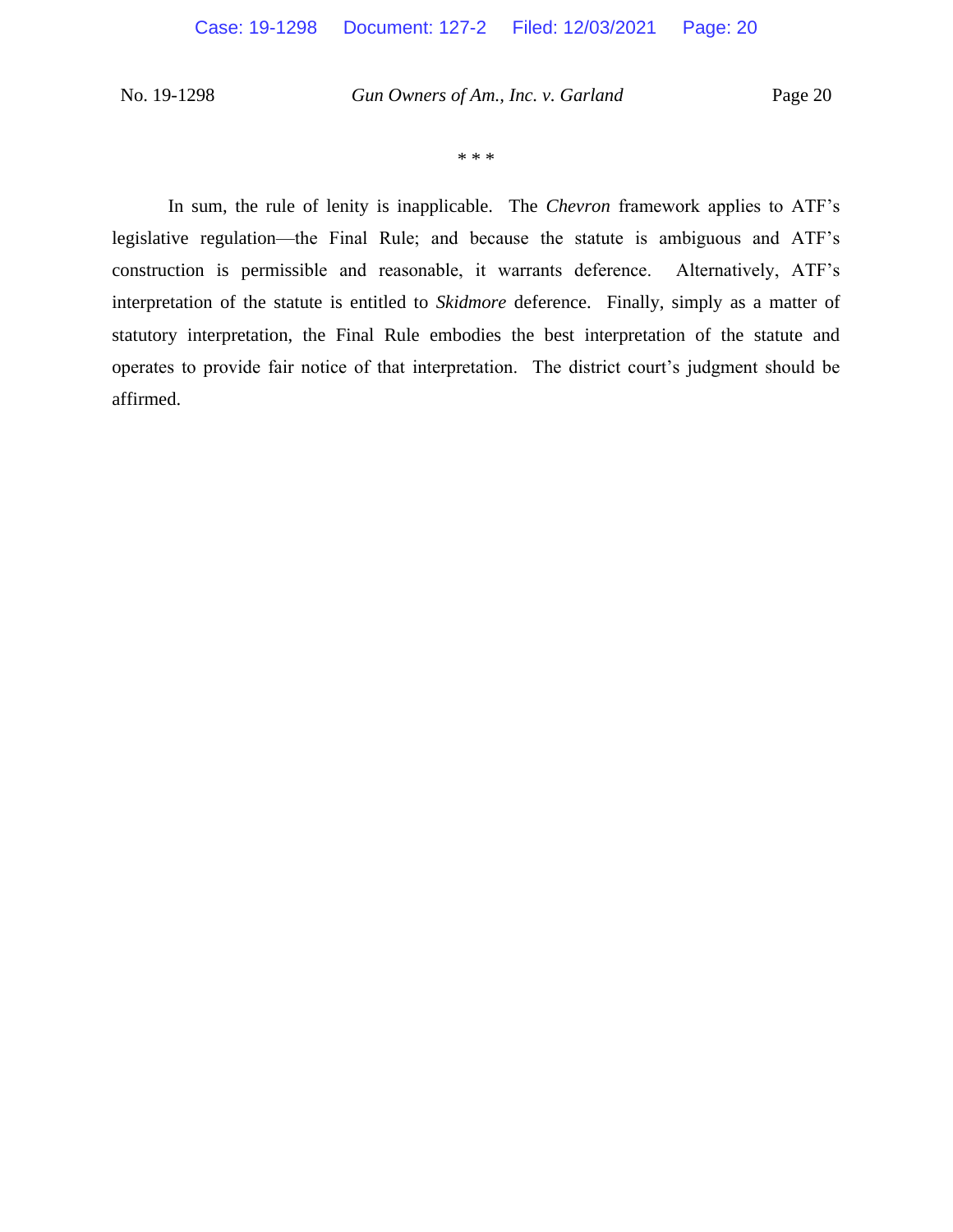\* \* \*

In sum, the rule of lenity is inapplicable. The *Chevron* framework applies to ATF's legislative regulation—the Final Rule; and because the statute is ambiguous and ATF's construction is permissible and reasonable, it warrants deference. Alternatively, ATF's interpretation of the statute is entitled to *Skidmore* deference. Finally, simply as a matter of statutory interpretation, the Final Rule embodies the best interpretation of the statute and operates to provide fair notice of that interpretation. The district court's judgment should be affirmed.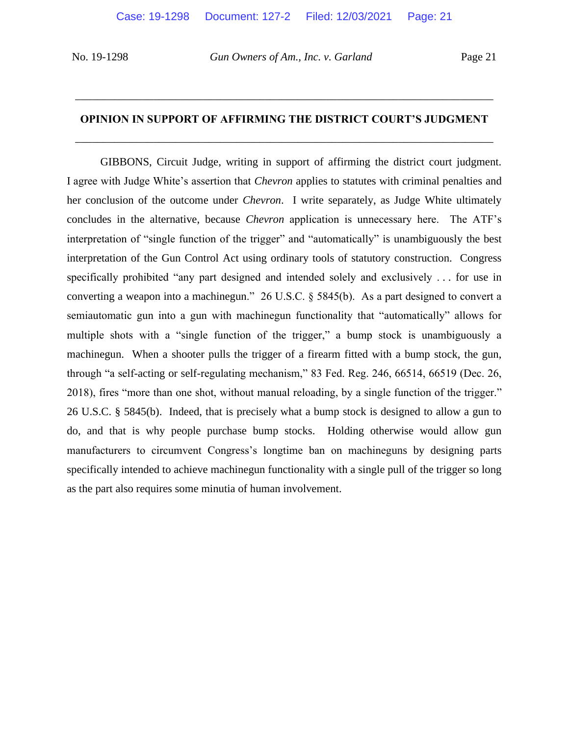## OPINION IN SUPPORT OF AFFIRMING THE DISTRICT COURT'S JUDGMENT

GIBBONS, Circuit Judge, writing in support of affirming the district court judgment. I agree with Judge White's assertion that *Chevron* applies to statutes with criminal penalties and her conclusion of the outcome under *Chevron*. I write separately, as Judge White ultimately concludes in the alternative, because *Chevron* application is unnecessary here. The ATF's interpretation of "single function of the trigger" and "automatically" is unambiguously the best interpretation of the Gun Control Act using ordinary tools of statutory construction. Congress specifically prohibited "any part designed and intended solely and exclusively . . . for use in converting a weapon into a machinegun." 26 U.S.C. § 5845(b). As a part designed to convert a semiautomatic gun into a gun with machinegun functionality that "automatically" allows for multiple shots with a "single function of the trigger," a bump stock is unambiguously a machinegun. When a shooter pulls the trigger of a firearm fitted with a bump stock, the gun, through "a self-acting or self-regulating mechanism," 83 Fed. Reg. 246, 66514, 66519 (Dec. 26, 2018), fires "more than one shot, without manual reloading, by a single function of the trigger." 26 U.S.C. § 5845(b). Indeed, that is precisely what a bump stock is designed to allow a gun to do, and that is why people purchase bump stocks. Holding otherwise would allow gun manufacturers to circumvent Congress's longtime ban on machineguns by designing parts specifically intended to achieve machinegun functionality with a single pull of the trigger so long as the part also requires some minutia of human involvement.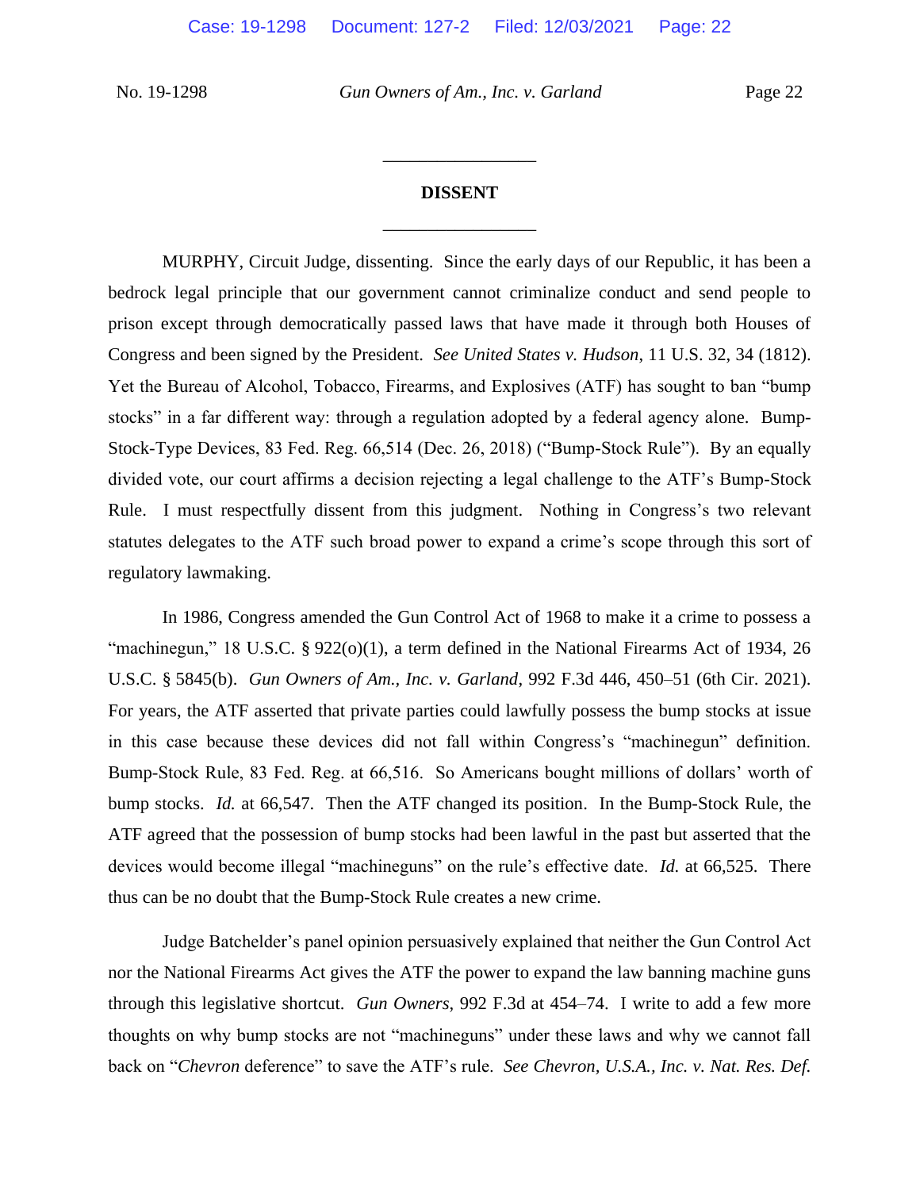## DISSENT

MURPHY, Circuit Judge, dissenting. Since the early days of our Republic, it has been a bedrock legal principle that our government cannot criminalize conduct and send people to prison except through democratically passed laws that have made it through both Houses of Congress and been signed by the President. *See United States v. Hudson*, 11 U.S. 32, 34 (1812). Yet the Bureau of Alcohol, Tobacco, Firearms, and Explosives (ATF) has sought to ban "bump stocks" in a far different way: through a regulation adopted by a federal agency alone. Bump-Stock-Type Devices, 83 Fed. Reg. 66,514 (Dec. 26, 2018) ("Bump-Stock Rule"). By an equally divided vote, our court affirms a decision rejecting a legal challenge to the ATF's Bump-Stock Rule. I must respectfully dissent from this judgment. Nothing in Congress's two relevant statutes delegates to the ATF such broad power to expand a crime's scope through this sort of regulatory lawmaking.

In 1986, Congress amended the Gun Control Act of 1968 to make it a crime to possess a "machinegun," 18 U.S.C. § 922(o)(1), a term defined in the National Firearms Act of 1934, 26 U.S.C. § 5845(b). *Gun Owners of Am., Inc. v. Garland*, 992 F.3d 446, 450–51 (6th Cir. 2021). For years, the ATF asserted that private parties could lawfully possess the bump stocks at issue in this case because these devices did not fall within Congress's "machinegun" definition. Bump-Stock Rule, 83 Fed. Reg. at 66,516. So Americans bought millions of dollars' worth of bump stocks. *Id.* at 66,547. Then the ATF changed its position. In the Bump-Stock Rule, the ATF agreed that the possession of bump stocks had been lawful in the past but asserted that the devices would become illegal "machineguns" on the rule's effective date. *Id.* at 66,525. There thus can be no doubt that the Bump-Stock Rule creates a new crime.

Judge Batchelder's panel opinion persuasively explained that neither the Gun Control Act nor the National Firearms Act gives the ATF the power to expand the law banning machine guns through this legislative shortcut. *Gun Owners*, 992 F.3d at 454–74. I write to add a few more thoughts on why bump stocks are not "machineguns" under these laws and why we cannot fall back on "*Chevron* deference" to save the ATF's rule. *See Chevron, U.S.A., Inc. v. Nat. Res. Def.*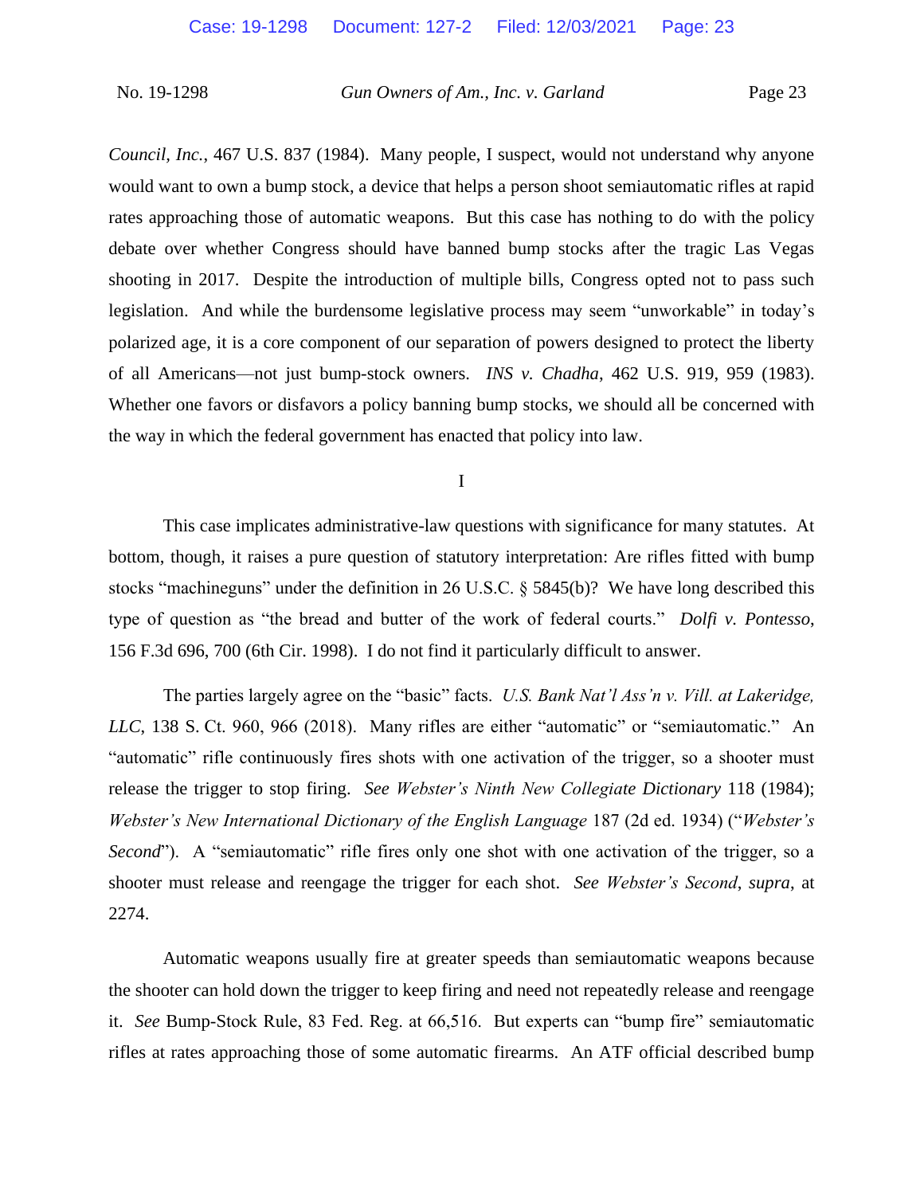*Council, Inc.*, 467 U.S. 837 (1984). Many people, I suspect, would not understand why anyone would want to own a bump stock, a device that helps a person shoot semiautomatic rifles at rapid rates approaching those of automatic weapons. But this case has nothing to do with the policy debate over whether Congress should have banned bump stocks after the tragic Las Vegas shooting in 2017. Despite the introduction of multiple bills, Congress opted not to pass such legislation. And while the burdensome legislative process may seem "unworkable" in today's polarized age, it is a core component of our separation of powers designed to protect the liberty of all Americans—not just bump-stock owners. *INS v. Chadha*, 462 U.S. 919, 959 (1983). Whether one favors or disfavors a policy banning bump stocks, we should all be concerned with the way in which the federal government has enacted that policy into law.

## I

This case implicates administrative-law questions with significance for many statutes. At bottom, though, it raises a pure question of statutory interpretation: Are rifles fitted with bump stocks "machineguns" under the definition in 26 U.S.C. § 5845(b)? We have long described this type of question as "the bread and butter of the work of federal courts." *Dolfi v. Pontesso*, 156 F.3d 696, 700 (6th Cir. 1998). I do not find it particularly difficult to answer.

The parties largely agree on the "basic" facts. *U.S. Bank Nat'l Ass'n v. Vill. at Lakeridge, LLC*, 138 S. Ct. 960, 966 (2018). Many rifles are either "automatic" or "semiautomatic." An "automatic" rifle continuously fires shots with one activation of the trigger, so a shooter must release the trigger to stop firing. *See Webster's Ninth New Collegiate Dictionary* 118 (1984); *Webster's New International Dictionary of the English Language* 187 (2d ed. 1934) ("*Webster's Second*"). A "semiautomatic" rifle fires only one shot with one activation of the trigger, so a shooter must release and reengage the trigger for each shot. *See Webster's Second*, *supra*, at 2274.

Automatic weapons usually fire at greater speeds than semiautomatic weapons because the shooter can hold down the trigger to keep firing and need not repeatedly release and reengage it. *See* Bump-Stock Rule, 83 Fed. Reg. at 66,516. But experts can "bump fire" semiautomatic rifles at rates approaching those of some automatic firearms. An ATF official described bump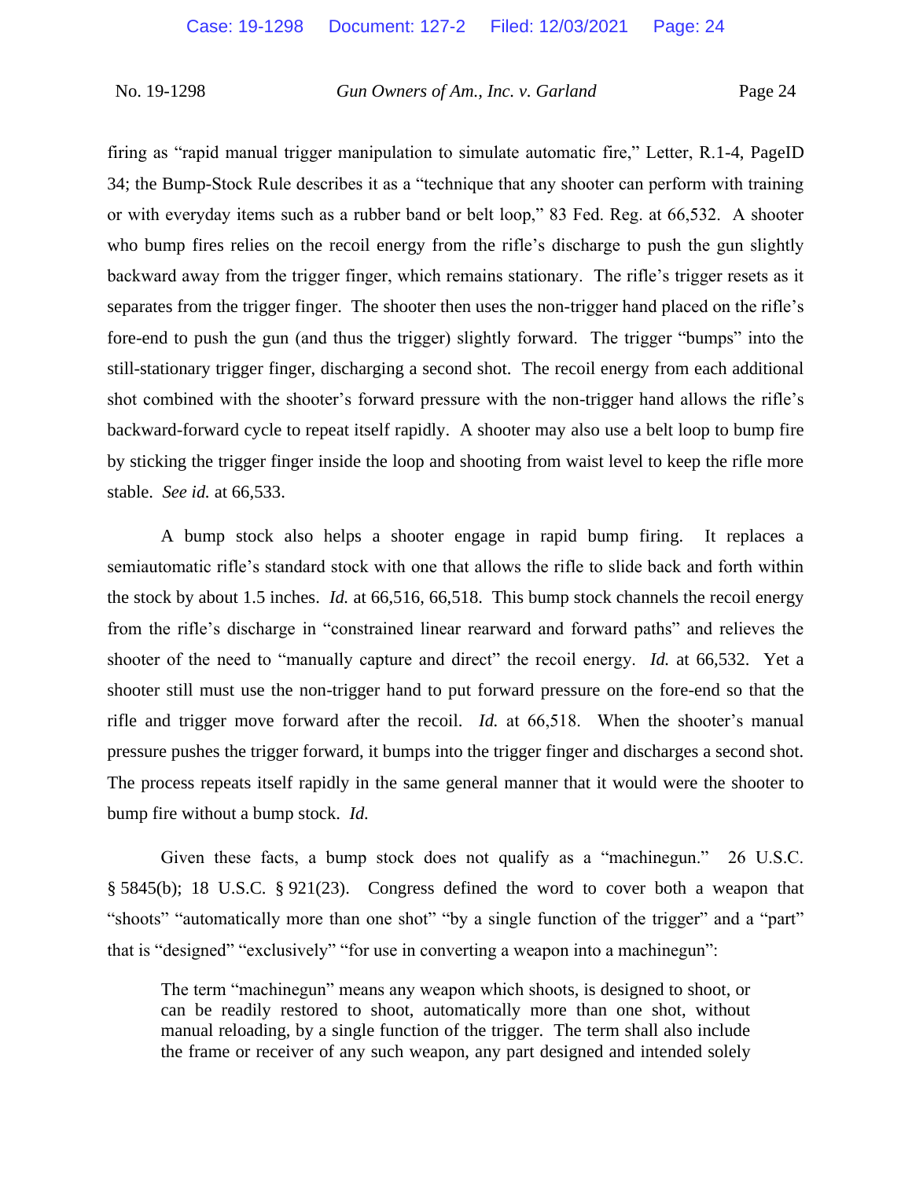firing as "rapid manual trigger manipulation to simulate automatic fire," Letter, R.1-4, PageID 34; the Bump-Stock Rule describes it as a "technique that any shooter can perform with training or with everyday items such as a rubber band or belt loop," 83 Fed. Reg. at 66,532. A shooter who bump fires relies on the recoil energy from the rifle's discharge to push the gun slightly backward away from the trigger finger, which remains stationary. The rifle's trigger resets as it separates from the trigger finger. The shooter then uses the non-trigger hand placed on the rifle's fore-end to push the gun (and thus the trigger) slightly forward. The trigger "bumps" into the still-stationary trigger finger, discharging a second shot. The recoil energy from each additional shot combined with the shooter's forward pressure with the non-trigger hand allows the rifle's backward-forward cycle to repeat itself rapidly. A shooter may also use a belt loop to bump fire by sticking the trigger finger inside the loop and shooting from waist level to keep the rifle more stable. *See id.* at 66,533.

A bump stock also helps a shooter engage in rapid bump firing. It replaces a semiautomatic rifle's standard stock with one that allows the rifle to slide back and forth within the stock by about 1.5 inches. *Id.* at 66,516, 66,518. This bump stock channels the recoil energy from the rifle's discharge in "constrained linear rearward and forward paths" and relieves the shooter of the need to "manually capture and direct" the recoil energy. *Id.* at 66,532. Yet a shooter still must use the non-trigger hand to put forward pressure on the fore-end so that the rifle and trigger move forward after the recoil. *Id.* at 66,518. When the shooter's manual pressure pushes the trigger forward, it bumps into the trigger finger and discharges a second shot. The process repeats itself rapidly in the same general manner that it would were the shooter to bump fire without a bump stock. *Id.*

Given these facts, a bump stock does not qualify as a "machinegun." 26 U.S.C. § 5845(b); 18 U.S.C. § 921(23). Congress defined the word to cover both a weapon that "shoots" "automatically more than one shot" "by a single function of the trigger" and a "part" that is "designed" "exclusively" "for use in converting a weapon into a machinegun":

> The term "machinegun" means any weapon which shoots, is designed to shoot, or can be readily restored to shoot, automatically more than one shot, without manual reloading, by a single function of the trigger. The term shall also include the frame or receiver of any such weapon, any part designed and intended solely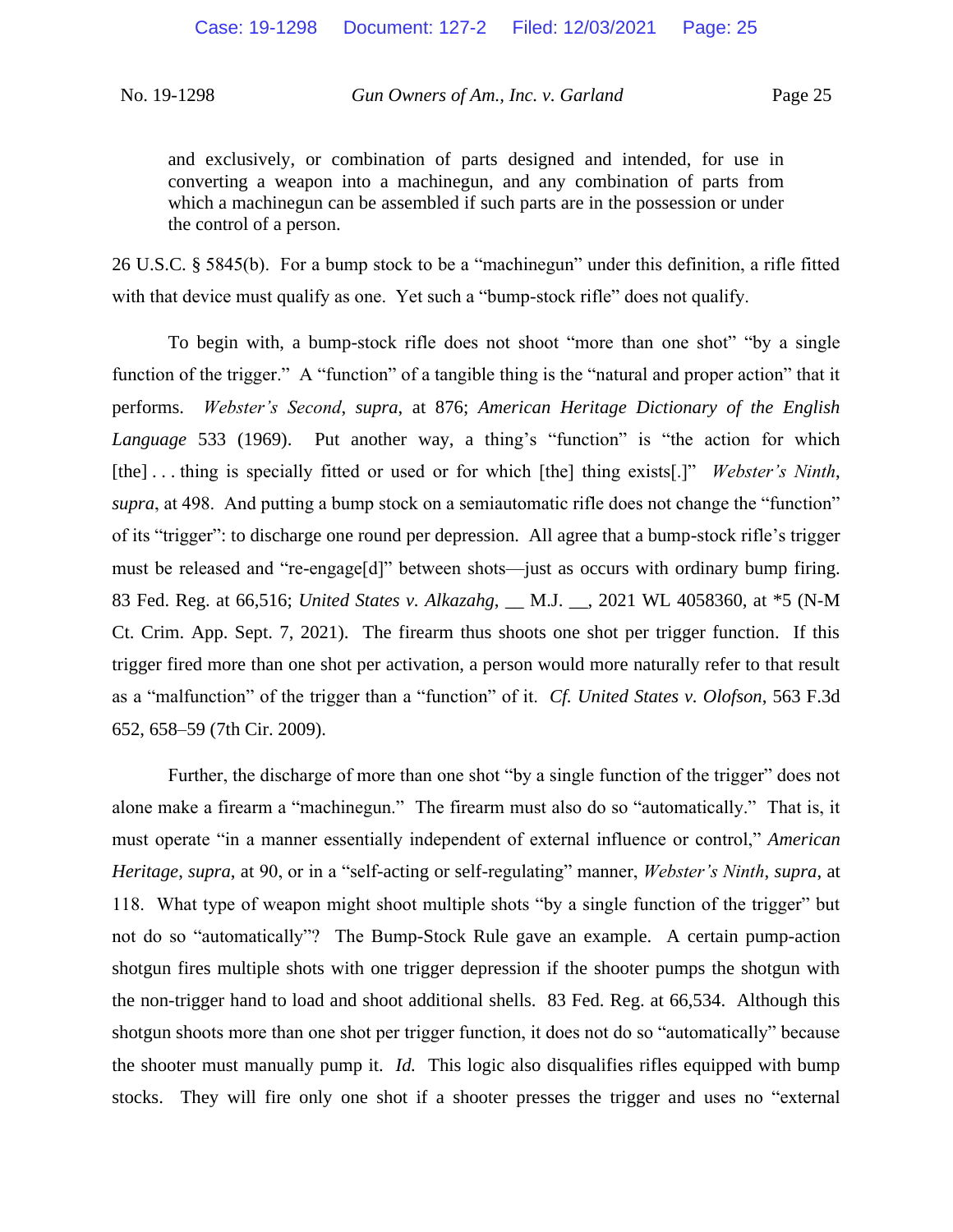> and exclusively, or combination of parts designed and intended, for use in converting a weapon into a machinegun, and any combination of parts from which a machinegun can be assembled if such parts are in the possession or under the control of a person.

26 U.S.C. § 5845(b). For a bump stock to be a "machinegun" under this definition, a rifle fitted with that device must qualify as one. Yet such a "bump-stock rifle" does not qualify.

To begin with, a bump-stock rifle does not shoot "more than one shot" "by a single function of the trigger." A "function" of a tangible thing is the "natural and proper action" that it performs. *Webster's Second*, *supra*, at 876; *American Heritage Dictionary of the English Language* 533 (1969). Put another way, a thing's "function" is "the action for which [the] . . . thing is specially fitted or used or for which [the] thing exists[.]" *Webster's Ninth*, *supra*, at 498. And putting a bump stock on a semiautomatic rifle does not change the "function" of its "trigger": to discharge one round per depression. All agree that a bump-stock rifle's trigger must be released and "re-engage[d]" between shots—just as occurs with ordinary bump firing. 83 Fed. Reg. at 66,516; *United States v. Alkazahg*, __ M.J. __, 2021 WL 4058360, at *5 (N-M Ct. Crim. App. Sept. 7, 2021). The firearm thus shoots one shot per trigger function. If this trigger fired more than one shot per activation, a person would more naturally refer to that result as a "malfunction" of the trigger than a "function" of it. *Cf. United States v. Olofson*, 563 F.3d 652, 658–59 (7th Cir. 2009).

Further, the discharge of more than one shot "by a single function of the trigger" does not alone make a firearm a "machinegun." The firearm must also do so "automatically." That is, it must operate "in a manner essentially independent of external influence or control," *American Heritage*, *supra*, at 90, or in a "self-acting or self-regulating" manner, *Webster's Ninth*, *supra*, at 118. What type of weapon might shoot multiple shots "by a single function of the trigger" but not do so "automatically"? The Bump-Stock Rule gave an example. A certain pump-action shotgun fires multiple shots with one trigger depression if the shooter pumps the shotgun with the non-trigger hand to load and shoot additional shells. 83 Fed. Reg. at 66,534. Although this shotgun shoots more than one shot per trigger function, it does not do so "automatically" because the shooter must manually pump it. *Id.* This logic also disqualifies rifles equipped with bump stocks. They will fire only one shot if a shooter presses the trigger and uses no "external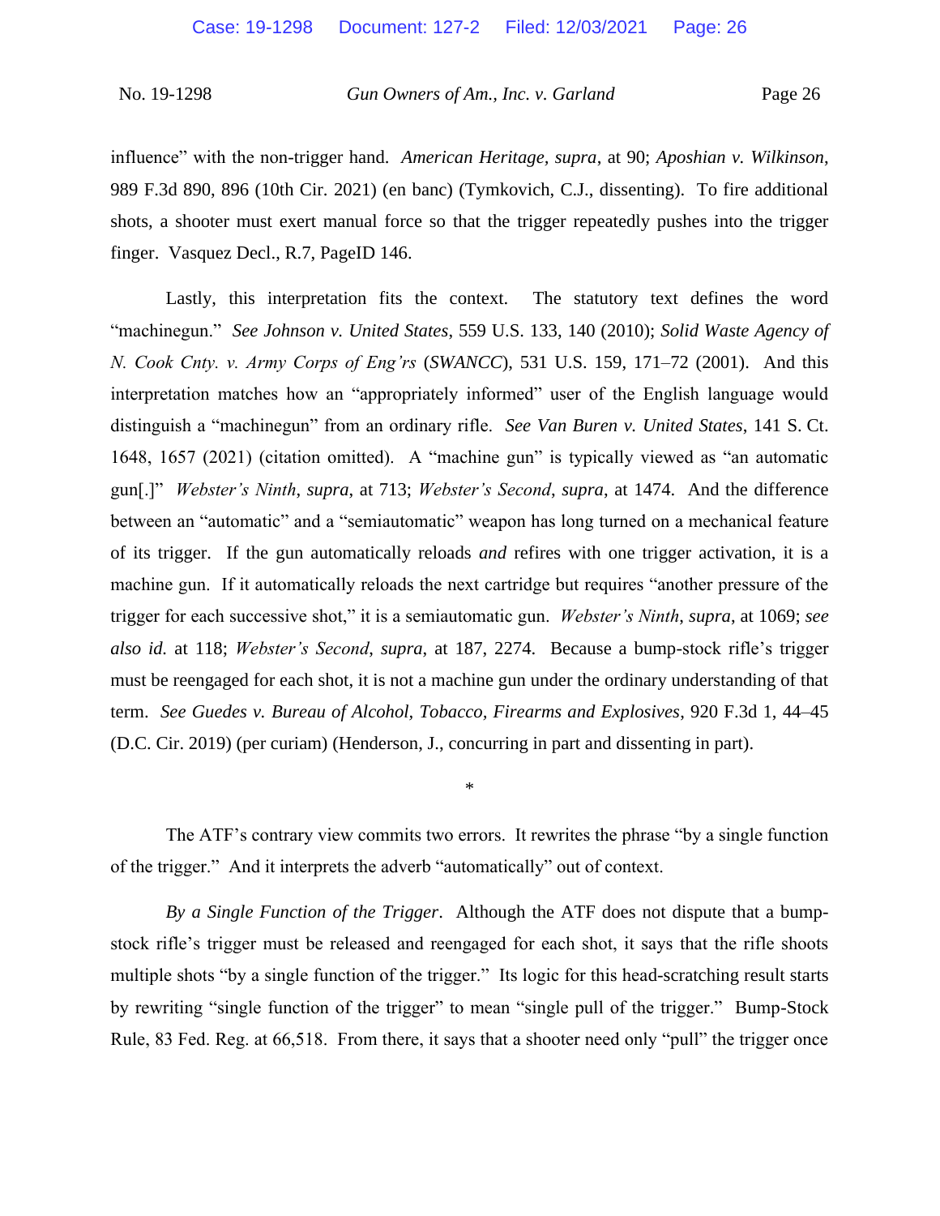influence" with the non-trigger hand. *American Heritage*, *supra*, at 90; *Aposhian v. Wilkinson*, 989 F.3d 890, 896 (10th Cir. 2021) (en banc) (Tymkovich, C.J., dissenting). To fire additional shots, a shooter must exert manual force so that the trigger repeatedly pushes into the trigger finger. Vasquez Decl., R.7, PageID 146.

Lastly, this interpretation fits the context. The statutory text defines the word "machinegun." *See Johnson v. United States*, 559 U.S. 133, 140 (2010); *Solid Waste Agency of N. Cook Cnty. v. Army Corps of Eng'rs* (*SWANCC*), 531 U.S. 159, 171–72 (2001). And this interpretation matches how an "appropriately informed" user of the English language would distinguish a "machinegun" from an ordinary rifle. *See Van Buren v. United States*, 141 S. Ct. 1648, 1657 (2021) (citation omitted). A "machine gun" is typically viewed as "an automatic gun[.]" *Webster's Ninth*, *supra*, at 713; *Webster's Second*, *supra*, at 1474. And the difference between an "automatic" and a "semiautomatic" weapon has long turned on a mechanical feature of its trigger. If the gun automatically reloads *and* refires with one trigger activation, it is a machine gun. If it automatically reloads the next cartridge but requires "another pressure of the trigger for each successive shot," it is a semiautomatic gun. *Webster's Ninth*, *supra*, at 1069; *see also id.* at 118; *Webster's Second*, *supra*, at 187, 2274. Because a bump-stock rifle's trigger must be reengaged for each shot, it is not a machine gun under the ordinary understanding of that term. *See Guedes v. Bureau of Alcohol, Tobacco, Firearms and Explosives*, 920 F.3d 1, 44–45 (D.C. Cir. 2019) (per curiam) (Henderson, J., concurring in part and dissenting in part).

*

The ATF's contrary view commits two errors. It rewrites the phrase "by a single function of the trigger." And it interprets the adverb "automatically" out of context.

*By a Single Function of the Trigger*. Although the ATF does not dispute that a bump-stock rifle's trigger must be released and reengaged for each shot, it says that the rifle shoots multiple shots "by a single function of the trigger." Its logic for this head-scratching result starts by rewriting "single function of the trigger" to mean "single pull of the trigger." Bump-Stock Rule, 83 Fed. Reg. at 66,518. From there, it says that a shooter need only "pull" the trigger once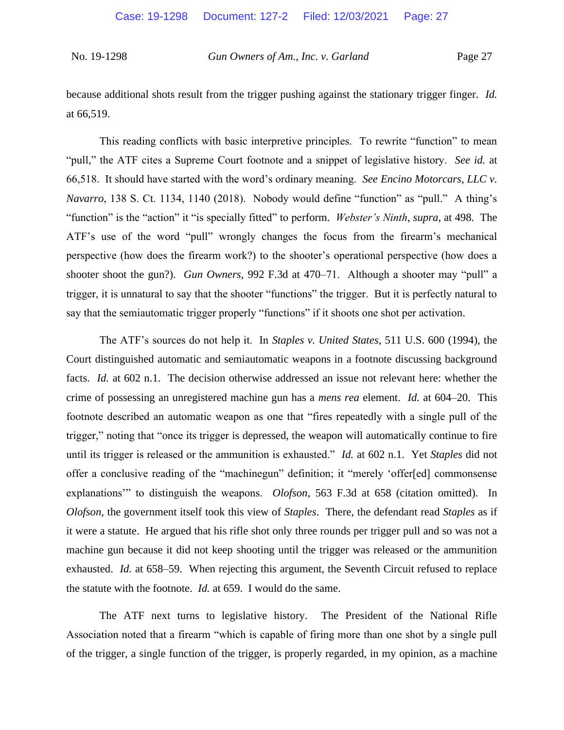because additional shots result from the trigger pushing against the stationary trigger finger. *Id.* at 66,519.

This reading conflicts with basic interpretive principles. To rewrite "function" to mean "pull," the ATF cites a Supreme Court footnote and a snippet of legislative history. *See id.* at 66,518. It should have started with the word's ordinary meaning. *See Encino Motorcars, LLC v. Navarro*, 138 S. Ct. 1134, 1140 (2018). Nobody would define "function" as "pull." A thing's "function" is the "action" it "is specially fitted" to perform. *Webster's Ninth*, *supra*, at 498. The ATF's use of the word "pull" wrongly changes the focus from the firearm's mechanical perspective (how does the firearm work?) to the shooter's operational perspective (how does a shooter shoot the gun?). *Gun Owners*, 992 F.3d at 470–71. Although a shooter may "pull" a trigger, it is unnatural to say that the shooter "functions" the trigger. But it is perfectly natural to say that the semiautomatic trigger properly "functions" if it shoots one shot per activation.

The ATF's sources do not help it. In *Staples v. United States*, 511 U.S. 600 (1994), the Court distinguished automatic and semiautomatic weapons in a footnote discussing background facts. *Id.* at 602 n.1. The decision otherwise addressed an issue not relevant here: whether the crime of possessing an unregistered machine gun has a *mens rea* element. *Id.* at 604–20. This footnote described an automatic weapon as one that "fires repeatedly with a single pull of the trigger," noting that "once its trigger is depressed, the weapon will automatically continue to fire until its trigger is released or the ammunition is exhausted." *Id.* at 602 n.1. Yet *Staples* did not offer a conclusive reading of the "machinegun" definition; it "merely 'offer[ed] commonsense explanations'" to distinguish the weapons. *Olofson*, 563 F.3d at 658 (citation omitted). In *Olofson*, the government itself took this view of *Staples*. There, the defendant read *Staples* as if it were a statute. He argued that his rifle shot only three rounds per trigger pull and so was not a machine gun because it did not keep shooting until the trigger was released or the ammunition exhausted. *Id.* at 658–59. When rejecting this argument, the Seventh Circuit refused to replace the statute with the footnote. *Id.* at 659. I would do the same.

The ATF next turns to legislative history. The President of the National Rifle Association noted that a firearm "which is capable of firing more than one shot by a single pull of the trigger, a single function of the trigger, is properly regarded, in my opinion, as a machine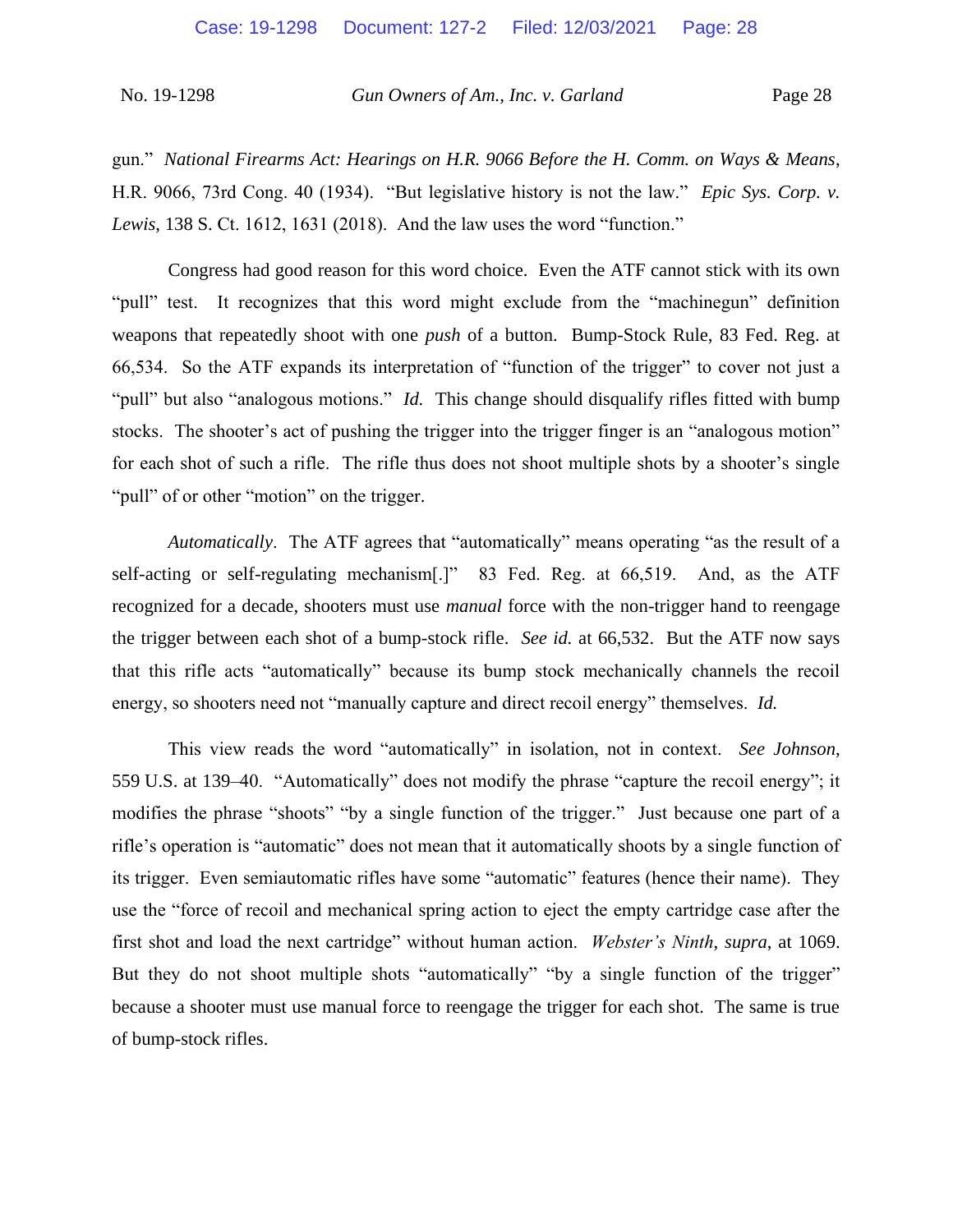gun." *National Firearms Act: Hearings on H.R. 9066 Before the H. Comm. on Ways & Means*, H.R. 9066, 73rd Cong. 40 (1934). "But legislative history is not the law." *Epic Sys. Corp. v. Lewis*, 138 S. Ct. 1612, 1631 (2018). And the law uses the word "function."

Congress had good reason for this word choice. Even the ATF cannot stick with its own "pull" test. It recognizes that this word might exclude from the "machinegun" definition weapons that repeatedly shoot with one *push* of a button. Bump-Stock Rule, 83 Fed. Reg. at 66,534. So the ATF expands its interpretation of "function of the trigger" to cover not just a "pull" but also "analogous motions." *Id.* This change should disqualify rifles fitted with bump stocks. The shooter's act of pushing the trigger into the trigger finger is an "analogous motion" for each shot of such a rifle. The rifle thus does not shoot multiple shots by a shooter's single "pull" of or other "motion" on the trigger.

*Automatically*. The ATF agrees that "automatically" means operating "as the result of a self-acting or self-regulating mechanism[.]" 83 Fed. Reg. at 66,519. And, as the ATF recognized for a decade, shooters must use *manual* force with the non-trigger hand to reengage the trigger between each shot of a bump-stock rifle. *See id.* at 66,532. But the ATF now says that this rifle acts "automatically" because its bump stock mechanically channels the recoil energy, so shooters need not "manually capture and direct recoil energy" themselves. *Id.*

This view reads the word "automatically" in isolation, not in context. *See Johnson*, 559 U.S. at 139–40. "Automatically" does not modify the phrase "capture the recoil energy"; it modifies the phrase "shoots" "by a single function of the trigger." Just because one part of a rifle's operation is "automatic" does not mean that it automatically shoots by a single function of its trigger. Even semiautomatic rifles have some "automatic" features (hence their name). They use the "force of recoil and mechanical spring action to eject the empty cartridge case after the first shot and load the next cartridge" without human action. *Webster's Ninth*, *supra*, at 1069. But they do not shoot multiple shots "automatically" "by a single function of the trigger" because a shooter must use manual force to reengage the trigger for each shot. The same is true of bump-stock rifles.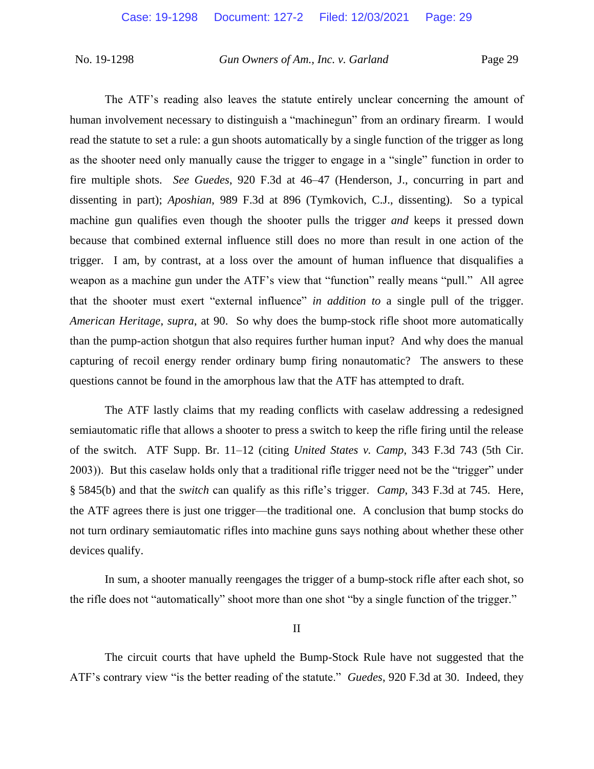The ATF's reading also leaves the statute entirely unclear concerning the amount of human involvement necessary to distinguish a "machinegun" from an ordinary firearm. I would read the statute to set a rule: a gun shoots automatically by a single function of the trigger as long as the shooter need only manually cause the trigger to engage in a "single" function in order to fire multiple shots. *See Guedes*, 920 F.3d at 46–47 (Henderson, J., concurring in part and dissenting in part); *Aposhian*, 989 F.3d at 896 (Tymkovich, C.J., dissenting). So a typical machine gun qualifies even though the shooter pulls the trigger *and* keeps it pressed down because that combined external influence still does no more than result in one action of the trigger. I am, by contrast, at a loss over the amount of human influence that disqualifies a weapon as a machine gun under the ATF's view that "function" really means "pull." All agree that the shooter must exert "external influence" *in addition to* a single pull of the trigger. *American Heritage*, *supra*, at 90. So why does the bump-stock rifle shoot more automatically than the pump-action shotgun that also requires further human input? And why does the manual capturing of recoil energy render ordinary bump firing nonautomatic? The answers to these questions cannot be found in the amorphous law that the ATF has attempted to draft.

The ATF lastly claims that my reading conflicts with caselaw addressing a redesigned semiautomatic rifle that allows a shooter to press a switch to keep the rifle firing until the release of the switch. ATF Supp. Br. 11–12 (citing *United States v. Camp*, 343 F.3d 743 (5th Cir. 2003)). But this caselaw holds only that a traditional rifle trigger need not be the "trigger" under § 5845(b) and that the *switch* can qualify as this rifle's trigger. *Camp*, 343 F.3d at 745. Here, the ATF agrees there is just one trigger—the traditional one. A conclusion that bump stocks do not turn ordinary semiautomatic rifles into machine guns says nothing about whether these other devices qualify.

In sum, a shooter manually reengages the trigger of a bump-stock rifle after each shot, so the rifle does not "automatically" shoot more than one shot "by a single function of the trigger."

## II

The circuit courts that have upheld the Bump-Stock Rule have not suggested that the ATF's contrary view "is the better reading of the statute." *Guedes*, 920 F.3d at 30. Indeed, they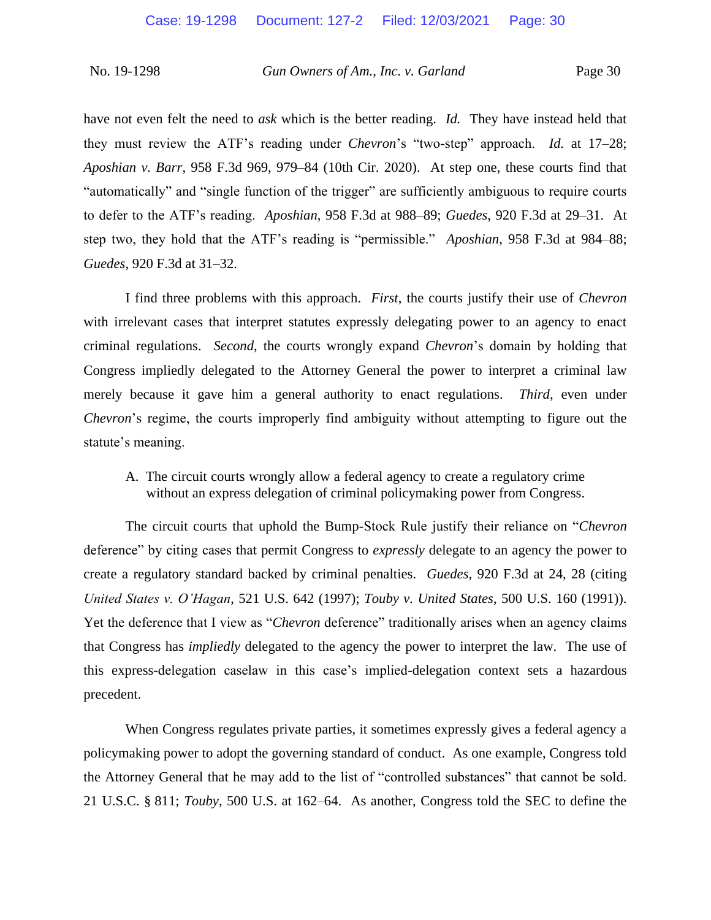have not even felt the need to *ask* which is the better reading. *Id.* They have instead held that they must review the ATF's reading under *Chevron*'s "two-step" approach. *Id.* at 17–28; *Aposhian v. Barr*, 958 F.3d 969, 979–84 (10th Cir. 2020). At step one, these courts find that "automatically" and "single function of the trigger" are sufficiently ambiguous to require courts to defer to the ATF's reading. *Aposhian*, 958 F.3d at 988–89; *Guedes*, 920 F.3d at 29–31. At step two, they hold that the ATF's reading is "permissible." *Aposhian*, 958 F.3d at 984–88; *Guedes*, 920 F.3d at 31–32.

I find three problems with this approach. *First*, the courts justify their use of *Chevron* with irrelevant cases that interpret statutes expressly delegating power to an agency to enact criminal regulations. *Second*, the courts wrongly expand *Chevron*'s domain by holding that Congress impliedly delegated to the Attorney General the power to interpret a criminal law merely because it gave him a general authority to enact regulations. *Third*, even under *Chevron*'s regime, the courts improperly find ambiguity without attempting to figure out the statute's meaning.

A. The circuit courts wrongly allow a federal agency to create a regulatory crime without an express delegation of criminal policymaking power from Congress.

The circuit courts that uphold the Bump-Stock Rule justify their reliance on "*Chevron* deference" by citing cases that permit Congress to *expressly* delegate to an agency the power to create a regulatory standard backed by criminal penalties. *Guedes*, 920 F.3d at 24, 28 (citing *United States v. O'Hagan*, 521 U.S. 642 (1997); *Touby v. United States*, 500 U.S. 160 (1991)). Yet the deference that I view as "*Chevron* deference" traditionally arises when an agency claims that Congress has *impliedly* delegated to the agency the power to interpret the law. The use of this express-delegation caselaw in this case's implied-delegation context sets a hazardous precedent.

When Congress regulates private parties, it sometimes expressly gives a federal agency a policymaking power to adopt the governing standard of conduct. As one example, Congress told the Attorney General that he may add to the list of "controlled substances" that cannot be sold. 21 U.S.C. § 811; *Touby*, 500 U.S. at 162–64. As another, Congress told the SEC to define the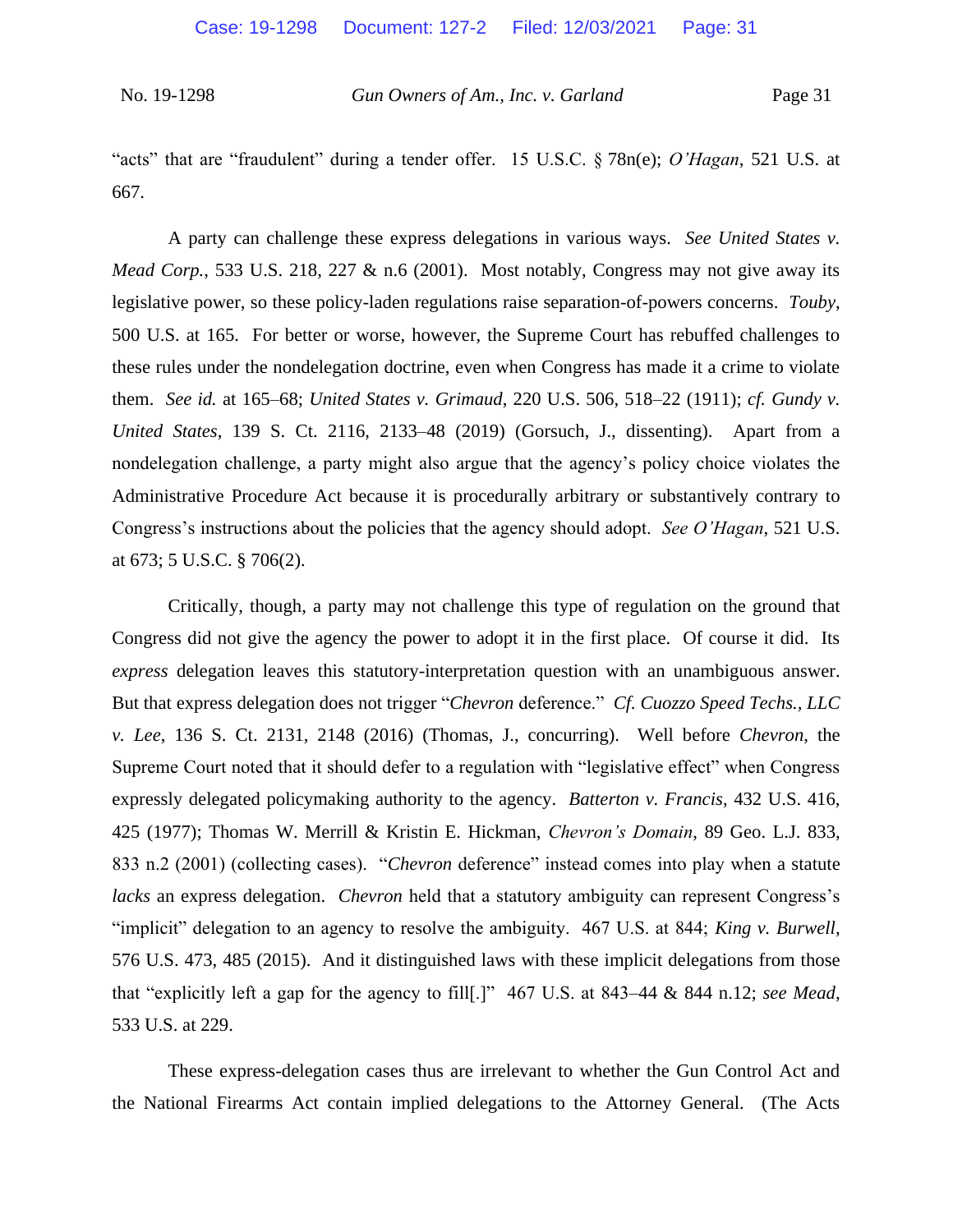"acts" that are "fraudulent" during a tender offer. 15 U.S.C. § 78n(e); *O'Hagan*, 521 U.S. at 667.

A party can challenge these express delegations in various ways. *See United States v. Mead Corp.*, 533 U.S. 218, 227 & n.6 (2001). Most notably, Congress may not give away its legislative power, so these policy-laden regulations raise separation-of-powers concerns. *Touby*, 500 U.S. at 165. For better or worse, however, the Supreme Court has rebuffed challenges to these rules under the nondelegation doctrine, even when Congress has made it a crime to violate them. *See id.* at 165–68; *United States v. Grimaud*, 220 U.S. 506, 518–22 (1911); *cf. Gundy v. United States*, 139 S. Ct. 2116, 2133–48 (2019) (Gorsuch, J., dissenting). Apart from a nondelegation challenge, a party might also argue that the agency's policy choice violates the Administrative Procedure Act because it is procedurally arbitrary or substantively contrary to Congress's instructions about the policies that the agency should adopt. *See O'Hagan*, 521 U.S. at 673; 5 U.S.C. § 706(2).

Critically, though, a party may not challenge this type of regulation on the ground that Congress did not give the agency the power to adopt it in the first place. Of course it did. Its *express* delegation leaves this statutory-interpretation question with an unambiguous answer. But that express delegation does not trigger "*Chevron* deference." *Cf. Cuozzo Speed Techs., LLC v. Lee*, 136 S. Ct. 2131, 2148 (2016) (Thomas, J., concurring). Well before *Chevron*, the Supreme Court noted that it should defer to a regulation with "legislative effect" when Congress expressly delegated policymaking authority to the agency. *Batterton v. Francis*, 432 U.S. 416, 425 (1977); Thomas W. Merrill & Kristin E. Hickman, *Chevron's Domain*, 89 Geo. L.J. 833, 833 n.2 (2001) (collecting cases). "*Chevron* deference" instead comes into play when a statute *lacks* an express delegation. *Chevron* held that a statutory ambiguity can represent Congress's "implicit" delegation to an agency to resolve the ambiguity. 467 U.S. at 844; *King v. Burwell*, 576 U.S. 473, 485 (2015). And it distinguished laws with these implicit delegations from those that "explicitly left a gap for the agency to fill[.]" 467 U.S. at 843–44 & 844 n.12; *see Mead*, 533 U.S. at 229.

These express-delegation cases thus are irrelevant to whether the Gun Control Act and the National Firearms Act contain implied delegations to the Attorney General. (The Acts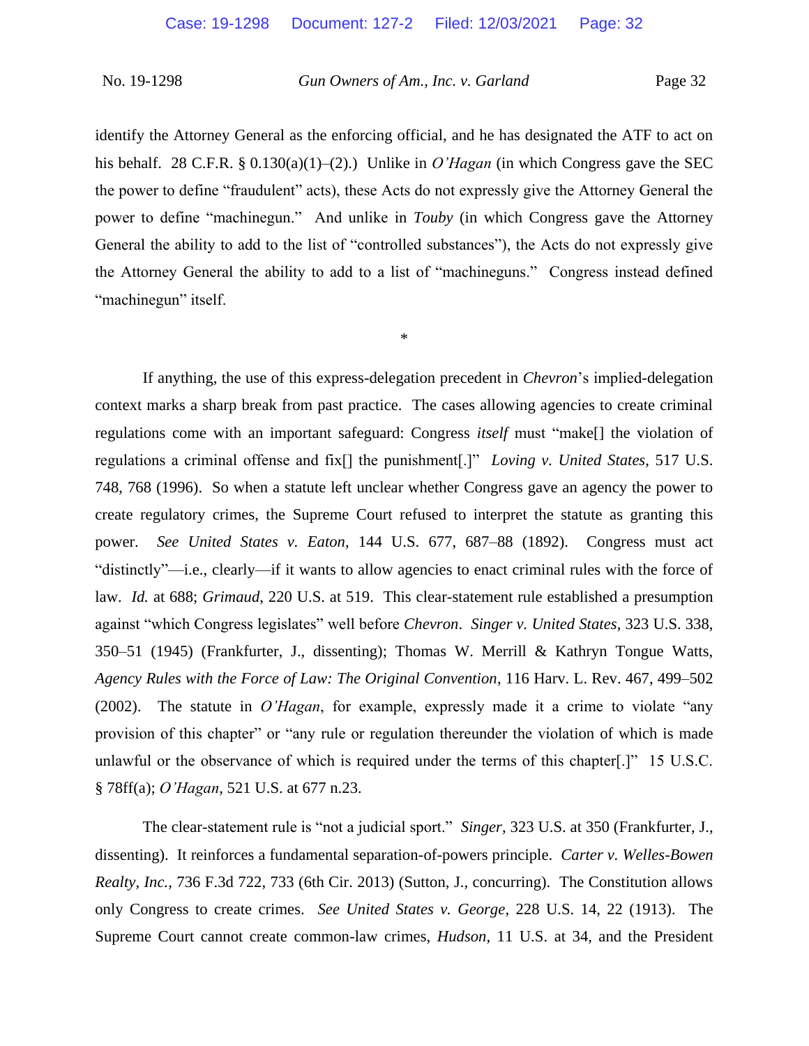identify the Attorney General as the enforcing official, and he has designated the ATF to act on his behalf. 28 C.F.R. § 0.130(a)(1)–(2).) Unlike in *O'Hagan* (in which Congress gave the SEC the power to define "fraudulent" acts), these Acts do not expressly give the Attorney General the power to define "machinegun." And unlike in *Touby* (in which Congress gave the Attorney General the ability to add to the list of "controlled substances"), the Acts do not expressly give the Attorney General the ability to add to a list of "machineguns." Congress instead defined "machinegun" itself.

*

If anything, the use of this express-delegation precedent in *Chevron*'s implied-delegation context marks a sharp break from past practice. The cases allowing agencies to create criminal regulations come with an important safeguard: Congress *itself* must "make[] the violation of regulations a criminal offense and fix[] the punishment[.]" *Loving v. United States*, 517 U.S. 748, 768 (1996). So when a statute left unclear whether Congress gave an agency the power to create regulatory crimes, the Supreme Court refused to interpret the statute as granting this power. *See United States v. Eaton*, 144 U.S. 677, 687–88 (1892). Congress must act "distinctly"—i.e., clearly—if it wants to allow agencies to enact criminal rules with the force of law. *Id.* at 688; *Grimaud*, 220 U.S. at 519. This clear-statement rule established a presumption against "which Congress legislates" well before *Chevron*. *Singer v. United States*, 323 U.S. 338, 350–51 (1945) (Frankfurter, J., dissenting); Thomas W. Merrill & Kathryn Tongue Watts, *Agency Rules with the Force of Law: The Original Convention*, 116 Harv. L. Rev. 467, 499–502 (2002). The statute in *O'Hagan*, for example, expressly made it a crime to violate "any provision of this chapter" or "any rule or regulation thereunder the violation of which is made unlawful or the observance of which is required under the terms of this chapter[.]" 15 U.S.C. § 78ff(a); *O'Hagan*, 521 U.S. at 677 n.23.

The clear-statement rule is "not a judicial sport." *Singer*, 323 U.S. at 350 (Frankfurter, J., dissenting). It reinforces a fundamental separation-of-powers principle. *Carter v. Welles-Bowen Realty, Inc.*, 736 F.3d 722, 733 (6th Cir. 2013) (Sutton, J., concurring). The Constitution allows only Congress to create crimes. *See United States v. George*, 228 U.S. 14, 22 (1913). The Supreme Court cannot create common-law crimes, *Hudson*, 11 U.S. at 34, and the President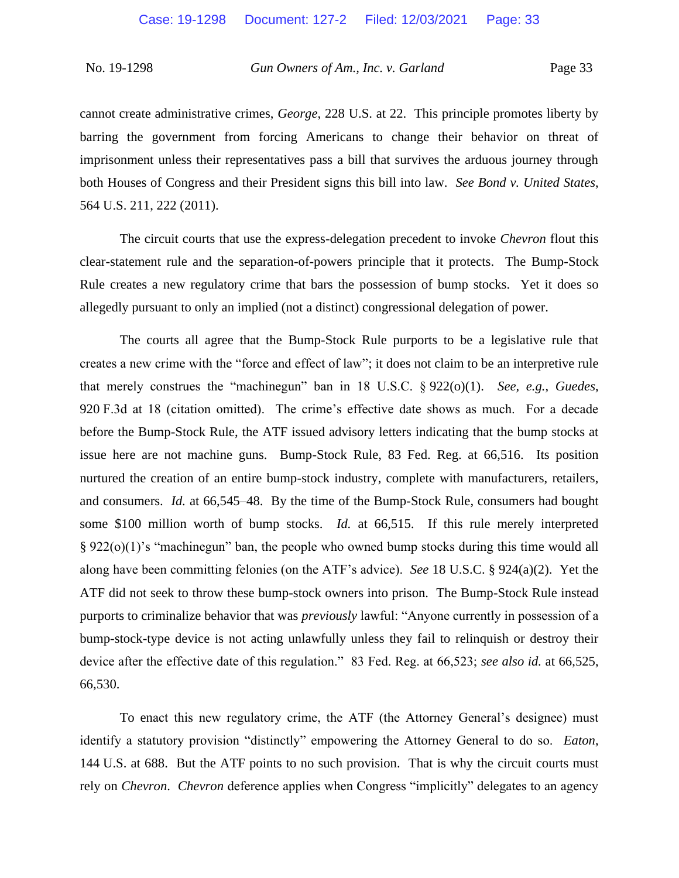cannot create administrative crimes, *George*, 228 U.S. at 22. This principle promotes liberty by barring the government from forcing Americans to change their behavior on threat of imprisonment unless their representatives pass a bill that survives the arduous journey through both Houses of Congress and their President signs this bill into law. *See Bond v. United States*, 564 U.S. 211, 222 (2011).

The circuit courts that use the express-delegation precedent to invoke *Chevron* flout this clear-statement rule and the separation-of-powers principle that it protects. The Bump-Stock Rule creates a new regulatory crime that bars the possession of bump stocks. Yet it does so allegedly pursuant to only an implied (not a distinct) congressional delegation of power.

The courts all agree that the Bump-Stock Rule purports to be a legislative rule that creates a new crime with the "force and effect of law"; it does not claim to be an interpretive rule that merely construes the "machinegun" ban in 18 U.S.C. § 922(o)(1). *See, e.g.*, *Guedes*, 920 F.3d at 18 (citation omitted). The crime's effective date shows as much. For a decade before the Bump-Stock Rule, the ATF issued advisory letters indicating that the bump stocks at issue here are not machine guns. Bump-Stock Rule, 83 Fed. Reg. at 66,516. Its position nurtured the creation of an entire bump-stock industry, complete with manufacturers, retailers, and consumers. *Id.* at 66,545–48. By the time of the Bump-Stock Rule, consumers had bought some $100 million worth of bump stocks. *Id.* at 66,515. If this rule merely interpreted § 922(o)(1)'s "machinegun" ban, the people who owned bump stocks during this time would all along have been committing felonies (on the ATF's advice). *See* 18 U.S.C. § 924(a)(2). Yet the ATF did not seek to throw these bump-stock owners into prison. The Bump-Stock Rule instead purports to criminalize behavior that was *previously* lawful: "Anyone currently in possession of a bump-stock-type device is not acting unlawfully unless they fail to relinquish or destroy their device after the effective date of this regulation." 83 Fed. Reg. at 66,523; *see also id.* at 66,525, 66,530.

To enact this new regulatory crime, the ATF (the Attorney General's designee) must identify a statutory provision "distinctly" empowering the Attorney General to do so. *Eaton*, 144 U.S. at 688. But the ATF points to no such provision. That is why the circuit courts must rely on *Chevron*. *Chevron* deference applies when Congress "implicitly" delegates to an agency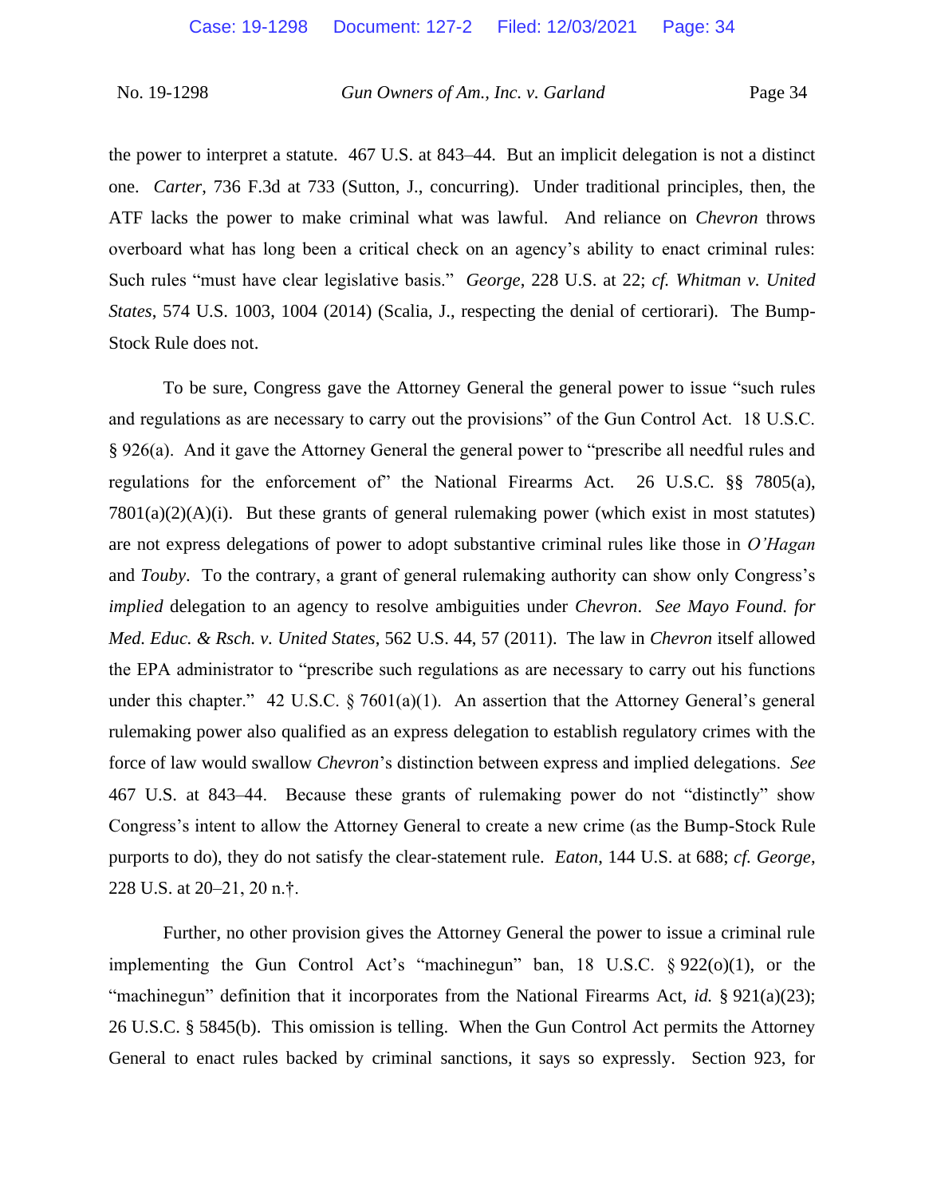the power to interpret a statute. 467 U.S. at 843–44. But an implicit delegation is not a distinct one. *Carter*, 736 F.3d at 733 (Sutton, J., concurring). Under traditional principles, then, the ATF lacks the power to make criminal what was lawful. And reliance on *Chevron* throws overboard what has long been a critical check on an agency's ability to enact criminal rules: Such rules "must have clear legislative basis." *George*, 228 U.S. at 22; *cf. Whitman v. United States*, 574 U.S. 1003, 1004 (2014) (Scalia, J., respecting the denial of certiorari). The Bump-Stock Rule does not.

To be sure, Congress gave the Attorney General the general power to issue "such rules and regulations as are necessary to carry out the provisions" of the Gun Control Act. 18 U.S.C. § 926(a). And it gave the Attorney General the general power to "prescribe all needful rules and regulations for the enforcement of" the National Firearms Act. 26 U.S.C. §§ 7805(a), 7801(a)(2)(A)(i). But these grants of general rulemaking power (which exist in most statutes) are not express delegations of power to adopt substantive criminal rules like those in *O'Hagan* and *Touby*. To the contrary, a grant of general rulemaking authority can show only Congress's *implied* delegation to an agency to resolve ambiguities under *Chevron*. *See Mayo Found. for Med. Educ. & Rsch. v. United States*, 562 U.S. 44, 57 (2011). The law in *Chevron* itself allowed the EPA administrator to "prescribe such regulations as are necessary to carry out his functions under this chapter." 42 U.S.C. § 7601(a)(1). An assertion that the Attorney General's general rulemaking power also qualified as an express delegation to establish regulatory crimes with the force of law would swallow *Chevron*'s distinction between express and implied delegations. *See* 467 U.S. at 843–44. Because these grants of rulemaking power do not "distinctly" show Congress's intent to allow the Attorney General to create a new crime (as the Bump-Stock Rule purports to do), they do not satisfy the clear-statement rule. *Eaton*, 144 U.S. at 688; *cf. George*, 228 U.S. at 20–21, 20 n.†.

Further, no other provision gives the Attorney General the power to issue a criminal rule implementing the Gun Control Act's "machinegun" ban, 18 U.S.C. § 922(o)(1), or the "machinegun" definition that it incorporates from the National Firearms Act, *id.* § 921(a)(23); 26 U.S.C. § 5845(b). This omission is telling. When the Gun Control Act permits the Attorney General to enact rules backed by criminal sanctions, it says so expressly. Section 923, for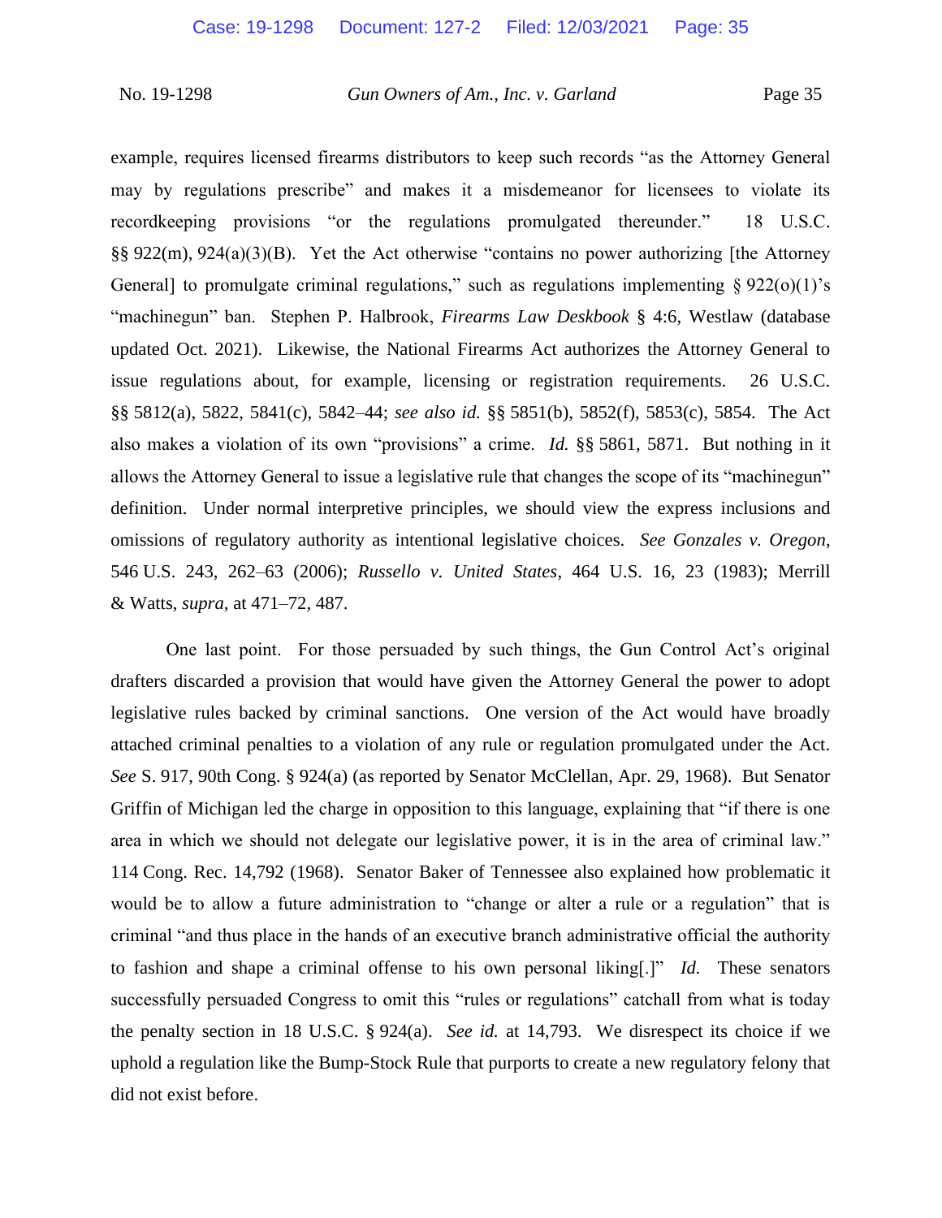example, requires licensed firearms distributors to keep such records "as the Attorney General may by regulations prescribe" and makes it a misdemeanor for licensees to violate its recordkeeping provisions "or the regulations promulgated thereunder." 18 U.S.C. §§ 922(m), 924(a)(3)(B). Yet the Act otherwise "contains no power authorizing [the Attorney General] to promulgate criminal regulations," such as regulations implementing § 922(o)(1)'s "machinegun" ban. Stephen P. Halbrook, *Firearms Law Deskbook* § 4:6, Westlaw (database updated Oct. 2021). Likewise, the National Firearms Act authorizes the Attorney General to issue regulations about, for example, licensing or registration requirements. 26 U.S.C. §§ 5812(a), 5822, 5841(c), 5842–44; *see also id.* §§ 5851(b), 5852(f), 5853(c), 5854. The Act also makes a violation of its own "provisions" a crime. *Id.* §§ 5861, 5871. But nothing in it allows the Attorney General to issue a legislative rule that changes the scope of its "machinegun" definition. Under normal interpretive principles, we should view the express inclusions and omissions of regulatory authority as intentional legislative choices. *See Gonzales v. Oregon*, 546 U.S. 243, 262–63 (2006); *Russello v. United States*, 464 U.S. 16, 23 (1983); Merrill & Watts, *supra*, at 471–72, 487.

One last point. For those persuaded by such things, the Gun Control Act's original drafters discarded a provision that would have given the Attorney General the power to adopt legislative rules backed by criminal sanctions. One version of the Act would have broadly attached criminal penalties to a violation of any rule or regulation promulgated under the Act. *See* S. 917, 90th Cong. § 924(a) (as reported by Senator McClellan, Apr. 29, 1968). But Senator Griffin of Michigan led the charge in opposition to this language, explaining that "if there is one area in which we should not delegate our legislative power, it is in the area of criminal law." 114 Cong. Rec. 14,792 (1968). Senator Baker of Tennessee also explained how problematic it would be to allow a future administration to "change or alter a rule or a regulation" that is criminal "and thus place in the hands of an executive branch administrative official the authority to fashion and shape a criminal offense to his own personal liking[.]" *Id.* These senators successfully persuaded Congress to omit this "rules or regulations" catchall from what is today the penalty section in 18 U.S.C. § 924(a). *See id.* at 14,793. We disrespect its choice if we uphold a regulation like the Bump-Stock Rule that purports to create a new regulatory felony that did not exist before.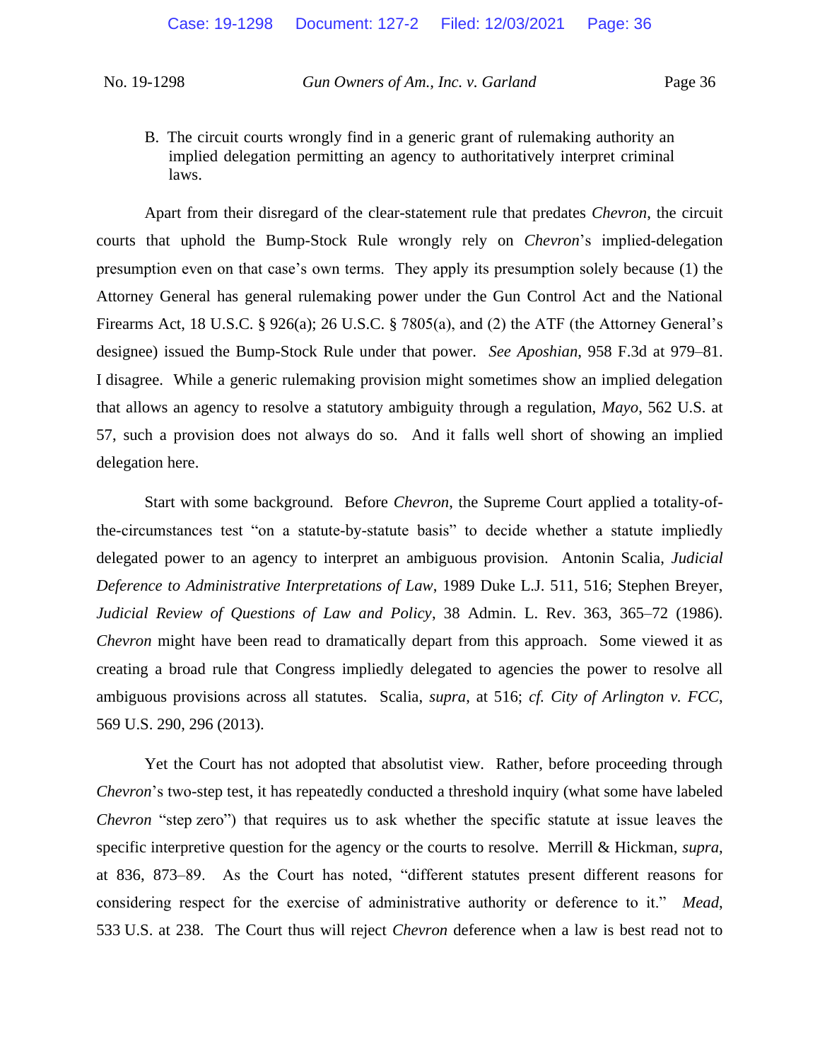B. The circuit courts wrongly find in a generic grant of rulemaking authority an implied delegation permitting an agency to authoritatively interpret criminal laws.

Apart from their disregard of the clear-statement rule that predates *Chevron*, the circuit courts that uphold the Bump-Stock Rule wrongly rely on *Chevron*'s implied-delegation presumption even on that case's own terms. They apply its presumption solely because (1) the Attorney General has general rulemaking power under the Gun Control Act and the National Firearms Act, 18 U.S.C. § 926(a); 26 U.S.C. § 7805(a), and (2) the ATF (the Attorney General's designee) issued the Bump-Stock Rule under that power. *See Aposhian*, 958 F.3d at 979–81. I disagree. While a generic rulemaking provision might sometimes show an implied delegation that allows an agency to resolve a statutory ambiguity through a regulation, *Mayo*, 562 U.S. at 57, such a provision does not always do so. And it falls well short of showing an implied delegation here.

Start with some background. Before *Chevron*, the Supreme Court applied a totality-of-the-circumstances test "on a statute-by-statute basis" to decide whether a statute impliedly delegated power to an agency to interpret an ambiguous provision. Antonin Scalia, *Judicial Deference to Administrative Interpretations of Law*, 1989 Duke L.J. 511, 516; Stephen Breyer, *Judicial Review of Questions of Law and Policy*, 38 Admin. L. Rev. 363, 365–72 (1986). *Chevron* might have been read to dramatically depart from this approach. Some viewed it as creating a broad rule that Congress impliedly delegated to agencies the power to resolve all ambiguous provisions across all statutes. Scalia, *supra*, at 516; *cf. City of Arlington v. FCC*, 569 U.S. 290, 296 (2013).

Yet the Court has not adopted that absolutist view. Rather, before proceeding through *Chevron*'s two-step test, it has repeatedly conducted a threshold inquiry (what some have labeled *Chevron* "step zero") that requires us to ask whether the specific statute at issue leaves the specific interpretive question for the agency or the courts to resolve. Merrill & Hickman, *supra*, at 836, 873–89. As the Court has noted, "different statutes present different reasons for considering respect for the exercise of administrative authority or deference to it." *Mead*, 533 U.S. at 238. The Court thus will reject *Chevron* deference when a law is best read not to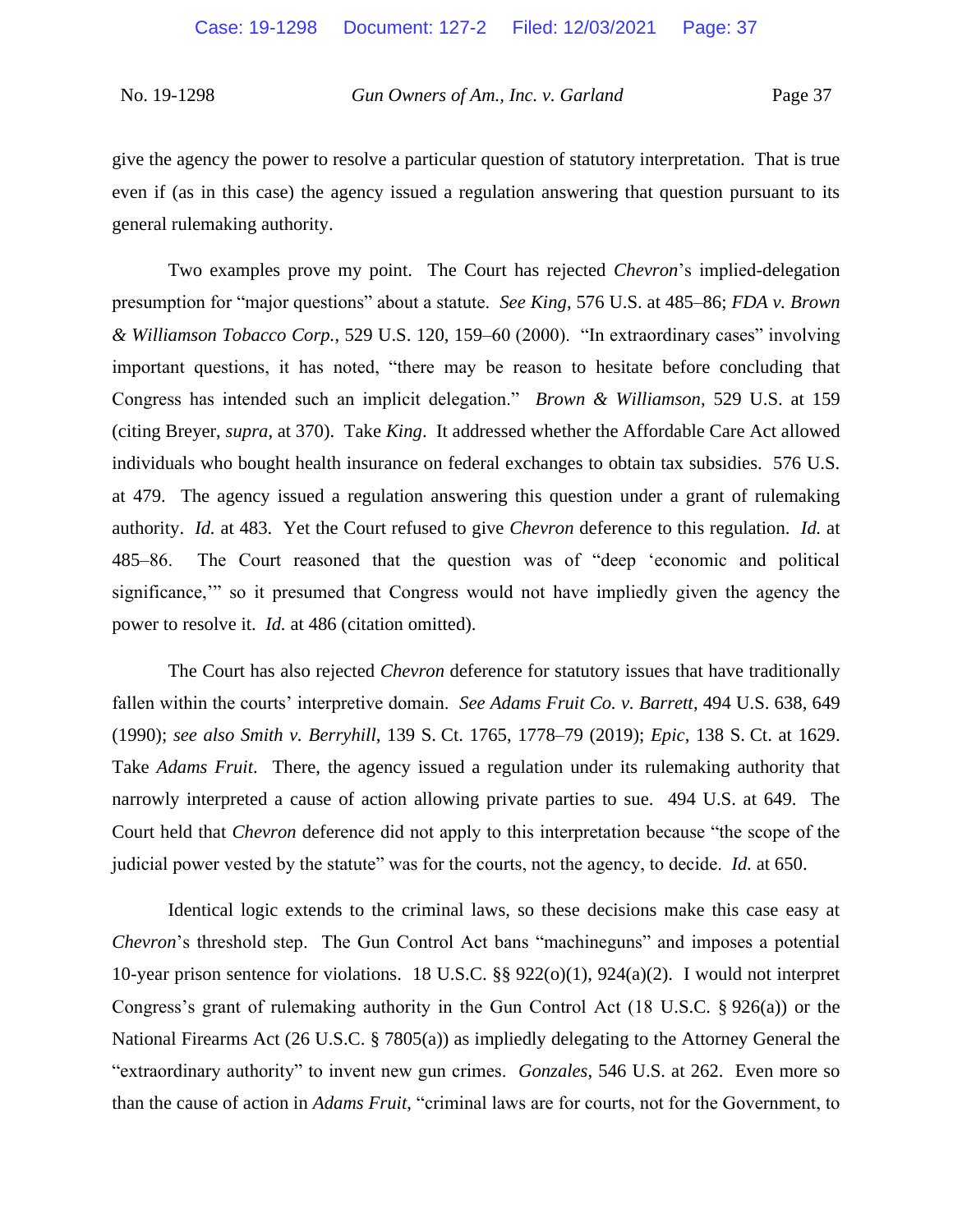give the agency the power to resolve a particular question of statutory interpretation. That is true even if (as in this case) the agency issued a regulation answering that question pursuant to its general rulemaking authority.

Two examples prove my point. The Court has rejected *Chevron*'s implied-delegation presumption for "major questions" about a statute. *See King*, 576 U.S. at 485–86; *FDA v. Brown & Williamson Tobacco Corp.*, 529 U.S. 120, 159–60 (2000). "In extraordinary cases" involving important questions, it has noted, "there may be reason to hesitate before concluding that Congress has intended such an implicit delegation." *Brown & Williamson*, 529 U.S. at 159 (citing Breyer, *supra*, at 370). Take *King*. It addressed whether the Affordable Care Act allowed individuals who bought health insurance on federal exchanges to obtain tax subsidies. 576 U.S. at 479. The agency issued a regulation answering this question under a grant of rulemaking authority. *Id.* at 483. Yet the Court refused to give *Chevron* deference to this regulation. *Id.* at 485–86. The Court reasoned that the question was of "deep 'economic and political significance,'" so it presumed that Congress would not have impliedly given the agency the power to resolve it. *Id.* at 486 (citation omitted).

The Court has also rejected *Chevron* deference for statutory issues that have traditionally fallen within the courts' interpretive domain. *See Adams Fruit Co. v. Barrett*, 494 U.S. 638, 649 (1990); *see also Smith v. Berryhill*, 139 S. Ct. 1765, 1778–79 (2019); *Epic*, 138 S. Ct. at 1629. Take *Adams Fruit*. There, the agency issued a regulation under its rulemaking authority that narrowly interpreted a cause of action allowing private parties to sue. 494 U.S. at 649. The Court held that *Chevron* deference did not apply to this interpretation because "the scope of the judicial power vested by the statute" was for the courts, not the agency, to decide. *Id.* at 650.

Identical logic extends to the criminal laws, so these decisions make this case easy at *Chevron*'s threshold step. The Gun Control Act bans "machineguns" and imposes a potential 10-year prison sentence for violations. 18 U.S.C. §§ 922(o)(1), 924(a)(2). I would not interpret Congress's grant of rulemaking authority in the Gun Control Act (18 U.S.C. § 926(a)) or the National Firearms Act (26 U.S.C. § 7805(a)) as impliedly delegating to the Attorney General the "extraordinary authority" to invent new gun crimes. *Gonzales*, 546 U.S. at 262. Even more so than the cause of action in *Adams Fruit*, "criminal laws are for courts, not for the Government, to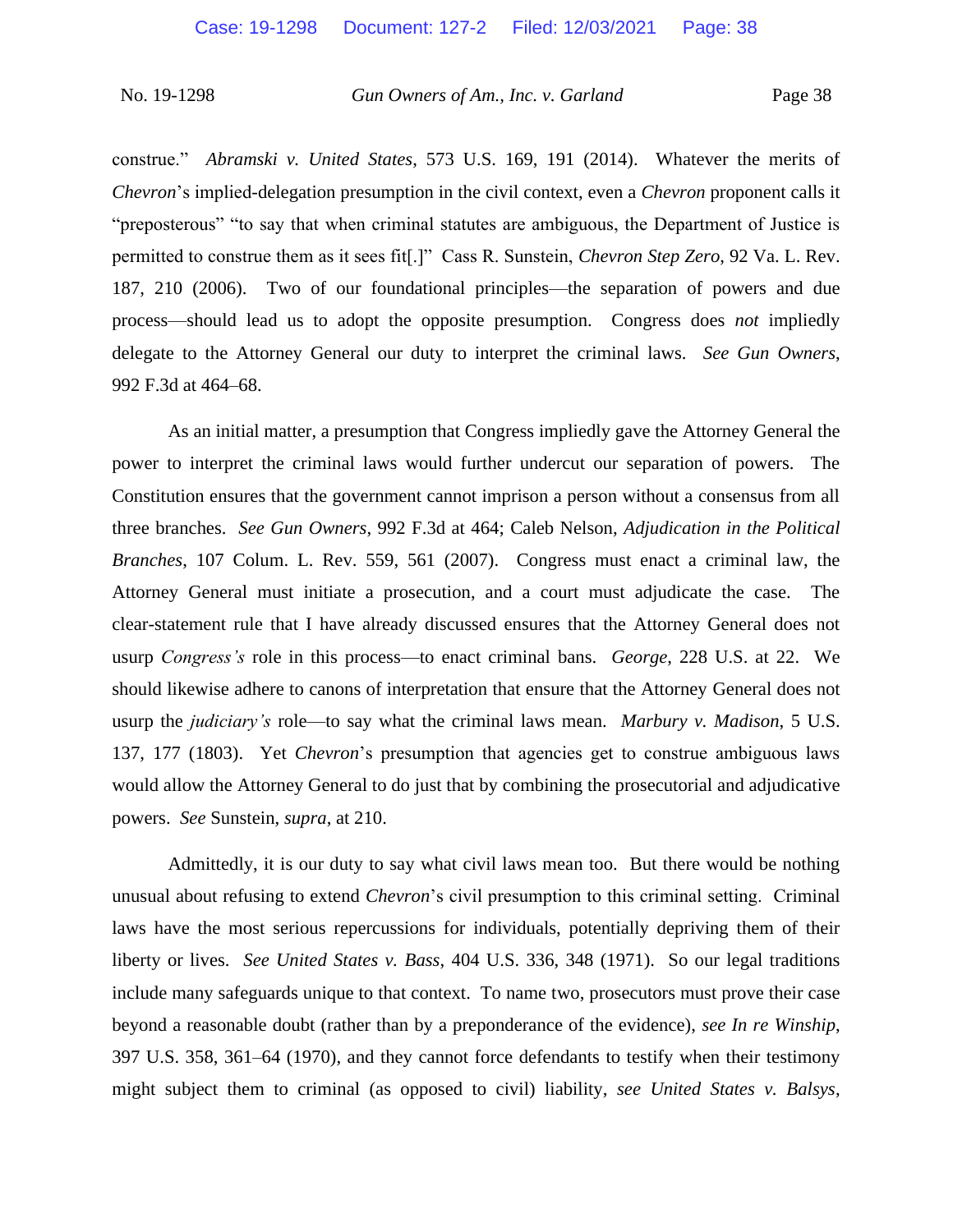construe." *Abramski v. United States*, 573 U.S. 169, 191 (2014). Whatever the merits of *Chevron*'s implied-delegation presumption in the civil context, even a *Chevron* proponent calls it "preposterous" "to say that when criminal statutes are ambiguous, the Department of Justice is permitted to construe them as it sees fit[.]" Cass R. Sunstein, *Chevron Step Zero*, 92 Va. L. Rev. 187, 210 (2006). Two of our foundational principles—the separation of powers and due process—should lead us to adopt the opposite presumption. Congress does *not* impliedly delegate to the Attorney General our duty to interpret the criminal laws. *See Gun Owners*, 992 F.3d at 464–68.

As an initial matter, a presumption that Congress impliedly gave the Attorney General the power to interpret the criminal laws would further undercut our separation of powers. The Constitution ensures that the government cannot imprison a person without a consensus from all three branches. *See Gun Owners*, 992 F.3d at 464; Caleb Nelson, *Adjudication in the Political Branches*, 107 Colum. L. Rev. 559, 561 (2007). Congress must enact a criminal law, the Attorney General must initiate a prosecution, and a court must adjudicate the case. The clear-statement rule that I have already discussed ensures that the Attorney General does not usurp *Congress's* role in this process—to enact criminal bans. *George*, 228 U.S. at 22. We should likewise adhere to canons of interpretation that ensure that the Attorney General does not usurp the *judiciary's* role—to say what the criminal laws mean. *Marbury v. Madison*, 5 U.S. 137, 177 (1803). Yet *Chevron*'s presumption that agencies get to construe ambiguous laws would allow the Attorney General to do just that by combining the prosecutorial and adjudicative powers. *See* Sunstein, *supra*, at 210.

Admittedly, it is our duty to say what civil laws mean too. But there would be nothing unusual about refusing to extend *Chevron*'s civil presumption to this criminal setting. Criminal laws have the most serious repercussions for individuals, potentially depriving them of their liberty or lives. *See United States v. Bass*, 404 U.S. 336, 348 (1971). So our legal traditions include many safeguards unique to that context. To name two, prosecutors must prove their case beyond a reasonable doubt (rather than by a preponderance of the evidence), *see In re Winship*, 397 U.S. 358, 361–64 (1970), and they cannot force defendants to testify when their testimony might subject them to criminal (as opposed to civil) liability, *see United States v. Balsys*,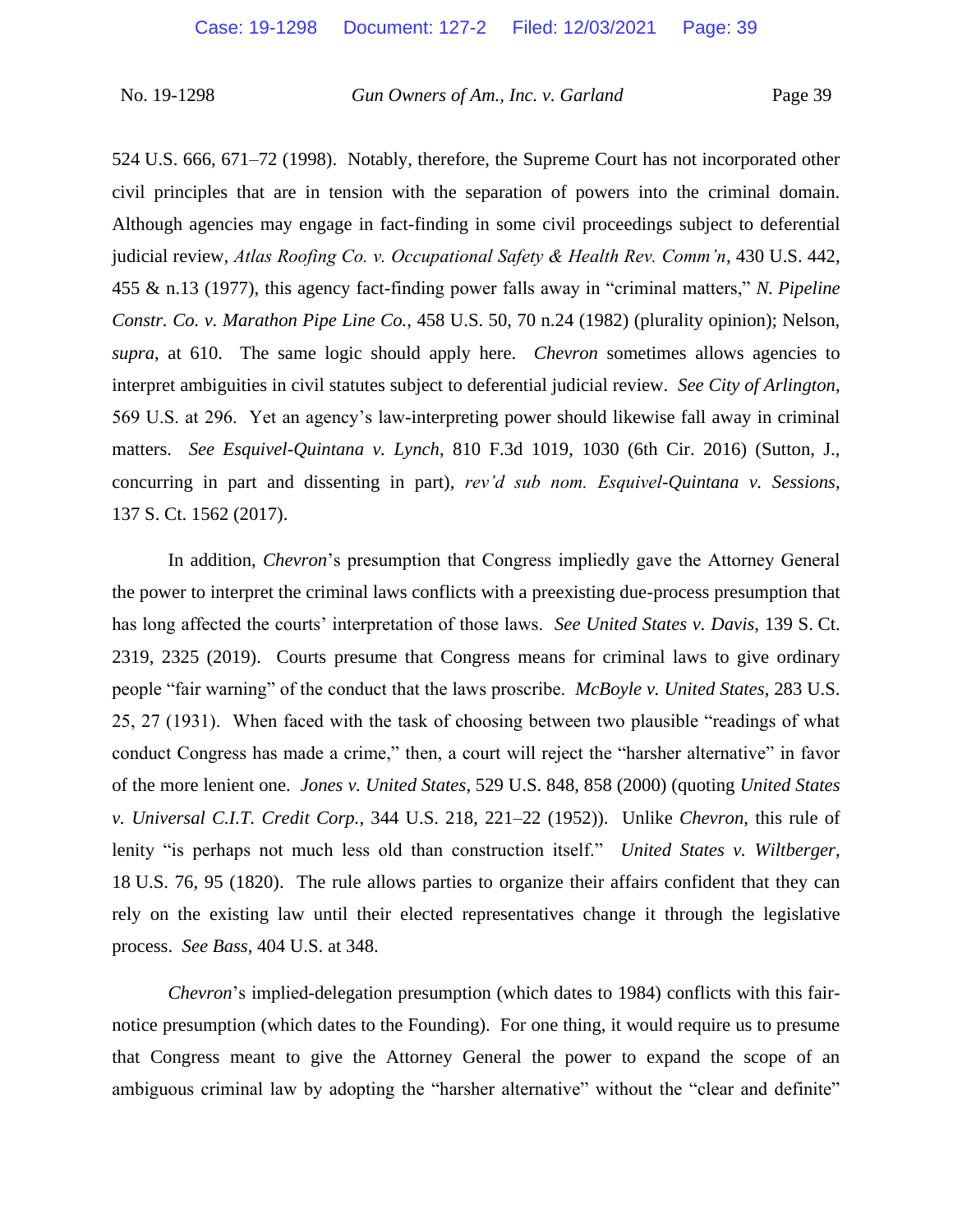524 U.S. 666, 671–72 (1998). Notably, therefore, the Supreme Court has not incorporated other civil principles that are in tension with the separation of powers into the criminal domain. Although agencies may engage in fact-finding in some civil proceedings subject to deferential judicial review, *Atlas Roofing Co. v. Occupational Safety & Health Rev. Comm'n*, 430 U.S. 442, 455 & n.13 (1977), this agency fact-finding power falls away in "criminal matters," *N. Pipeline Constr. Co. v. Marathon Pipe Line Co.*, 458 U.S. 50, 70 n.24 (1982) (plurality opinion); Nelson, *supra*, at 610. The same logic should apply here. *Chevron* sometimes allows agencies to interpret ambiguities in civil statutes subject to deferential judicial review. *See City of Arlington*, 569 U.S. at 296. Yet an agency's law-interpreting power should likewise fall away in criminal matters. *See Esquivel-Quintana v. Lynch*, 810 F.3d 1019, 1030 (6th Cir. 2016) (Sutton, J., concurring in part and dissenting in part), *rev'd sub nom. Esquivel-Quintana v. Sessions*, 137 S. Ct. 1562 (2017).

In addition, *Chevron*'s presumption that Congress impliedly gave the Attorney General the power to interpret the criminal laws conflicts with a preexisting due-process presumption that has long affected the courts' interpretation of those laws. *See United States v. Davis*, 139 S. Ct. 2319, 2325 (2019). Courts presume that Congress means for criminal laws to give ordinary people "fair warning" of the conduct that the laws proscribe. *McBoyle v. United States*, 283 U.S. 25, 27 (1931). When faced with the task of choosing between two plausible "readings of what conduct Congress has made a crime," then, a court will reject the "harsher alternative" in favor of the more lenient one. *Jones v. United States*, 529 U.S. 848, 858 (2000) (quoting *United States v. Universal C.I.T. Credit Corp.*, 344 U.S. 218, 221–22 (1952)). Unlike *Chevron*, this rule of lenity "is perhaps not much less old than construction itself." *United States v. Wiltberger*, 18 U.S. 76, 95 (1820). The rule allows parties to organize their affairs confident that they can rely on the existing law until their elected representatives change it through the legislative process. *See Bass*, 404 U.S. at 348.

*Chevron*'s implied-delegation presumption (which dates to 1984) conflicts with this fair-notice presumption (which dates to the Founding). For one thing, it would require us to presume that Congress meant to give the Attorney General the power to expand the scope of an ambiguous criminal law by adopting the "harsher alternative" without the "clear and definite"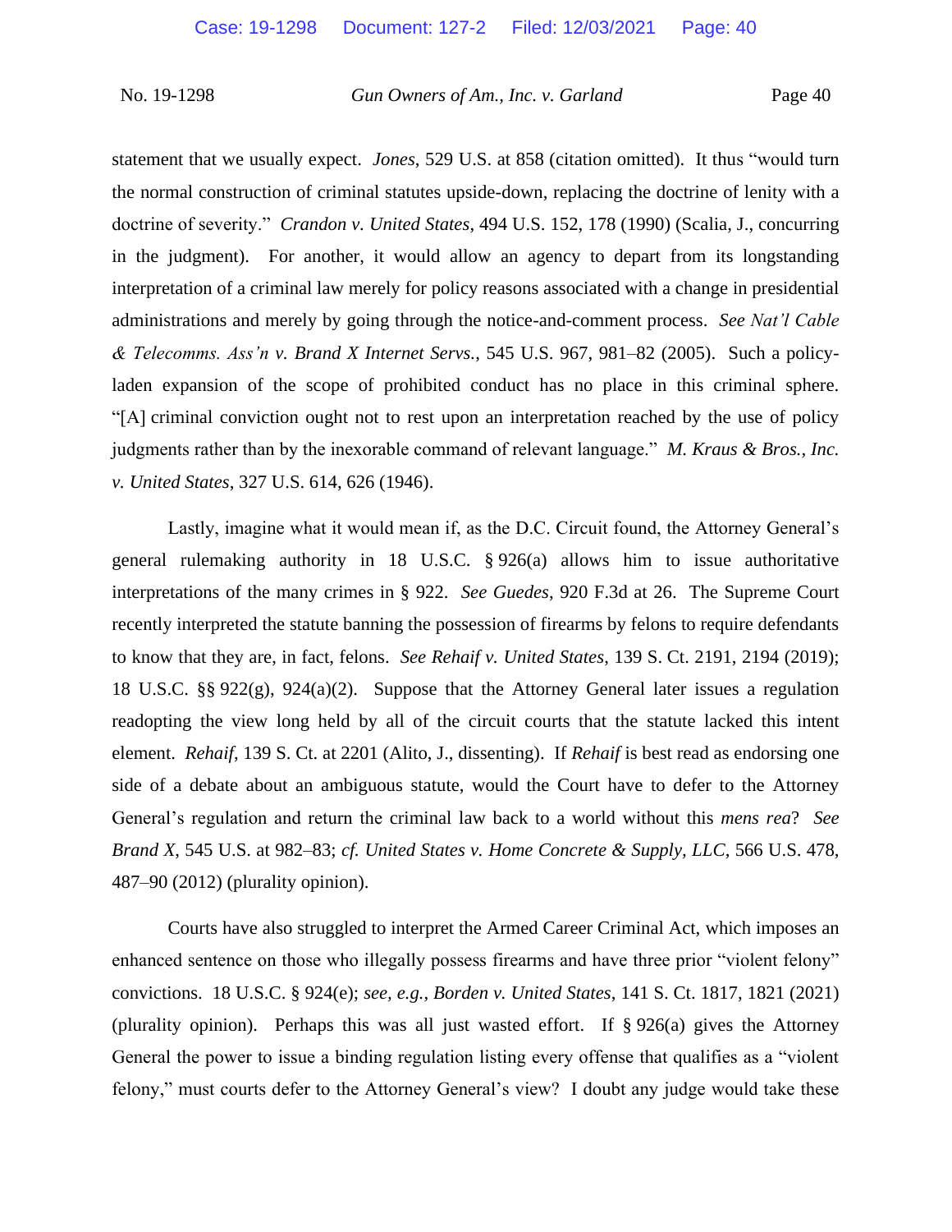statement that we usually expect. *Jones*, 529 U.S. at 858 (citation omitted). It thus "would turn the normal construction of criminal statutes upside-down, replacing the doctrine of lenity with a doctrine of severity." *Crandon v. United States*, 494 U.S. 152, 178 (1990) (Scalia, J., concurring in the judgment). For another, it would allow an agency to depart from its longstanding interpretation of a criminal law merely for policy reasons associated with a change in presidential administrations and merely by going through the notice-and-comment process. *See Nat'l Cable & Telecomms. Ass'n v. Brand X Internet Servs.*, 545 U.S. 967, 981–82 (2005). Such a policy-laden expansion of the scope of prohibited conduct has no place in this criminal sphere. "[A] criminal conviction ought not to rest upon an interpretation reached by the use of policy judgments rather than by the inexorable command of relevant language." *M. Kraus & Bros., Inc. v. United States*, 327 U.S. 614, 626 (1946).

Lastly, imagine what it would mean if, as the D.C. Circuit found, the Attorney General's general rulemaking authority in 18 U.S.C. § 926(a) allows him to issue authoritative interpretations of the many crimes in § 922. *See Guedes*, 920 F.3d at 26. The Supreme Court recently interpreted the statute banning the possession of firearms by felons to require defendants to know that they are, in fact, felons. *See Rehaif v. United States*, 139 S. Ct. 2191, 2194 (2019); 18 U.S.C. §§ 922(g), 924(a)(2). Suppose that the Attorney General later issues a regulation readopting the view long held by all of the circuit courts that the statute lacked this intent element. *Rehaif*, 139 S. Ct. at 2201 (Alito, J., dissenting). If *Rehaif* is best read as endorsing one side of a debate about an ambiguous statute, would the Court have to defer to the Attorney General's regulation and return the criminal law back to a world without this *mens rea*? *See Brand X*, 545 U.S. at 982–83; *cf. United States v. Home Concrete & Supply, LLC*, 566 U.S. 478, 487–90 (2012) (plurality opinion).

Courts have also struggled to interpret the Armed Career Criminal Act, which imposes an enhanced sentence on those who illegally possess firearms and have three prior "violent felony" convictions. 18 U.S.C. § 924(e); *see, e.g.*, *Borden v. United States*, 141 S. Ct. 1817, 1821 (2021) (plurality opinion). Perhaps this was all just wasted effort. If § 926(a) gives the Attorney General the power to issue a binding regulation listing every offense that qualifies as a "violent felony," must courts defer to the Attorney General's view? I doubt any judge would take these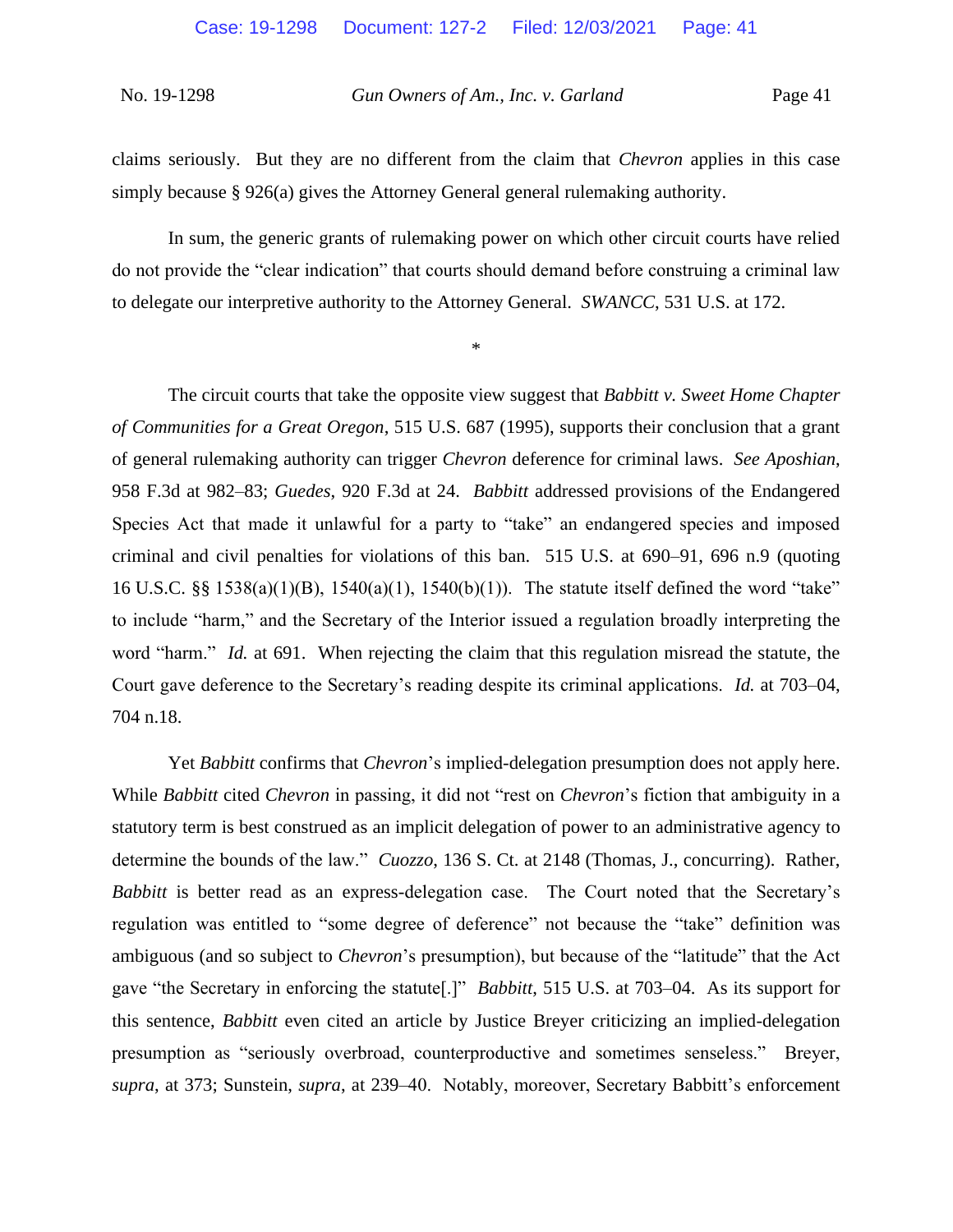claims seriously. But they are no different from the claim that *Chevron* applies in this case simply because § 926(a) gives the Attorney General general rulemaking authority.

In sum, the generic grants of rulemaking power on which other circuit courts have relied do not provide the "clear indication" that courts should demand before construing a criminal law to delegate our interpretive authority to the Attorney General. *SWANCC*, 531 U.S. at 172.

*

The circuit courts that take the opposite view suggest that *Babbitt v. Sweet Home Chapter of Communities for a Great Oregon*, 515 U.S. 687 (1995), supports their conclusion that a grant of general rulemaking authority can trigger *Chevron* deference for criminal laws. *See Aposhian*, 958 F.3d at 982–83; *Guedes*, 920 F.3d at 24. *Babbitt* addressed provisions of the Endangered Species Act that made it unlawful for a party to "take" an endangered species and imposed criminal and civil penalties for violations of this ban. 515 U.S. at 690–91, 696 n.9 (quoting 16 U.S.C. §§ 1538(a)(1)(B), 1540(a)(1), 1540(b)(1)). The statute itself defined the word "take" to include "harm," and the Secretary of the Interior issued a regulation broadly interpreting the word "harm." *Id.* at 691. When rejecting the claim that this regulation misread the statute, the Court gave deference to the Secretary's reading despite its criminal applications. *Id.* at 703–04, 704 n.18.

Yet *Babbitt* confirms that *Chevron*'s implied-delegation presumption does not apply here. While *Babbitt* cited *Chevron* in passing, it did not "rest on *Chevron*'s fiction that ambiguity in a statutory term is best construed as an implicit delegation of power to an administrative agency to determine the bounds of the law." *Cuozzo*, 136 S. Ct. at 2148 (Thomas, J., concurring). Rather, *Babbitt* is better read as an express-delegation case. The Court noted that the Secretary's regulation was entitled to "some degree of deference" not because the "take" definition was ambiguous (and so subject to *Chevron*'s presumption), but because of the "latitude" that the Act gave "the Secretary in enforcing the statute[.]" *Babbitt*, 515 U.S. at 703–04. As its support for this sentence, *Babbitt* even cited an article by Justice Breyer criticizing an implied-delegation presumption as "seriously overbroad, counterproductive and sometimes senseless." Breyer, *supra*, at 373; Sunstein, *supra*, at 239–40. Notably, moreover, Secretary Babbitt's enforcement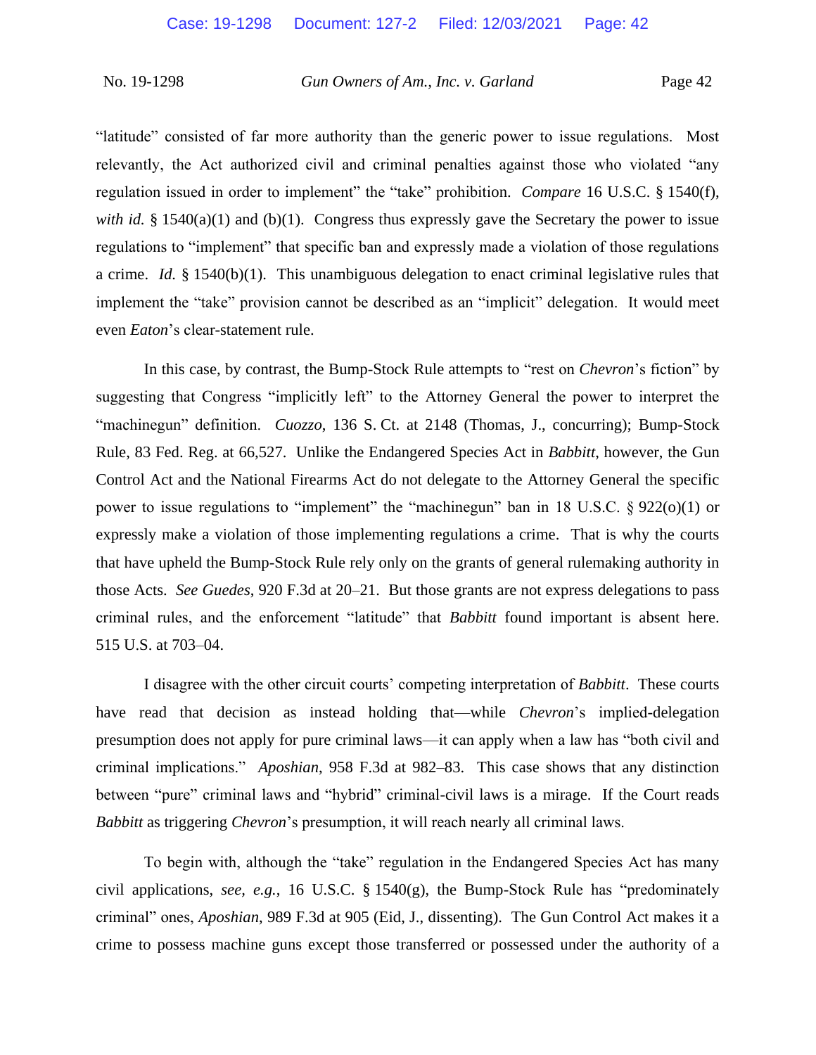"latitude" consisted of far more authority than the generic power to issue regulations. Most relevantly, the Act authorized civil and criminal penalties against those who violated "any regulation issued in order to implement" the "take" prohibition. *Compare* 16 U.S.C. § 1540(f), *with id.* § 1540(a)(1) and (b)(1). Congress thus expressly gave the Secretary the power to issue regulations to "implement" that specific ban and expressly made a violation of those regulations a crime. *Id.* § 1540(b)(1). This unambiguous delegation to enact criminal legislative rules that implement the "take" provision cannot be described as an "implicit" delegation. It would meet even *Eaton*'s clear-statement rule.

In this case, by contrast, the Bump-Stock Rule attempts to "rest on *Chevron*'s fiction" by suggesting that Congress "implicitly left" to the Attorney General the power to interpret the "machinegun" definition. *Cuozzo*, 136 S. Ct. at 2148 (Thomas, J., concurring); Bump-Stock Rule, 83 Fed. Reg. at 66,527. Unlike the Endangered Species Act in *Babbitt*, however, the Gun Control Act and the National Firearms Act do not delegate to the Attorney General the specific power to issue regulations to "implement" the "machinegun" ban in 18 U.S.C. § 922(o)(1) or expressly make a violation of those implementing regulations a crime. That is why the courts that have upheld the Bump-Stock Rule rely only on the grants of general rulemaking authority in those Acts. *See Guedes*, 920 F.3d at 20–21. But those grants are not express delegations to pass criminal rules, and the enforcement "latitude" that *Babbitt* found important is absent here. 515 U.S. at 703–04.

I disagree with the other circuit courts' competing interpretation of *Babbitt*. These courts have read that decision as instead holding that—while *Chevron*'s implied-delegation presumption does not apply for pure criminal laws—it can apply when a law has "both civil and criminal implications." *Aposhian*, 958 F.3d at 982–83. This case shows that any distinction between "pure" criminal laws and "hybrid" criminal-civil laws is a mirage. If the Court reads *Babbitt* as triggering *Chevron*'s presumption, it will reach nearly all criminal laws.

To begin with, although the "take" regulation in the Endangered Species Act has many civil applications, *see, e.g.*, 16 U.S.C. § 1540(g), the Bump-Stock Rule has "predominately criminal" ones, *Aposhian*, 989 F.3d at 905 (Eid, J., dissenting). The Gun Control Act makes it a crime to possess machine guns except those transferred or possessed under the authority of a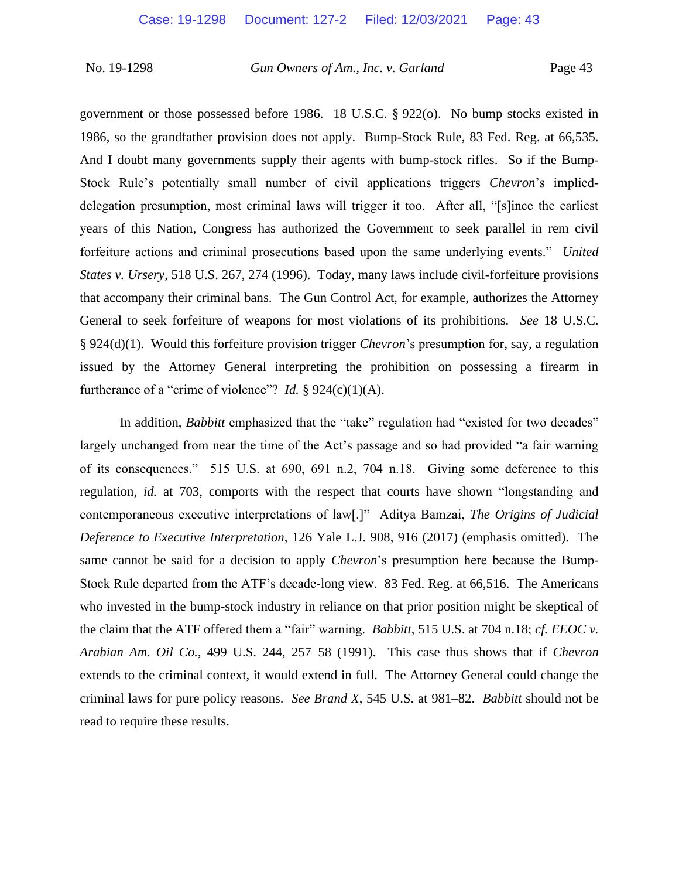government or those possessed before 1986. 18 U.S.C. § 922(o). No bump stocks existed in 1986, so the grandfather provision does not apply. Bump-Stock Rule, 83 Fed. Reg. at 66,535. And I doubt many governments supply their agents with bump-stock rifles. So if the Bump-Stock Rule's potentially small number of civil applications triggers *Chevron*'s implied-delegation presumption, most criminal laws will trigger it too. After all, "[s]ince the earliest years of this Nation, Congress has authorized the Government to seek parallel in rem civil forfeiture actions and criminal prosecutions based upon the same underlying events." *United States v. Ursery*, 518 U.S. 267, 274 (1996). Today, many laws include civil-forfeiture provisions that accompany their criminal bans. The Gun Control Act, for example, authorizes the Attorney General to seek forfeiture of weapons for most violations of its prohibitions. *See* 18 U.S.C. § 924(d)(1). Would this forfeiture provision trigger *Chevron*'s presumption for, say, a regulation issued by the Attorney General interpreting the prohibition on possessing a firearm in furtherance of a "crime of violence"? *Id.* § 924(c)(1)(A).

In addition, *Babbitt* emphasized that the "take" regulation had "existed for two decades" largely unchanged from near the time of the Act's passage and so had provided "a fair warning of its consequences." 515 U.S. at 690, 691 n.2, 704 n.18. Giving some deference to this regulation, *id.* at 703, comports with the respect that courts have shown "longstanding and contemporaneous executive interpretations of law[.]" Aditya Bamzai, *The Origins of Judicial Deference to Executive Interpretation*, 126 Yale L.J. 908, 916 (2017) (emphasis omitted). The same cannot be said for a decision to apply *Chevron*'s presumption here because the Bump-Stock Rule departed from the ATF's decade-long view. 83 Fed. Reg. at 66,516. The Americans who invested in the bump-stock industry in reliance on that prior position might be skeptical of the claim that the ATF offered them a "fair" warning. *Babbitt*, 515 U.S. at 704 n.18; *cf. EEOC v. Arabian Am. Oil Co.*, 499 U.S. 244, 257–58 (1991). This case thus shows that if *Chevron* extends to the criminal context, it would extend in full. The Attorney General could change the criminal laws for pure policy reasons. *See Brand X*, 545 U.S. at 981–82. *Babbitt* should not be read to require these results.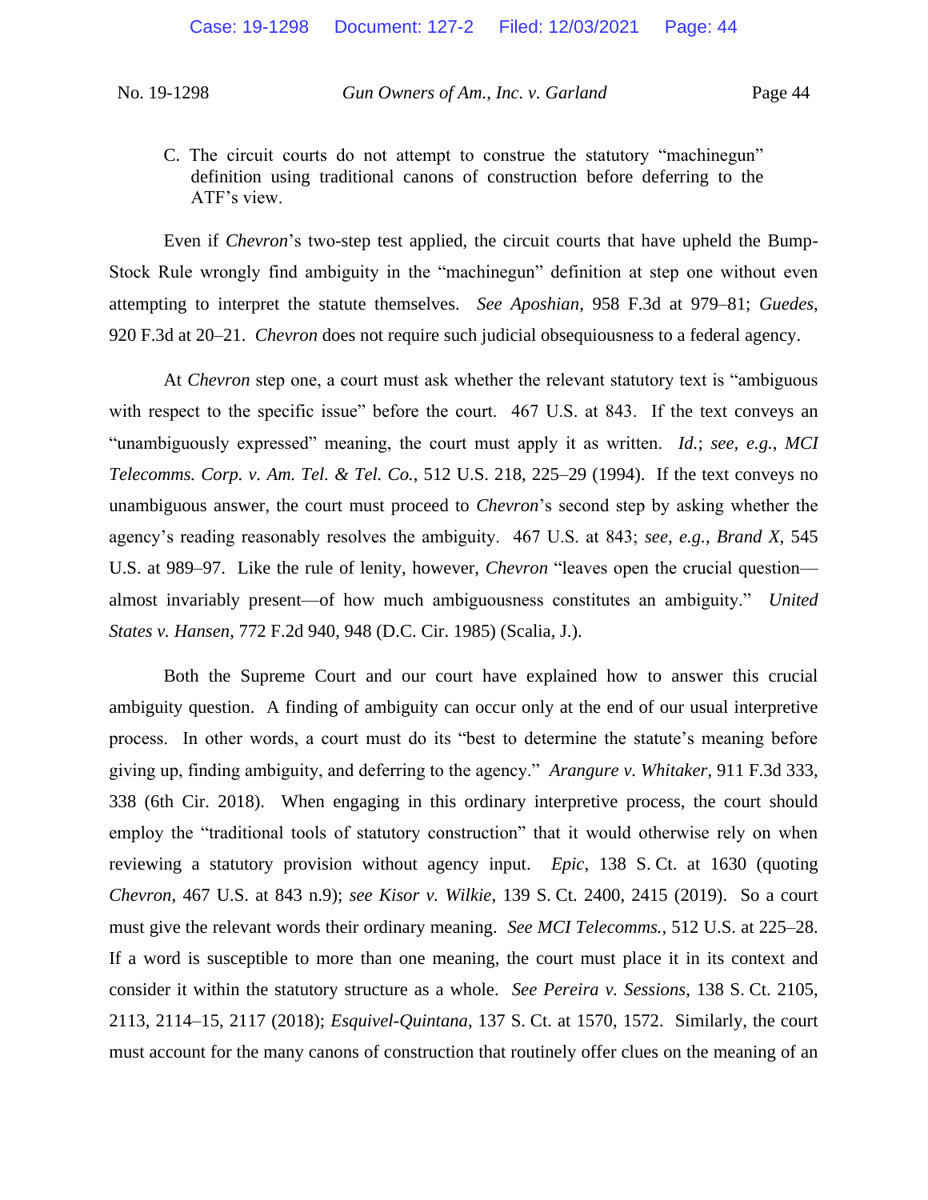C. The circuit courts do not attempt to construe the statutory "machinegun" definition using traditional canons of construction before deferring to the ATF's view.

Even if *Chevron*'s two-step test applied, the circuit courts that have upheld the Bump-Stock Rule wrongly find ambiguity in the "machinegun" definition at step one without even attempting to interpret the statute themselves. *See Aposhian*, 958 F.3d at 979–81; *Guedes*, 920 F.3d at 20–21. *Chevron* does not require such judicial obsequiousness to a federal agency.

At *Chevron* step one, a court must ask whether the relevant statutory text is "ambiguous with respect to the specific issue" before the court. 467 U.S. at 843. If the text conveys an "unambiguously expressed" meaning, the court must apply it as written. *Id.*; *see, e.g.*, *MCI Telecomms. Corp. v. Am. Tel. & Tel. Co.*, 512 U.S. 218, 225–29 (1994). If the text conveys no unambiguous answer, the court must proceed to *Chevron*'s second step by asking whether the agency's reading reasonably resolves the ambiguity. 467 U.S. at 843; *see, e.g.*, *Brand X*, 545 U.S. at 989–97. Like the rule of lenity, however, *Chevron* "leaves open the crucial question—almost invariably present—of how much ambiguousness constitutes an ambiguity." *United States v. Hansen*, 772 F.2d 940, 948 (D.C. Cir. 1985) (Scalia, J.).

Both the Supreme Court and our court have explained how to answer this crucial ambiguity question. A finding of ambiguity can occur only at the end of our usual interpretive process. In other words, a court must do its "best to determine the statute's meaning before giving up, finding ambiguity, and deferring to the agency." *Arangure v. Whitaker*, 911 F.3d 333, 338 (6th Cir. 2018). When engaging in this ordinary interpretive process, the court should employ the "traditional tools of statutory construction" that it would otherwise rely on when reviewing a statutory provision without agency input. *Epic*, 138 S. Ct. at 1630 (quoting *Chevron*, 467 U.S. at 843 n.9); *see Kisor v. Wilkie*, 139 S. Ct. 2400, 2415 (2019). So a court must give the relevant words their ordinary meaning. *See MCI Telecomms.*, 512 U.S. at 225–28. If a word is susceptible to more than one meaning, the court must place it in its context and consider it within the statutory structure as a whole. *See Pereira v. Sessions*, 138 S. Ct. 2105, 2113, 2114–15, 2117 (2018); *Esquivel-Quintana*, 137 S. Ct. at 1570, 1572. Similarly, the court must account for the many canons of construction that routinely offer clues on the meaning of an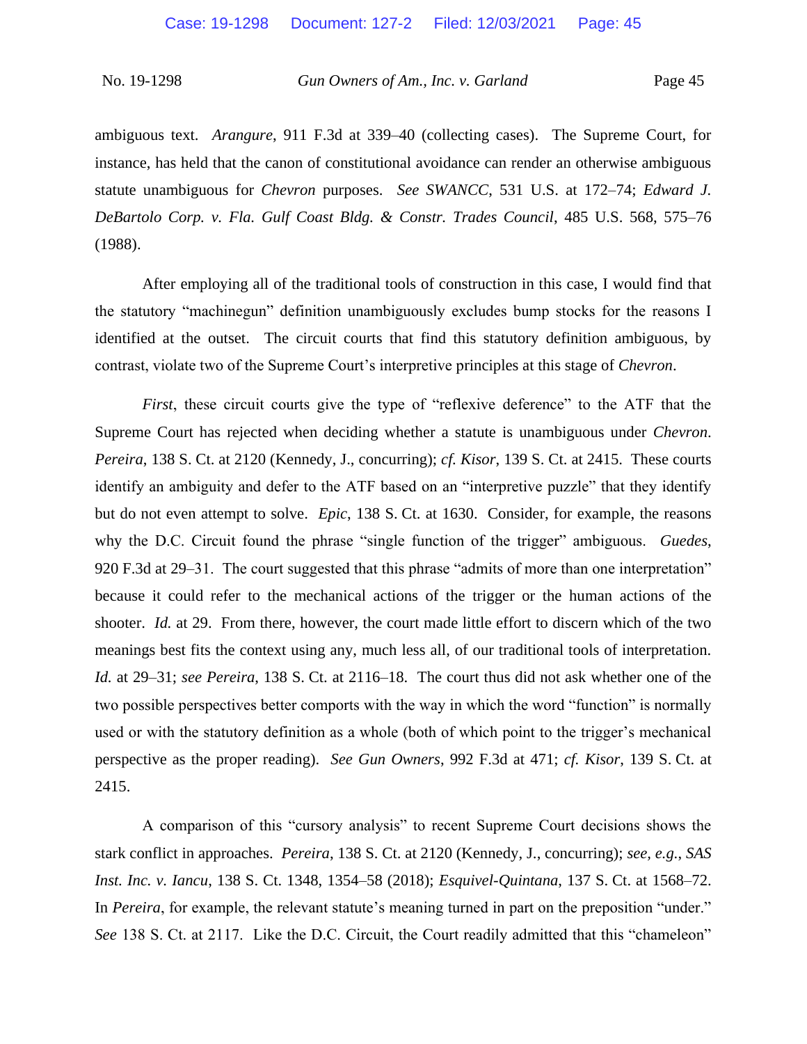ambiguous text. *Arangure*, 911 F.3d at 339–40 (collecting cases). The Supreme Court, for instance, has held that the canon of constitutional avoidance can render an otherwise ambiguous statute unambiguous for *Chevron* purposes. *See SWANCC*, 531 U.S. at 172–74; *Edward J. DeBartolo Corp. v. Fla. Gulf Coast Bldg. & Constr. Trades Council*, 485 U.S. 568, 575–76 (1988).

After employing all of the traditional tools of construction in this case, I would find that the statutory "machinegun" definition unambiguously excludes bump stocks for the reasons I identified at the outset. The circuit courts that find this statutory definition ambiguous, by contrast, violate two of the Supreme Court's interpretive principles at this stage of *Chevron*.

*First*, these circuit courts give the type of "reflexive deference" to the ATF that the Supreme Court has rejected when deciding whether a statute is unambiguous under *Chevron*. *Pereira*, 138 S. Ct. at 2120 (Kennedy, J., concurring); *cf. Kisor*, 139 S. Ct. at 2415. These courts identify an ambiguity and defer to the ATF based on an "interpretive puzzle" that they identify but do not even attempt to solve. *Epic*, 138 S. Ct. at 1630. Consider, for example, the reasons why the D.C. Circuit found the phrase "single function of the trigger" ambiguous. *Guedes*, 920 F.3d at 29–31. The court suggested that this phrase "admits of more than one interpretation" because it could refer to the mechanical actions of the trigger or the human actions of the shooter. *Id.* at 29. From there, however, the court made little effort to discern which of the two meanings best fits the context using any, much less all, of our traditional tools of interpretation. *Id.* at 29–31; *see Pereira*, 138 S. Ct. at 2116–18. The court thus did not ask whether one of the two possible perspectives better comports with the way in which the word "function" is normally used or with the statutory definition as a whole (both of which point to the trigger's mechanical perspective as the proper reading). *See Gun Owners*, 992 F.3d at 471; *cf. Kisor*, 139 S. Ct. at 2415.

A comparison of this "cursory analysis" to recent Supreme Court decisions shows the stark conflict in approaches. *Pereira*, 138 S. Ct. at 2120 (Kennedy, J., concurring); *see, e.g.*, *SAS Inst. Inc. v. Iancu*, 138 S. Ct. 1348, 1354–58 (2018); *Esquivel-Quintana*, 137 S. Ct. at 1568–72. In *Pereira*, for example, the relevant statute's meaning turned in part on the preposition "under." *See* 138 S. Ct. at 2117. Like the D.C. Circuit, the Court readily admitted that this "chameleon"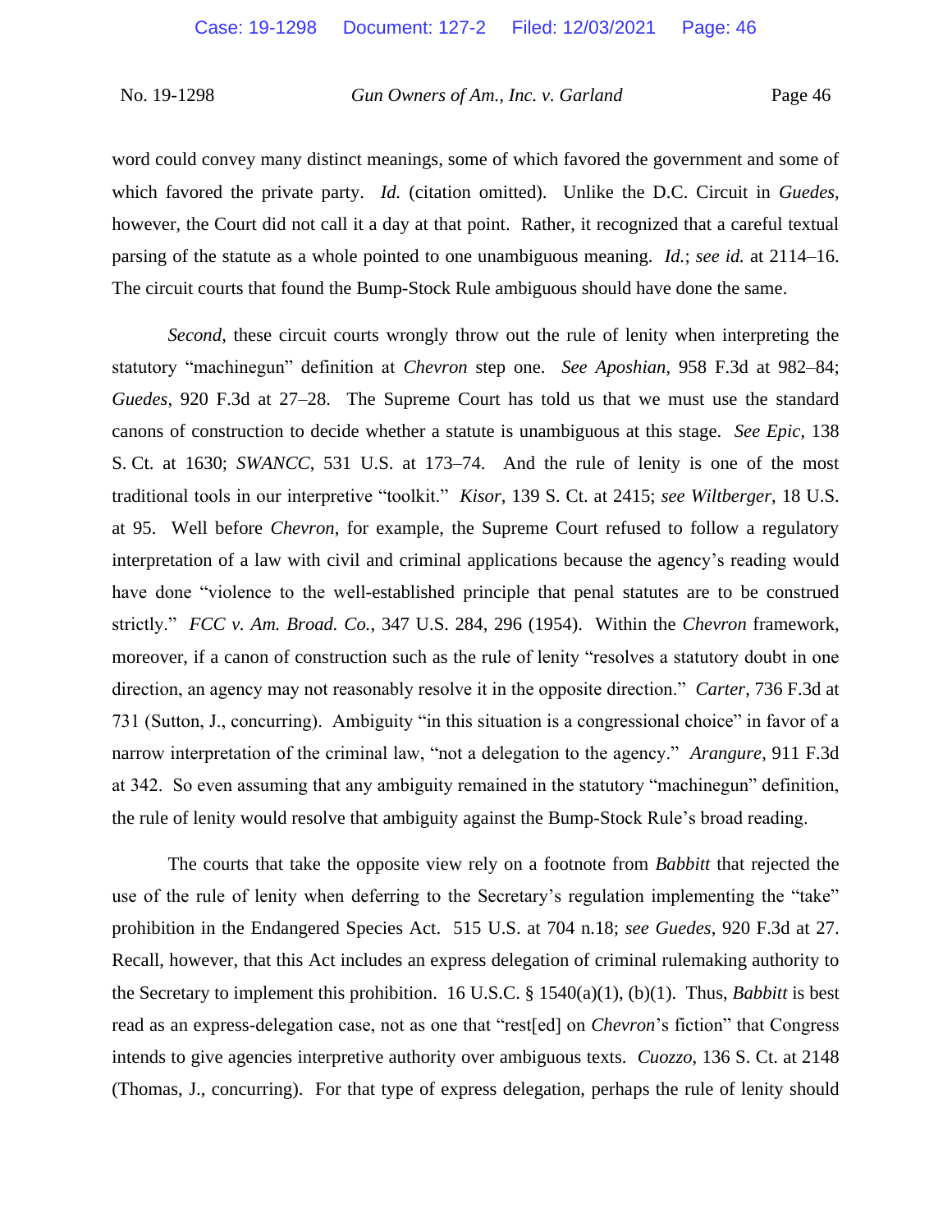word could convey many distinct meanings, some of which favored the government and some of which favored the private party. *Id.* (citation omitted). Unlike the D.C. Circuit in *Guedes*, however, the Court did not call it a day at that point. Rather, it recognized that a careful textual parsing of the statute as a whole pointed to one unambiguous meaning. *Id.*; *see id.* at 2114–16. The circuit courts that found the Bump-Stock Rule ambiguous should have done the same.

*Second*, these circuit courts wrongly throw out the rule of lenity when interpreting the statutory "machinegun" definition at *Chevron* step one. *See Aposhian*, 958 F.3d at 982–84; *Guedes*, 920 F.3d at 27–28. The Supreme Court has told us that we must use the standard canons of construction to decide whether a statute is unambiguous at this stage. *See Epic*, 138 S. Ct. at 1630; *SWANCC*, 531 U.S. at 173–74. And the rule of lenity is one of the most traditional tools in our interpretive "toolkit." *Kisor*, 139 S. Ct. at 2415; *see Wiltberger*, 18 U.S. at 95. Well before *Chevron*, for example, the Supreme Court refused to follow a regulatory interpretation of a law with civil and criminal applications because the agency's reading would have done "violence to the well-established principle that penal statutes are to be construed strictly." *FCC v. Am. Broad. Co.*, 347 U.S. 284, 296 (1954). Within the *Chevron* framework, moreover, if a canon of construction such as the rule of lenity "resolves a statutory doubt in one direction, an agency may not reasonably resolve it in the opposite direction." *Carter*, 736 F.3d at 731 (Sutton, J., concurring). Ambiguity "in this situation is a congressional choice" in favor of a narrow interpretation of the criminal law, "not a delegation to the agency." *Arangure*, 911 F.3d at 342. So even assuming that any ambiguity remained in the statutory "machinegun" definition, the rule of lenity would resolve that ambiguity against the Bump-Stock Rule's broad reading.

The courts that take the opposite view rely on a footnote from *Babbitt* that rejected the use of the rule of lenity when deferring to the Secretary's regulation implementing the "take" prohibition in the Endangered Species Act. 515 U.S. at 704 n.18; *see Guedes*, 920 F.3d at 27. Recall, however, that this Act includes an express delegation of criminal rulemaking authority to the Secretary to implement this prohibition. 16 U.S.C. § 1540(a)(1), (b)(1). Thus, *Babbitt* is best read as an express-delegation case, not as one that "rest[ed] on *Chevron*'s fiction" that Congress intends to give agencies interpretive authority over ambiguous texts. *Cuozzo*, 136 S. Ct. at 2148 (Thomas, J., concurring). For that type of express delegation, perhaps the rule of lenity should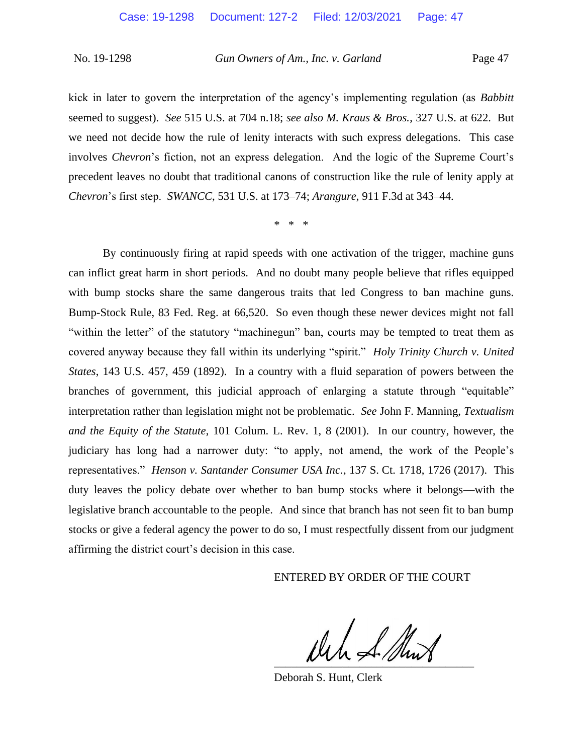kick in later to govern the interpretation of the agency's implementing regulation (as *Babbitt* seemed to suggest). *See* 515 U.S. at 704 n.18; *see also M. Kraus & Bros.*, 327 U.S. at 622. But we need not decide how the rule of lenity interacts with such express delegations. This case involves *Chevron*'s fiction, not an express delegation. And the logic of the Supreme Court's precedent leaves no doubt that traditional canons of construction like the rule of lenity apply at *Chevron*'s first step. *SWANCC*, 531 U.S. at 173–74; *Arangure*, 911 F.3d at 343–44.

\* \* \*

By continuously firing at rapid speeds with one activation of the trigger, machine guns can inflict great harm in short periods. And no doubt many people believe that rifles equipped with bump stocks share the same dangerous traits that led Congress to ban machine guns. Bump-Stock Rule, 83 Fed. Reg. at 66,520. So even though these newer devices might not fall "within the letter" of the statutory "machinegun" ban, courts may be tempted to treat them as covered anyway because they fall within its underlying "spirit." *Holy Trinity Church v. United States*, 143 U.S. 457, 459 (1892). In a country with a fluid separation of powers between the branches of government, this judicial approach of enlarging a statute through "equitable" interpretation rather than legislation might not be problematic. *See* John F. Manning, *Textualism and the Equity of the Statute*, 101 Colum. L. Rev. 1, 8 (2001). In our country, however, the judiciary has long had a narrower duty: "to apply, not amend, the work of the People's representatives." *Henson v. Santander Consumer USA Inc.*, 137 S. Ct. 1718, 1726 (2017). This duty leaves the policy debate over whether to ban bump stocks where it belongs—with the legislative branch accountable to the people. And since that branch has not seen fit to ban bump stocks or give a federal agency the power to do so, I must respectfully dissent from our judgment affirming the district court's decision in this case.

ENTERED BY ORDER OF THE COURT

Deborah S. Hunt, Clerk